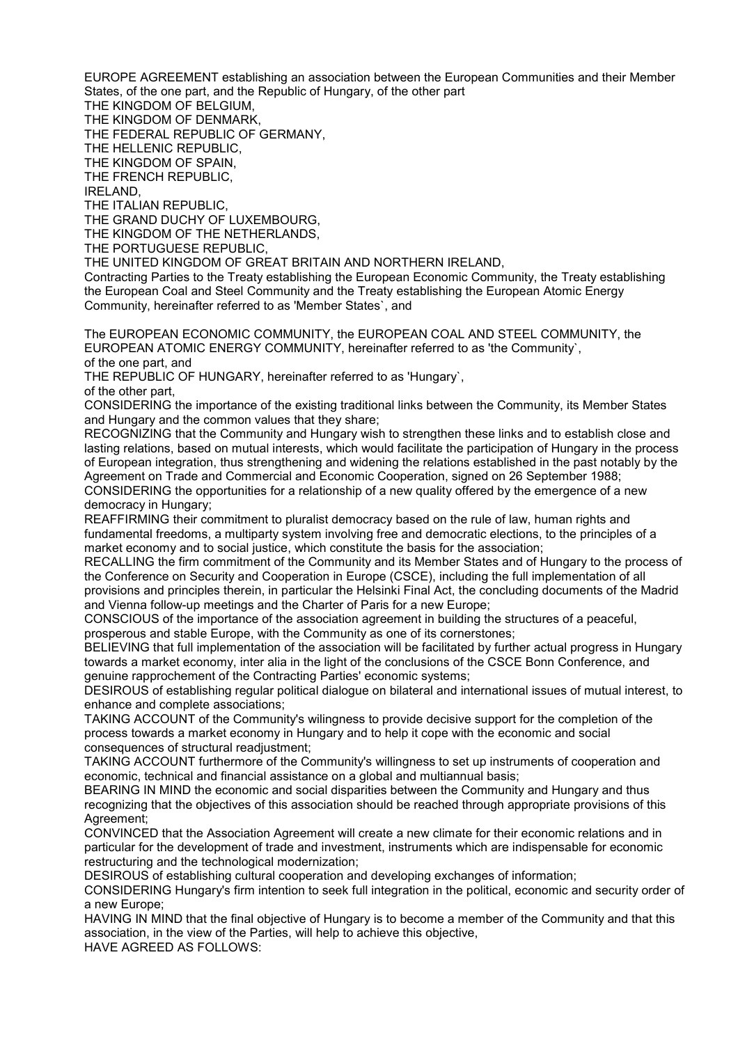EUROPE AGREEMENT establishing an association between the European Communities and their Member States, of the one part, and the Republic of Hungary, of the other part

THE KINGDOM OF BELGIUM,

THE KINGDOM OF DENMARK,

THE FEDERAL REPUBLIC OF GERMANY,

THE HELLENIC REPUBLIC,

THE KINGDOM OF SPAIN,

THE FRENCH REPUBLIC,

IRELAND,

THE ITALIAN REPUBLIC,

THE GRAND DUCHY OF LUXEMBOURG,

THE KINGDOM OF THE NETHERLANDS,

THE PORTUGUESE REPUBLIC,

THE UNITED KINGDOM OF GREAT BRITAIN AND NORTHERN IRELAND,

Contracting Parties to the Treaty establishing the European Economic Community, the Treaty establishing the European Coal and Steel Community and the Treaty establishing the European Atomic Energy Community, hereinafter referred to as 'Member States`, and

The EUROPEAN ECONOMIC COMMUNITY, the EUROPEAN COAL AND STEEL COMMUNITY, the EUROPEAN ATOMIC ENERGY COMMUNITY, hereinafter referred to as 'the Community`,

of the one part, and

THE REPUBLIC OF HUNGARY, hereinafter referred to as 'Hungary`,

of the other part,

CONSIDERING the importance of the existing traditional links between the Community, its Member States and Hungary and the common values that they share;

RECOGNIZING that the Community and Hungary wish to strengthen these links and to establish close and lasting relations, based on mutual interests, which would facilitate the participation of Hungary in the process of European integration, thus strengthening and widening the relations established in the past notably by the Agreement on Trade and Commercial and Economic Cooperation, signed on 26 September 1988;

CONSIDERING the opportunities for a relationship of a new quality offered by the emergence of a new democracy in Hungary;

REAFFIRMING their commitment to pluralist democracy based on the rule of law, human rights and fundamental freedoms, a multiparty system involving free and democratic elections, to the principles of a market economy and to social justice, which constitute the basis for the association;

RECALLING the firm commitment of the Community and its Member States and of Hungary to the process of the Conference on Security and Cooperation in Europe (CSCE), including the full implementation of all provisions and principles therein, in particular the Helsinki Final Act, the concluding documents of the Madrid and Vienna follow-up meetings and the Charter of Paris for a new Europe;

CONSCIOUS of the importance of the association agreement in building the structures of a peaceful, prosperous and stable Europe, with the Community as one of its cornerstones;

BELIEVING that full implementation of the association will be facilitated by further actual progress in Hungary towards a market economy, inter alia in the light of the conclusions of the CSCE Bonn Conference, and genuine rapprochement of the Contracting Parties' economic systems;

DESIROUS of establishing regular political dialogue on bilateral and international issues of mutual interest, to enhance and complete associations;

TAKING ACCOUNT of the Community's wilingness to provide decisive support for the completion of the process towards a market economy in Hungary and to help it cope with the economic and social consequences of structural readjustment;

TAKING ACCOUNT furthermore of the Community's willingness to set up instruments of cooperation and economic, technical and financial assistance on a global and multiannual basis;

BEARING IN MIND the economic and social disparities between the Community and Hungary and thus recognizing that the objectives of this association should be reached through appropriate provisions of this Agreement;

CONVINCED that the Association Agreement will create a new climate for their economic relations and in particular for the development of trade and investment, instruments which are indispensable for economic restructuring and the technological modernization;

DESIROUS of establishing cultural cooperation and developing exchanges of information;

CONSIDERING Hungary's firm intention to seek full integration in the political, economic and security order of a new Europe;

HAVING IN MIND that the final objective of Hungary is to become a member of the Community and that this association, in the view of the Parties, will help to achieve this objective,

HAVE AGREED AS FOLLOWS: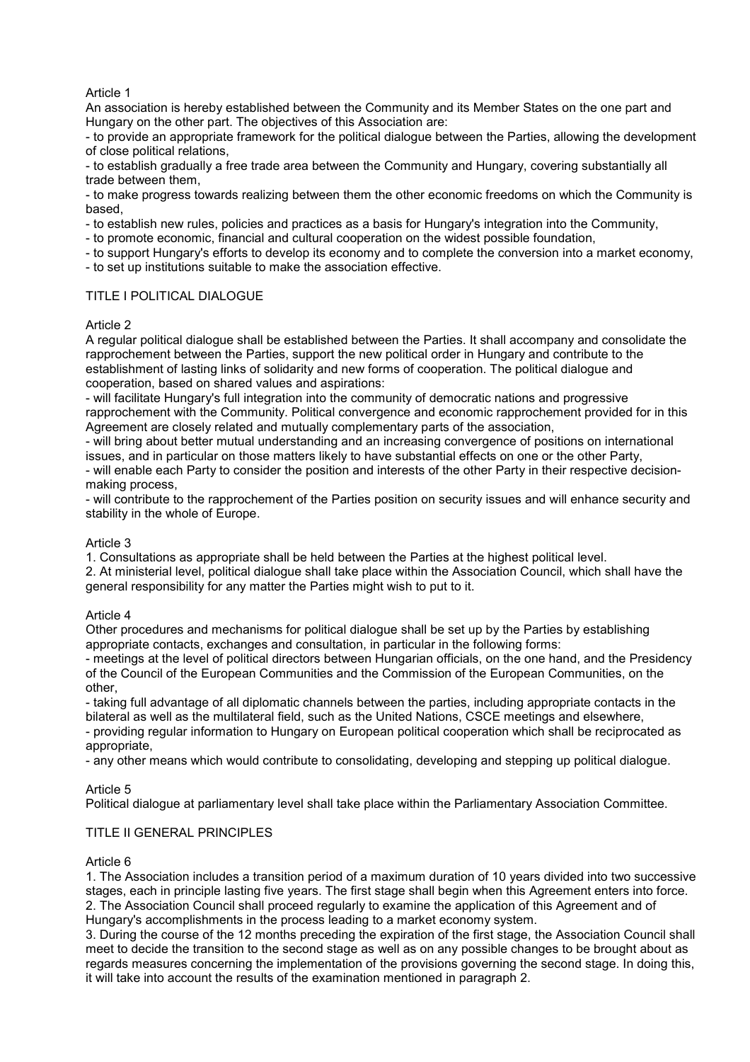Article 1

An association is hereby established between the Community and its Member States on the one part and Hungary on the other part. The objectives of this Association are:

- to provide an appropriate framework for the political dialogue between the Parties, allowing the development of close political relations,
- to establish gradually a free trade area between the Community and Hungary, covering substantially all trade between them,
- to make progress towards realizing between them the other economic freedoms on which the Community is based,
- to establish new rules, policies and practices as a basis for Hungary's integration into the Community,
- to promote economic, financial and cultural cooperation on the widest possible foundation,
- to support Hungary's efforts to develop its economy and to complete the conversion into a market economy,
- to set up institutions suitable to make the association effective.

## TITLE I POLITICAL DIALOGUE

Article 2

A regular political dialogue shall be established between the Parties. It shall accompany and consolidate the rapprochement between the Parties, support the new political order in Hungary and contribute to the establishment of lasting links of solidarity and new forms of cooperation. The political dialogue and cooperation, based on shared values and aspirations:

- will facilitate Hungary's full integration into the community of democratic nations and progressive rapprochement with the Community. Political convergence and economic rapprochement provided for in this Agreement are closely related and mutually complementary parts of the association,
- will bring about better mutual understanding and an increasing convergence of positions on international issues, and in particular on those matters likely to have substantial effects on one or the other Party,
- will enable each Party to consider the position and interests of the other Party in their respective decision-making process,
- will contribute to the rapprochement of the Parties position on security issues and will enhance security and stability in the whole of Europe.

Article 3

1. Consultations as appropriate shall be held between the Parties at the highest political level.
2. At ministerial level, political dialogue shall take place within the Association Council, which shall have the general responsibility for any matter the Parties might wish to put to it.

Article 4

Other procedures and mechanisms for political dialogue shall be set up by the Parties by establishing appropriate contacts, exchanges and consultation, in particular in the following forms:

- meetings at the level of political directors between Hungarian officials, on the one hand, and the Presidency of the Council of the European Communities and the Commission of the European Communities, on the other,
- taking full advantage of all diplomatic channels between the parties, including appropriate contacts in the bilateral as well as the multilateral field, such as the United Nations, CSCE meetings and elsewhere,
- providing regular information to Hungary on European political cooperation which shall be reciprocated as appropriate,
- any other means which would contribute to consolidating, developing and stepping up political dialogue.

Article 5

Political dialogue at parliamentary level shall take place within the Parliamentary Association Committee.

## TITLE II GENERAL PRINCIPLES

Article 6

1. The Association includes a transition period of a maximum duration of 10 years divided into two successive stages, each in principle lasting five years. The first stage shall begin when this Agreement enters into force.
2. The Association Council shall proceed regularly to examine the application of this Agreement and of Hungary's accomplishments in the process leading to a market economy system.
3. During the course of the 12 months preceding the expiration of the first stage, the Association Council shall meet to decide the transition to the second stage as well as on any possible changes to be brought about as regards measures concerning the implementation of the provisions governing the second stage. In doing this, it will take into account the results of the examination mentioned in paragraph 2.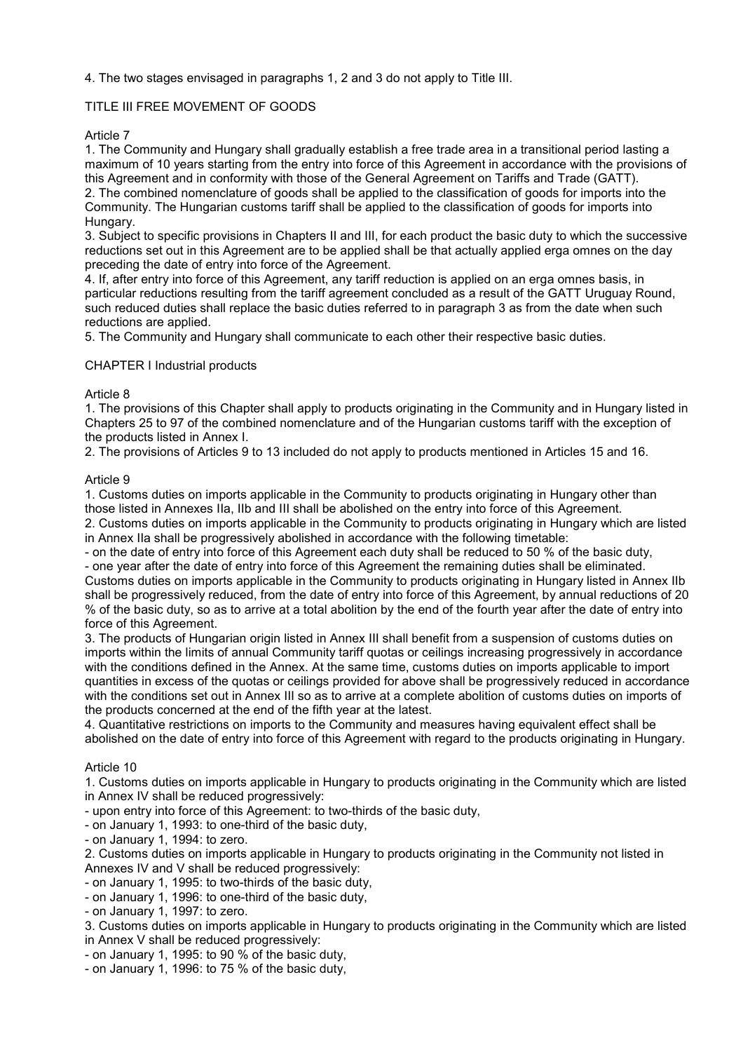4. The two stages envisaged in paragraphs 1, 2 and 3 do not apply to Title III.

## TITLE III FREE MOVEMENT OF GOODS

### Article 7

1. The Community and Hungary shall gradually establish a free trade area in a transitional period lasting a maximum of 10 years starting from the entry into force of this Agreement in accordance with the provisions of this Agreement and in conformity with those of the General Agreement on Tariffs and Trade (GATT).
2. The combined nomenclature of goods shall be applied to the classification of goods for imports into the Community. The Hungarian customs tariff shall be applied to the classification of goods for imports into Hungary.
3. Subject to specific provisions in Chapters II and III, for each product the basic duty to which the successive reductions set out in this Agreement are to be applied shall be that actually applied erga omnes on the day preceding the date of entry into force of the Agreement.
4. If, after entry into force of this Agreement, any tariff reduction is applied on an erga omnes basis, in particular reductions resulting from the tariff agreement concluded as a result of the GATT Uruguay Round, such reduced duties shall replace the basic duties referred to in paragraph 3 as from the date when such reductions are applied.
5. The Community and Hungary shall communicate to each other their respective basic duties.

## CHAPTER I Industrial products

### Article 8

1. The provisions of this Chapter shall apply to products originating in the Community and in Hungary listed in Chapters 25 to 97 of the combined nomenclature and of the Hungarian customs tariff with the exception of the products listed in Annex I.
2. The provisions of Articles 9 to 13 included do not apply to products mentioned in Articles 15 and 16.

### Article 9

1. Customs duties on imports applicable in the Community to products originating in Hungary other than those listed in Annexes IIa, IIb and III shall be abolished on the entry into force of this Agreement.
2. Customs duties on imports applicable in the Community to products originating in Hungary which are listed in Annex IIa shall be progressively abolished in accordance with the following timetable:

- on the date of entry into force of this Agreement each duty shall be reduced to 50 % of the basic duty,
- one year after the date of entry into force of this Agreement the remaining duties shall be eliminated.

Customs duties on imports applicable in the Community to products originating in Hungary listed in Annex IIb shall be progressively reduced, from the date of entry into force of this Agreement, by annual reductions of 20 % of the basic duty, so as to arrive at a total abolition by the end of the fourth year after the date of entry into force of this Agreement.

3. The products of Hungarian origin listed in Annex III shall benefit from a suspension of customs duties on imports within the limits of annual Community tariff quotas or ceilings increasing progressively in accordance with the conditions defined in the Annex. At the same time, customs duties on imports applicable to import quantities in excess of the quotas or ceilings provided for above shall be progressively reduced in accordance with the conditions set out in Annex III so as to arrive at a complete abolition of customs duties on imports of the products concerned at the end of the fifth year at the latest.
4. Quantitative restrictions on imports to the Community and measures having equivalent effect shall be abolished on the date of entry into force of this Agreement with regard to the products originating in Hungary.

### Article 10

1. Customs duties on imports applicable in Hungary to products originating in the Community which are listed in Annex IV shall be reduced progressively:

- upon entry into force of this Agreement: to two-thirds of the basic duty,
- on January 1, 1993: to one-third of the basic duty,
- on January 1, 1994: to zero.

2. Customs duties on imports applicable in Hungary to products originating in the Community not listed in Annexes IV and V shall be reduced progressively:

- on January 1, 1995: to two-thirds of the basic duty,
- on January 1, 1996: to one-third of the basic duty,
- on January 1, 1997: to zero.

3. Customs duties on imports applicable in Hungary to products originating in the Community which are listed in Annex V shall be reduced progressively:

- on January 1, 1995: to 90 % of the basic duty,
- on January 1, 1996: to 75 % of the basic duty,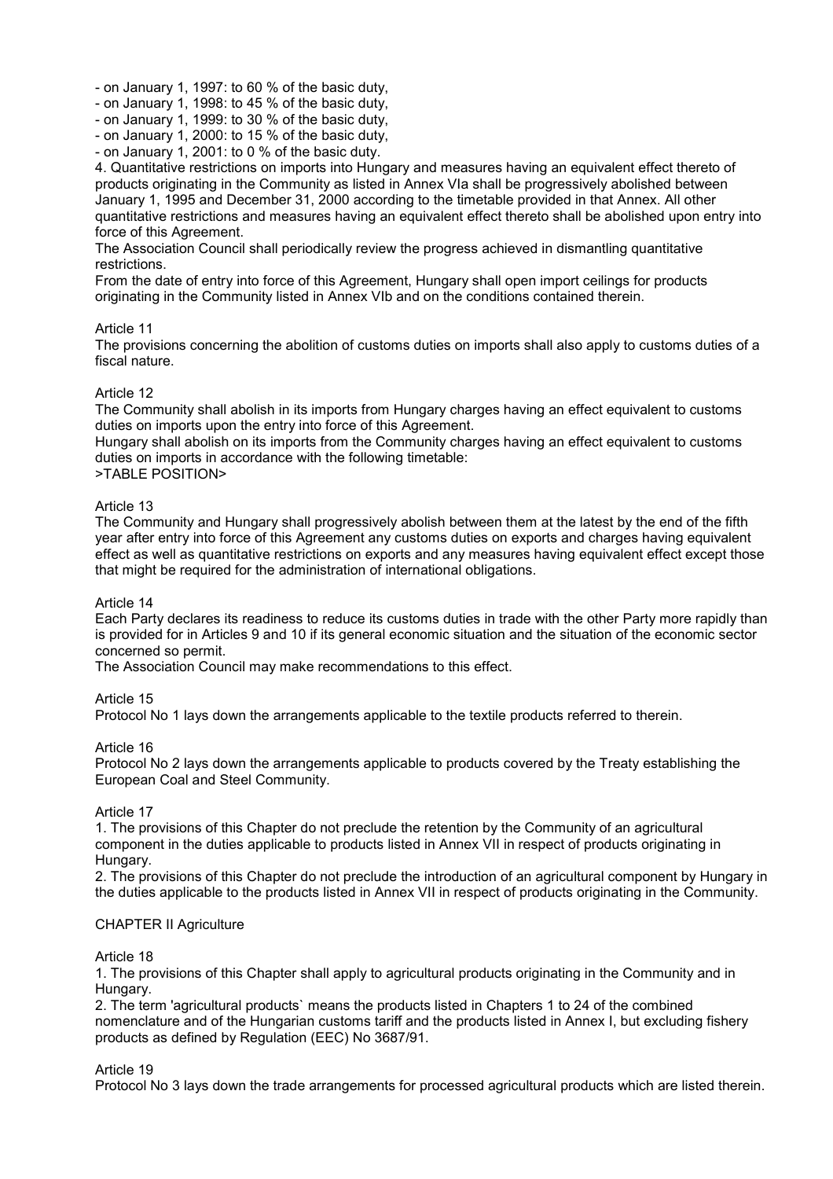- on January 1, 1997: to 60 % of the basic duty,
- on January 1, 1998: to 45 % of the basic duty,
- on January 1, 1999: to 30 % of the basic duty,
- on January 1, 2000: to 15 % of the basic duty,
- on January 1, 2001: to 0 % of the basic duty.

4. Quantitative restrictions on imports into Hungary and measures having an equivalent effect thereto of products originating in the Community as listed in Annex VIa shall be progressively abolished between January 1, 1995 and December 31, 2000 according to the timetable provided in that Annex. All other quantitative restrictions and measures having an equivalent effect thereto shall be abolished upon entry into force of this Agreement.

The Association Council shall periodically review the progress achieved in dismantling quantitative restrictions.

From the date of entry into force of this Agreement, Hungary shall open import ceilings for products originating in the Community listed in Annex VIb and on the conditions contained therein.

Article 11

The provisions concerning the abolition of customs duties on imports shall also apply to customs duties of a fiscal nature.

Article 12

The Community shall abolish in its imports from Hungary charges having an effect equivalent to customs duties on imports upon the entry into force of this Agreement.

Hungary shall abolish on its imports from the Community charges having an effect equivalent to customs duties on imports in accordance with the following timetable:

>TABLE POSITION>

Article 13

The Community and Hungary shall progressively abolish between them at the latest by the end of the fifth year after entry into force of this Agreement any customs duties on exports and charges having equivalent effect as well as quantitative restrictions on exports and any measures having equivalent effect except those that might be required for the administration of international obligations.

Article 14

Each Party declares its readiness to reduce its customs duties in trade with the other Party more rapidly than is provided for in Articles 9 and 10 if its general economic situation and the situation of the economic sector concerned so permit.

The Association Council may make recommendations to this effect.

Article 15

Protocol No 1 lays down the arrangements applicable to the textile products referred to therein.

Article 16

Protocol No 2 lays down the arrangements applicable to products covered by the Treaty establishing the European Coal and Steel Community.

Article 17

1. The provisions of this Chapter do not preclude the retention by the Community of an agricultural component in the duties applicable to products listed in Annex VII in respect of products originating in Hungary.

2. The provisions of this Chapter do not preclude the introduction of an agricultural component by Hungary in the duties applicable to the products listed in Annex VII in respect of products originating in the Community.

CHAPTER II Agriculture

Article 18

1. The provisions of this Chapter shall apply to agricultural products originating in the Community and in Hungary.

2. The term 'agricultural products` means the products listed in Chapters 1 to 24 of the combined nomenclature and of the Hungarian customs tariff and the products listed in Annex I, but excluding fishery products as defined by Regulation (EEC) No 3687/91.

Article 19

Protocol No 3 lays down the trade arrangements for processed agricultural products which are listed therein.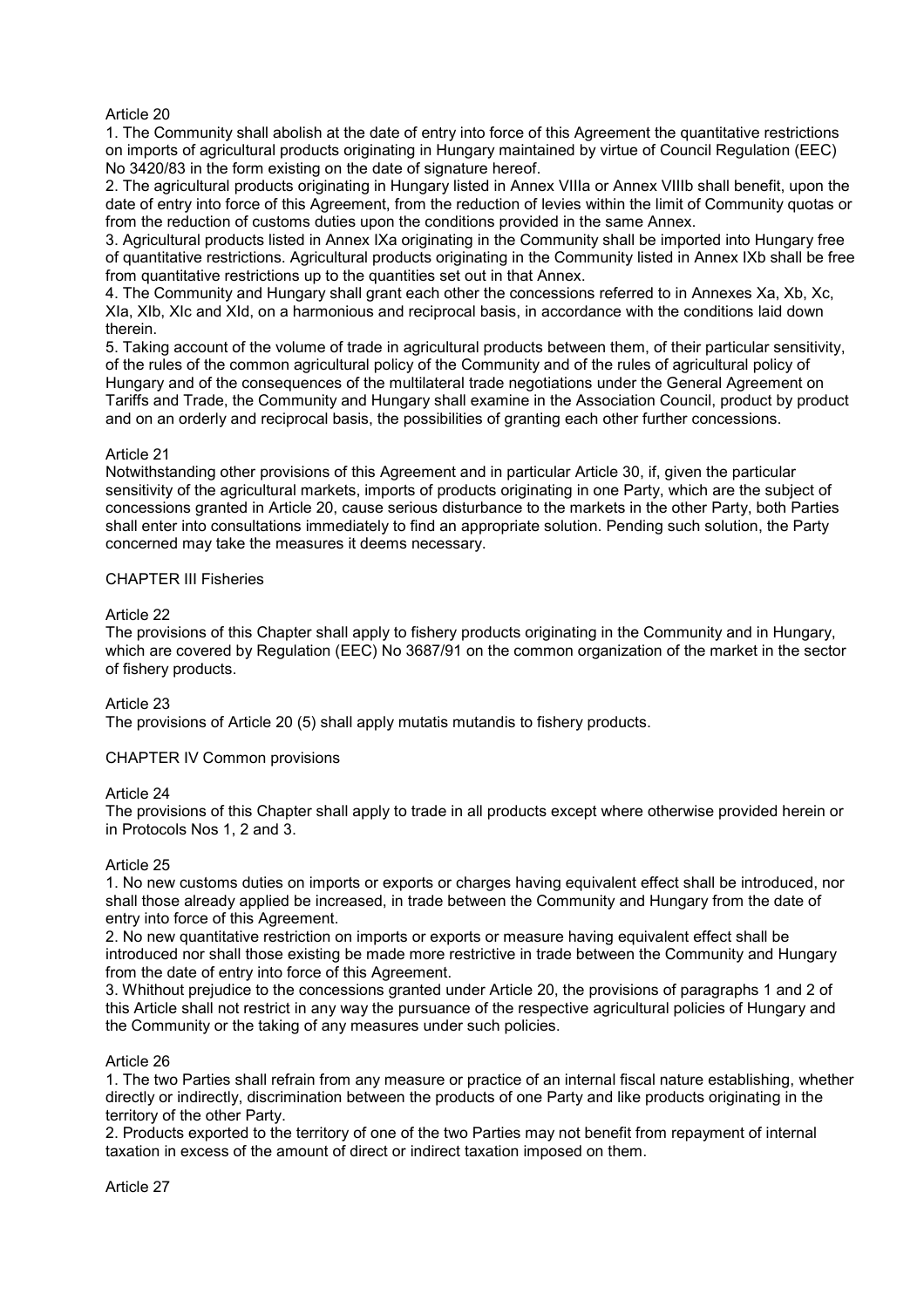Article 20

1. The Community shall abolish at the date of entry into force of this Agreement the quantitative restrictions on imports of agricultural products originating in Hungary maintained by virtue of Council Regulation (EEC) No 3420/83 in the form existing on the date of signature hereof.

2. The agricultural products originating in Hungary listed in Annex VIIIa or Annex VIIIb shall benefit, upon the date of entry into force of this Agreement, from the reduction of levies within the limit of Community quotas or from the reduction of customs duties upon the conditions provided in the same Annex.

3. Agricultural products listed in Annex IXa originating in the Community shall be imported into Hungary free of quantitative restrictions. Agricultural products originating in the Community listed in Annex IXb shall be free from quantitative restrictions up to the quantities set out in that Annex.

4. The Community and Hungary shall grant each other the concessions referred to in Annexes Xa, Xb, Xc, XIa, XIb, XIc and XId, on a harmonious and reciprocal basis, in accordance with the conditions laid down therein.

5. Taking account of the volume of trade in agricultural products between them, of their particular sensitivity, of the rules of the common agricultural policy of the Community and of the rules of agricultural policy of Hungary and of the consequences of the multilateral trade negotiations under the General Agreement on Tariffs and Trade, the Community and Hungary shall examine in the Association Council, product by product and on an orderly and reciprocal basis, the possibilities of granting each other further concessions.

Article 21

Notwithstanding other provisions of this Agreement and in particular Article 30, if, given the particular sensitivity of the agricultural markets, imports of products originating in one Party, which are the subject of concessions granted in Article 20, cause serious disturbance to the markets in the other Party, both Parties shall enter into consultations immediately to find an appropriate solution. Pending such solution, the Party concerned may take the measures it deems necessary.

CHAPTER III Fisheries

Article 22

The provisions of this Chapter shall apply to fishery products originating in the Community and in Hungary, which are covered by Regulation (EEC) No 3687/91 on the common organization of the market in the sector of fishery products.

Article 23

The provisions of Article 20 (5) shall apply mutatis mutandis to fishery products.

CHAPTER IV Common provisions

Article 24

The provisions of this Chapter shall apply to trade in all products except where otherwise provided herein or in Protocols Nos 1, 2 and 3.

Article 25

1. No new customs duties on imports or exports or charges having equivalent effect shall be introduced, nor shall those already applied be increased, in trade between the Community and Hungary from the date of entry into force of this Agreement.

2. No new quantitative restriction on imports or exports or measure having equivalent effect shall be introduced nor shall those existing be made more restrictive in trade between the Community and Hungary from the date of entry into force of this Agreement.

3. Whithout prejudice to the concessions granted under Article 20, the provisions of paragraphs 1 and 2 of this Article shall not restrict in any way the pursuance of the respective agricultural policies of Hungary and the Community or the taking of any measures under such policies.

Article 26

1. The two Parties shall refrain from any measure or practice of an internal fiscal nature establishing, whether directly or indirectly, discrimination between the products of one Party and like products originating in the territory of the other Party.

2. Products exported to the territory of one of the two Parties may not benefit from repayment of internal taxation in excess of the amount of direct or indirect taxation imposed on them.

Article 27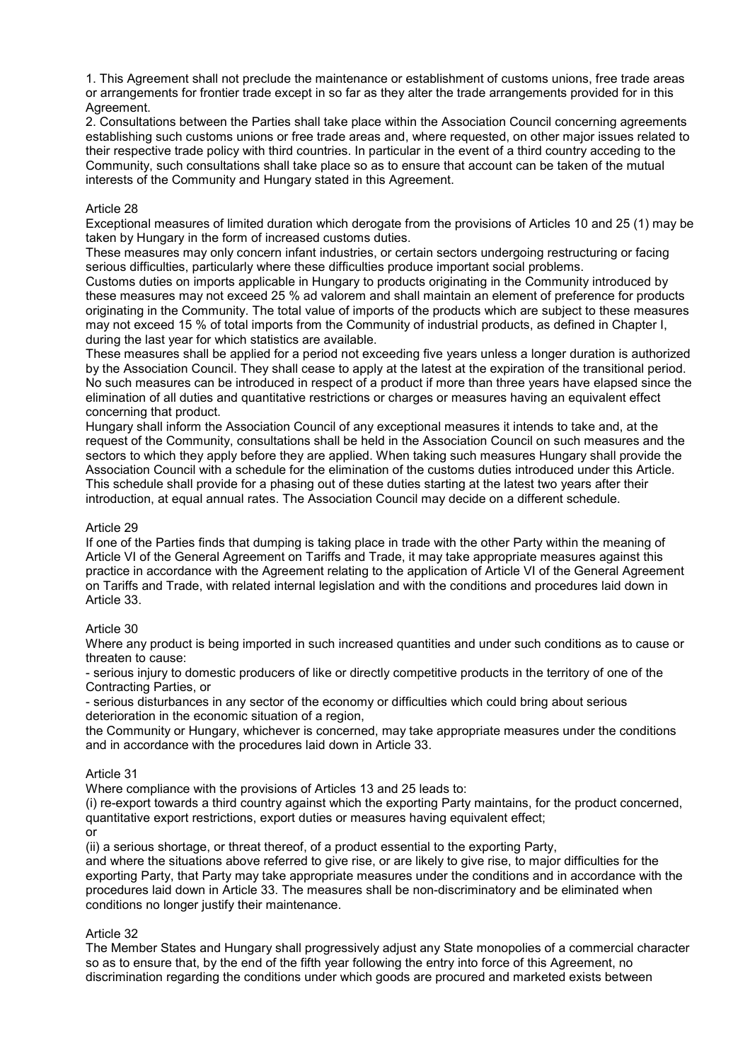1. This Agreement shall not preclude the maintenance or establishment of customs unions, free trade areas or arrangements for frontier trade except in so far as they alter the trade arrangements provided for in this Agreement.
2. Consultations between the Parties shall take place within the Association Council concerning agreements establishing such customs unions or free trade areas and, where requested, on other major issues related to their respective trade policy with third countries. In particular in the event of a third country acceding to the Community, such consultations shall take place so as to ensure that account can be taken of the mutual interests of the Community and Hungary stated in this Agreement.

Article 28

Exceptional measures of limited duration which derogate from the provisions of Articles 10 and 25 (1) may be taken by Hungary in the form of increased customs duties.

These measures may only concern infant industries, or certain sectors undergoing restructuring or facing serious difficulties, particularly where these difficulties produce important social problems.

Customs duties on imports applicable in Hungary to products originating in the Community introduced by these measures may not exceed 25 % ad valorem and shall maintain an element of preference for products originating in the Community. The total value of imports of the products which are subject to these measures may not exceed 15 % of total imports from the Community of industrial products, as defined in Chapter I, during the last year for which statistics are available.

These measures shall be applied for a period not exceeding five years unless a longer duration is authorized by the Association Council. They shall cease to apply at the latest at the expiration of the transitional period. No such measures can be introduced in respect of a product if more than three years have elapsed since the elimination of all duties and quantitative restrictions or charges or measures having an equivalent effect concerning that product.

Hungary shall inform the Association Council of any exceptional measures it intends to take and, at the request of the Community, consultations shall be held in the Association Council on such measures and the sectors to which they apply before they are applied. When taking such measures Hungary shall provide the Association Council with a schedule for the elimination of the customs duties introduced under this Article. This schedule shall provide for a phasing out of these duties starting at the latest two years after their introduction, at equal annual rates. The Association Council may decide on a different schedule.

Article 29

If one of the Parties finds that dumping is taking place in trade with the other Party within the meaning of Article VI of the General Agreement on Tariffs and Trade, it may take appropriate measures against this practice in accordance with the Agreement relating to the application of Article VI of the General Agreement on Tariffs and Trade, with related internal legislation and with the conditions and procedures laid down in Article 33.

Article 30

Where any product is being imported in such increased quantities and under such conditions as to cause or threaten to cause:

- serious injury to domestic producers of like or directly competitive products in the territory of one of the Contracting Parties, or
- serious disturbances in any sector of the economy or difficulties which could bring about serious deterioration in the economic situation of a region,

the Community or Hungary, whichever is concerned, may take appropriate measures under the conditions and in accordance with the procedures laid down in Article 33.

Article 31

Where compliance with the provisions of Articles 13 and 25 leads to:

(i) re-export towards a third country against which the exporting Party maintains, for the product concerned, quantitative export restrictions, export duties or measures having equivalent effect;
or
(ii) a serious shortage, or threat thereof, of a product essential to the exporting Party,

and where the situations above referred to give rise, or are likely to give rise, to major difficulties for the exporting Party, that Party may take appropriate measures under the conditions and in accordance with the procedures laid down in Article 33. The measures shall be non-discriminatory and be eliminated when conditions no longer justify their maintenance.

Article 32

The Member States and Hungary shall progressively adjust any State monopolies of a commercial character so as to ensure that, by the end of the fifth year following the entry into force of this Agreement, no discrimination regarding the conditions under which goods are procured and marketed exists between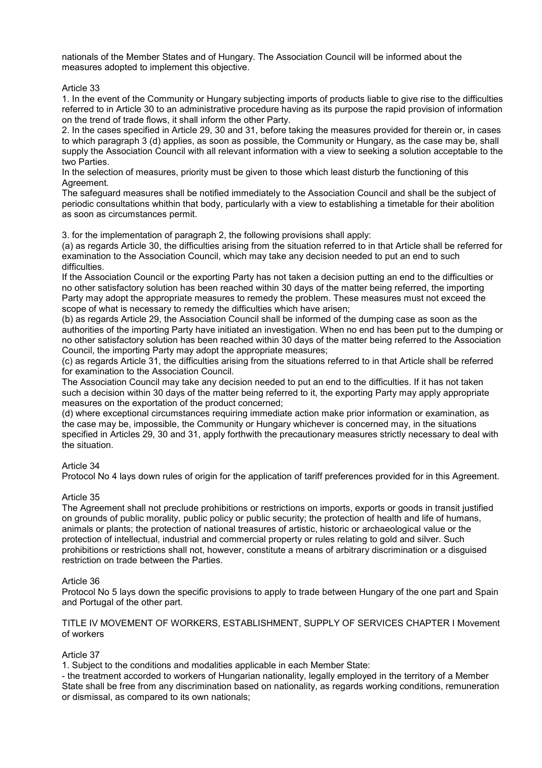nationals of the Member States and of Hungary. The Association Council will be informed about the measures adopted to implement this objective.

Article 33

1. In the event of the Community or Hungary subjecting imports of products liable to give rise to the difficulties referred to in Article 30 to an administrative procedure having as its purpose the rapid provision of information on the trend of trade flows, it shall inform the other Party.

2. In the cases specified in Article 29, 30 and 31, before taking the measures provided for therein or, in cases to which paragraph 3 (d) applies, as soon as possible, the Community or Hungary, as the case may be, shall supply the Association Council with all relevant information with a view to seeking a solution acceptable to the two Parties.

In the selection of measures, priority must be given to those which least disturb the functioning of this Agreement.

The safeguard measures shall be notified immediately to the Association Council and shall be the subject of periodic consultations whithin that body, particularly with a view to establishing a timetable for their abolition as soon as circumstances permit.

3. for the implementation of paragraph 2, the following provisions shall apply:

(a) as regards Article 30, the difficulties arising from the situation referred to in that Article shall be referred for examination to the Association Council, which may take any decision needed to put an end to such difficulties.

If the Association Council or the exporting Party has not taken a decision putting an end to the difficulties or no other satisfactory solution has been reached within 30 days of the matter being referred, the importing Party may adopt the appropriate measures to remedy the problem. These measures must not exceed the scope of what is necessary to remedy the difficulties which have arisen;

(b) as regards Article 29, the Association Council shall be informed of the dumping case as soon as the authorities of the importing Party have initiated an investigation. When no end has been put to the dumping or no other satisfactory solution has been reached within 30 days of the matter being referred to the Association Council, the importing Party may adopt the appropriate measures;

(c) as regards Article 31, the difficulties arising from the situations referred to in that Article shall be referred for examination to the Association Council.

The Association Council may take any decision needed to put an end to the difficulties. If it has not taken such a decision within 30 days of the matter being referred to it, the exporting Party may apply appropriate measures on the exportation of the product concerned;

(d) where exceptional circumstances requiring immediate action make prior information or examination, as the case may be, impossible, the Community or Hungary whichever is concerned may, in the situations specified in Articles 29, 30 and 31, apply forthwith the precautionary measures strictly necessary to deal with the situation.

Article 34

Protocol No 4 lays down rules of origin for the application of tariff preferences provided for in this Agreement.

Article 35

The Agreement shall not preclude prohibitions or restrictions on imports, exports or goods in transit justified on grounds of public morality, public policy or public security; the protection of health and life of humans, animals or plants; the protection of national treasures of artistic, historic or archaeological value or the protection of intellectual, industrial and commercial property or rules relating to gold and silver. Such prohibitions or restrictions shall not, however, constitute a means of arbitrary discrimination or a disguised restriction on trade between the Parties.

Article 36

Protocol No 5 lays down the specific provisions to apply to trade between Hungary of the one part and Spain and Portugal of the other part.

TITLE IV MOVEMENT OF WORKERS, ESTABLISHMENT, SUPPLY OF SERVICES CHAPTER I Movement of workers

Article 37

1. Subject to the conditions and modalities applicable in each Member State:

- the treatment accorded to workers of Hungarian nationality, legally employed in the territory of a Member State shall be free from any discrimination based on nationality, as regards working conditions, remuneration or dismissal, as compared to its own nationals;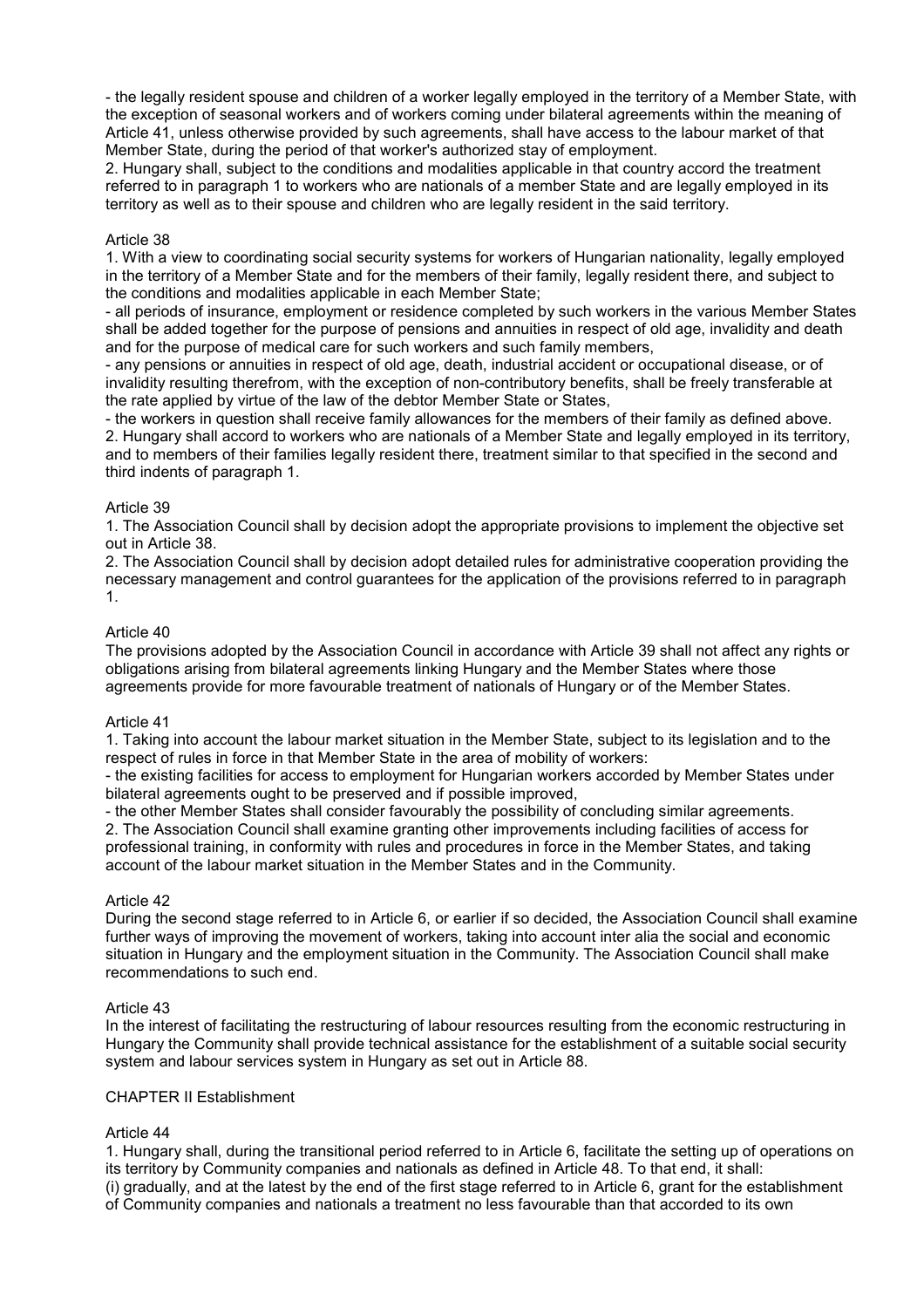- the legally resident spouse and children of a worker legally employed in the territory of a Member State, with the exception of seasonal workers and of workers coming under bilateral agreements within the meaning of Article 41, unless otherwise provided by such agreements, shall have access to the labour market of that Member State, during the period of that worker's authorized stay of employment.

2. Hungary shall, subject to the conditions and modalities applicable in that country accord the treatment referred to in paragraph 1 to workers who are nationals of a member State and are legally employed in its territory as well as to their spouse and children who are legally resident in the said territory.

Article 38

1. With a view to coordinating social security systems for workers of Hungarian nationality, legally employed in the territory of a Member State and for the members of their family, legally resident there, and subject to the conditions and modalities applicable in each Member State;

- all periods of insurance, employment or residence completed by such workers in the various Member States shall be added together for the purpose of pensions and annuities in respect of old age, invalidity and death and for the purpose of medical care for such workers and such family members,
- any pensions or annuities in respect of old age, death, industrial accident or occupational disease, or of invalidity resulting therefrom, with the exception of non-contributory benefits, shall be freely transferable at the rate applied by virtue of the law of the debtor Member State or States,
- the workers in question shall receive family allowances for the members of their family as defined above.

2. Hungary shall accord to workers who are nationals of a Member State and legally employed in its territory, and to members of their families legally resident there, treatment similar to that specified in the second and third indents of paragraph 1.

Article 39

1. The Association Council shall by decision adopt the appropriate provisions to implement the objective set out in Article 38.

2. The Association Council shall by decision adopt detailed rules for administrative cooperation providing the necessary management and control guarantees for the application of the provisions referred to in paragraph 1.

Article 40

The provisions adopted by the Association Council in accordance with Article 39 shall not affect any rights or obligations arising from bilateral agreements linking Hungary and the Member States where those agreements provide for more favourable treatment of nationals of Hungary or of the Member States.

Article 41

1. Taking into account the labour market situation in the Member State, subject to its legislation and to the respect of rules in force in that Member State in the area of mobility of workers:

- the existing facilities for access to employment for Hungarian workers accorded by Member States under bilateral agreements ought to be preserved and if possible improved,
- the other Member States shall consider favourably the possibility of concluding similar agreements.

2. The Association Council shall examine granting other improvements including facilities of access for professional training, in conformity with rules and procedures in force in the Member States, and taking account of the labour market situation in the Member States and in the Community.

Article 42

During the second stage referred to in Article 6, or earlier if so decided, the Association Council shall examine further ways of improving the movement of workers, taking into account inter alia the social and economic situation in Hungary and the employment situation in the Community. The Association Council shall make recommendations to such end.

Article 43

In the interest of facilitating the restructuring of labour resources resulting from the economic restructuring in Hungary the Community shall provide technical assistance for the establishment of a suitable social security system and labour services system in Hungary as set out in Article 88.

CHAPTER II Establishment

Article 44

1. Hungary shall, during the transitional period referred to in Article 6, facilitate the setting up of operations on its territory by Community companies and nationals as defined in Article 48. To that end, it shall:

(i) gradually, and at the latest by the end of the first stage referred to in Article 6, grant for the establishment of Community companies and nationals a treatment no less favourable than that accorded to its own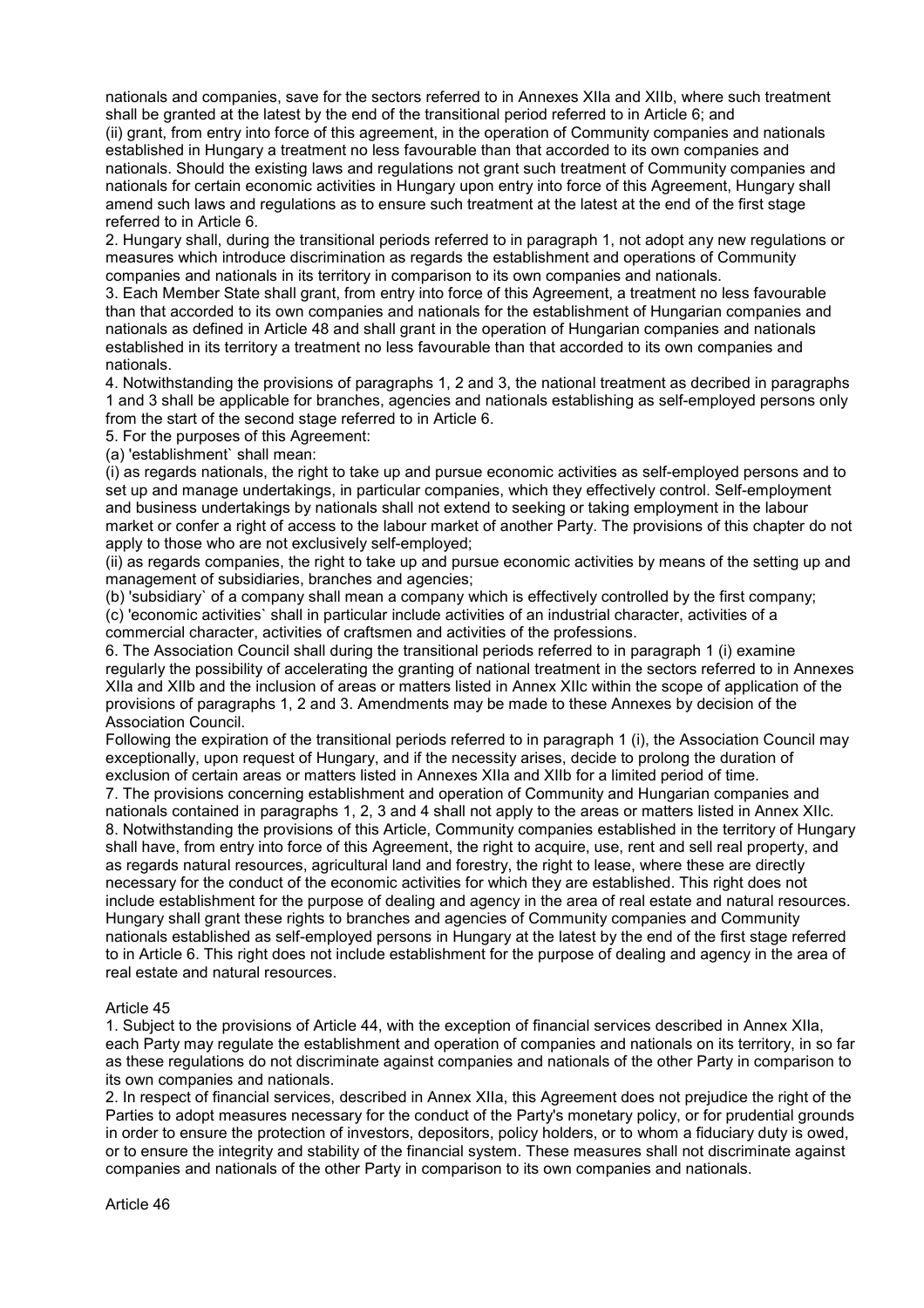nationals and companies, save for the sectors referred to in Annexes XIIa and XIIb, where such treatment shall be granted at the latest by the end of the transitional period referred to in Article 6; and

(ii) grant, from entry into force of this agreement, in the operation of Community companies and nationals established in Hungary a treatment no less favourable than that accorded to its own companies and nationals. Should the existing laws and regulations not grant such treatment of Community companies and nationals for certain economic activities in Hungary upon entry into force of this Agreement, Hungary shall amend such laws and regulations as to ensure such treatment at the latest at the end of the first stage referred to in Article 6.

2. Hungary shall, during the transitional periods referred to in paragraph 1, not adopt any new regulations or measures which introduce discrimination as regards the establishment and operations of Community companies and nationals in its territory in comparison to its own companies and nationals.

3. Each Member State shall grant, from entry into force of this Agreement, a treatment no less favourable than that accorded to its own companies and nationals for the establishment of Hungarian companies and nationals as defined in Article 48 and shall grant in the operation of Hungarian companies and nationals established in its territory a treatment no less favourable than that accorded to its own companies and nationals.

4. Notwithstanding the provisions of paragraphs 1, 2 and 3, the national treatment as decribed in paragraphs 1 and 3 shall be applicable for branches, agencies and nationals establishing as self-employed persons only from the start of the second stage referred to in Article 6.

5. For the purposes of this Agreement:

(a) 'establishment` shall mean:

(i) as regards nationals, the right to take up and pursue economic activities as self-employed persons and to set up and manage undertakings, in particular companies, which they effectively control. Self-employment and business undertakings by nationals shall not extend to seeking or taking employment in the labour market or confer a right of access to the labour market of another Party. The provisions of this chapter do not apply to those who are not exclusively self-employed;

(ii) as regards companies, the right to take up and pursue economic activities by means of the setting up and management of subsidiaries, branches and agencies;

(b) 'subsidiary` of a company shall mean a company which is effectively controlled by the first company;

(c) 'economic activities` shall in particular include activities of an industrial character, activities of a commercial character, activities of craftsmen and activities of the professions.

6. The Association Council shall during the transitional periods referred to in paragraph 1 (i) examine regularly the possibility of accelerating the granting of national treatment in the sectors referred to in Annexes XIIa and XIIb and the inclusion of areas or matters listed in Annex XIIc within the scope of application of the provisions of paragraphs 1, 2 and 3. Amendments may be made to these Annexes by decision of the Association Council.

Following the expiration of the transitional periods referred to in paragraph 1 (i), the Association Council may exceptionally, upon request of Hungary, and if the necessity arises, decide to prolong the duration of exclusion of certain areas or matters listed in Annexes XIIa and XIIb for a limited period of time.

7. The provisions concerning establishment and operation of Community and Hungarian companies and nationals contained in paragraphs 1, 2, 3 and 4 shall not apply to the areas or matters listed in Annex XIIc.

8. Notwithstanding the provisions of this Article, Community companies established in the territory of Hungary shall have, from entry into force of this Agreement, the right to acquire, use, rent and sell real property, and as regards natural resources, agricultural land and forestry, the right to lease, where these are directly necessary for the conduct of the economic activities for which they are established. This right does not include establishment for the purpose of dealing and agency in the area of real estate and natural resources. Hungary shall grant these rights to branches and agencies of Community companies and Community nationals established as self-employed persons in Hungary at the latest by the end of the first stage referred to in Article 6. This right does not include establishment for the purpose of dealing and agency in the area of real estate and natural resources.

Article 45

1. Subject to the provisions of Article 44, with the exception of financial services described in Annex XIIa, each Party may regulate the establishment and operation of companies and nationals on its territory, in so far as these regulations do not discriminate against companies and nationals of the other Party in comparison to its own companies and nationals.

2. In respect of financial services, described in Annex XIIa, this Agreement does not prejudice the right of the Parties to adopt measures necessary for the conduct of the Party's monetary policy, or for prudential grounds in order to ensure the protection of investors, depositors, policy holders, or to whom a fiduciary duty is owed, or to ensure the integrity and stability of the financial system. These measures shall not discriminate against companies and nationals of the other Party in comparison to its own companies and nationals.

Article 46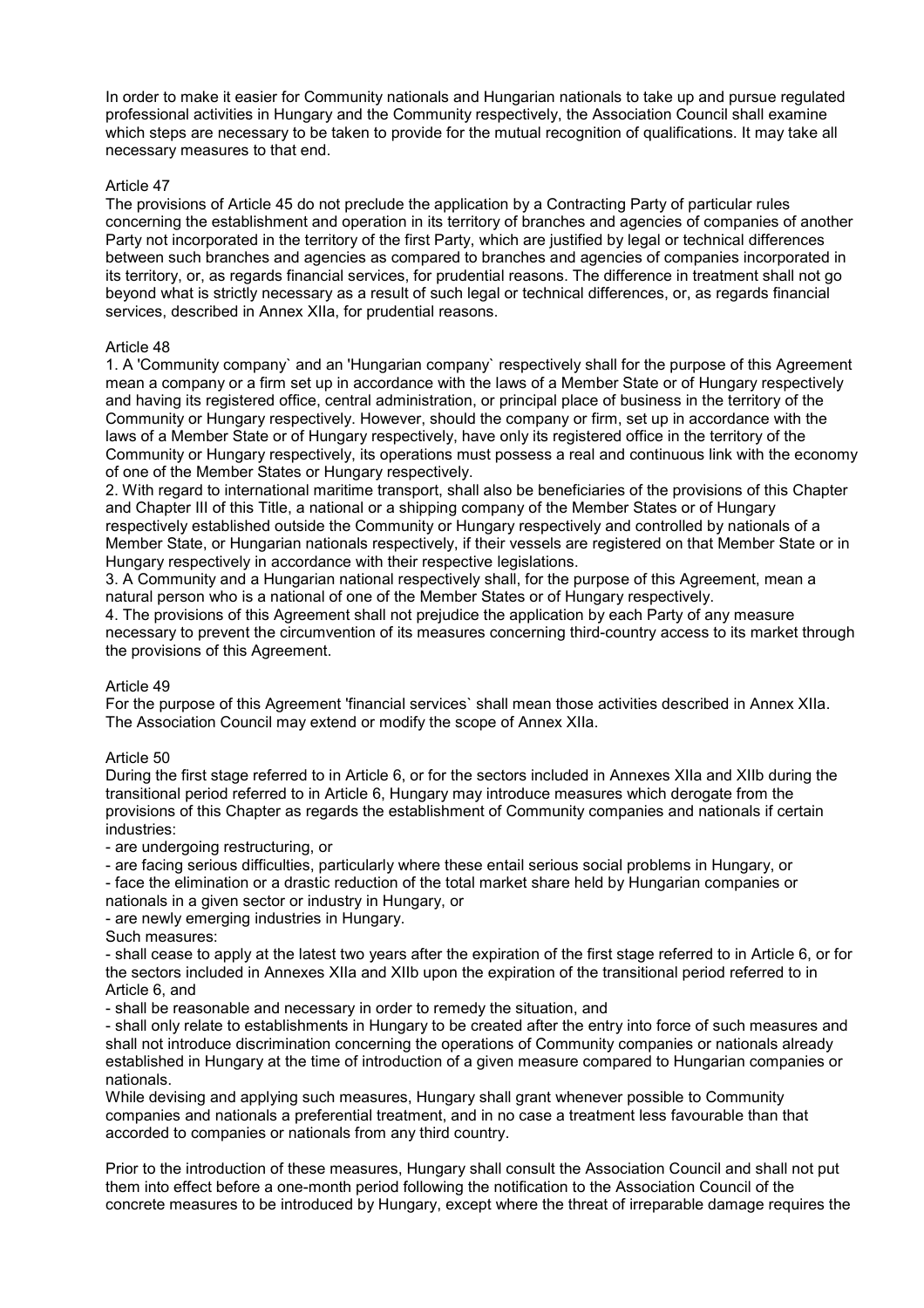In order to make it easier for Community nationals and Hungarian nationals to take up and pursue regulated professional activities in Hungary and the Community respectively, the Association Council shall examine which steps are necessary to be taken to provide for the mutual recognition of qualifications. It may take all necessary measures to that end.

Article 47

The provisions of Article 45 do not preclude the application by a Contracting Party of particular rules concerning the establishment and operation in its territory of branches and agencies of companies of another Party not incorporated in the territory of the first Party, which are justified by legal or technical differences between such branches and agencies as compared to branches and agencies of companies incorporated in its territory, or, as regards financial services, for prudential reasons. The difference in treatment shall not go beyond what is strictly necessary as a result of such legal or technical differences, or, as regards financial services, described in Annex XIIa, for prudential reasons.

Article 48

1. A 'Community company` and an 'Hungarian company` respectively shall for the purpose of this Agreement mean a company or a firm set up in accordance with the laws of a Member State or of Hungary respectively and having its registered office, central administration, or principal place of business in the territory of the Community or Hungary respectively. However, should the company or firm, set up in accordance with the laws of a Member State or of Hungary respectively, have only its registered office in the territory of the Community or Hungary respectively, its operations must possess a real and continuous link with the economy of one of the Member States or Hungary respectively.
2. With regard to international maritime transport, shall also be beneficiaries of the provisions of this Chapter and Chapter III of this Title, a national or a shipping company of the Member States or of Hungary respectively established outside the Community or Hungary respectively and controlled by nationals of a Member State, or Hungarian nationals respectively, if their vessels are registered on that Member State or in Hungary respectively in accordance with their respective legislations.
3. A Community and a Hungarian national respectively shall, for the purpose of this Agreement, mean a natural person who is a national of one of the Member States or of Hungary respectively.
4. The provisions of this Agreement shall not prejudice the application by each Party of any measure necessary to prevent the circumvention of its measures concerning third-country access to its market through the provisions of this Agreement.

Article 49

For the purpose of this Agreement 'financial services` shall mean those activities described in Annex XIIa. The Association Council may extend or modify the scope of Annex XIIa.

Article 50

During the first stage referred to in Article 6, or for the sectors included in Annexes XIIa and XIIb during the transitional period referred to in Article 6, Hungary may introduce measures which derogate from the provisions of this Chapter as regards the establishment of Community companies and nationals if certain industries:

- are undergoing restructuring, or
- are facing serious difficulties, particularly where these entail serious social problems in Hungary, or
- face the elimination or a drastic reduction of the total market share held by Hungarian companies or nationals in a given sector or industry in Hungary, or
- are newly emerging industries in Hungary.

Such measures:

- shall cease to apply at the latest two years after the expiration of the first stage referred to in Article 6, or for the sectors included in Annexes XIIa and XIIb upon the expiration of the transitional period referred to in Article 6, and
- shall be reasonable and necessary in order to remedy the situation, and
- shall only relate to establishments in Hungary to be created after the entry into force of such measures and shall not introduce discrimination concerning the operations of Community companies or nationals already established in Hungary at the time of introduction of a given measure compared to Hungarian companies or nationals.

While devising and applying such measures, Hungary shall grant whenever possible to Community companies and nationals a preferential treatment, and in no case a treatment less favourable than that accorded to companies or nationals from any third country.

Prior to the introduction of these measures, Hungary shall consult the Association Council and shall not put them into effect before a one-month period following the notification to the Association Council of the concrete measures to be introduced by Hungary, except where the threat of irreparable damage requires the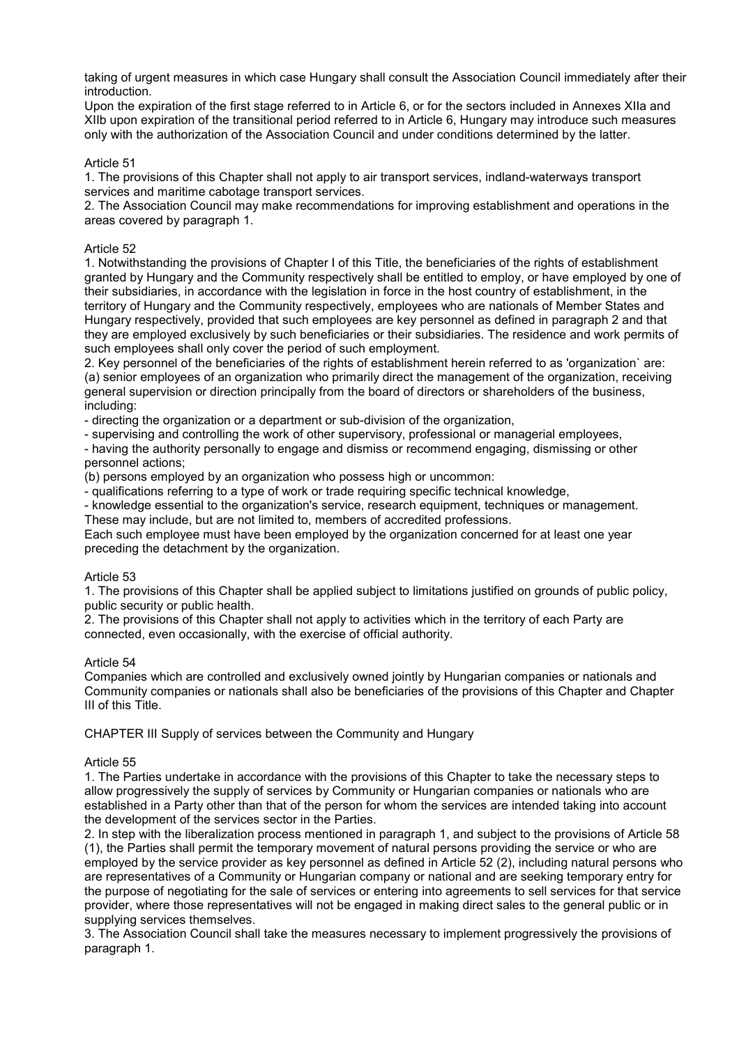taking of urgent measures in which case Hungary shall consult the Association Council immediately after their introduction.

Upon the expiration of the first stage referred to in Article 6, or for the sectors included in Annexes XIIa and XIIb upon expiration of the transitional period referred to in Article 6, Hungary may introduce such measures only with the authorization of the Association Council and under conditions determined by the latter.

Article 51

1. The provisions of this Chapter shall not apply to air transport services, indland-waterways transport services and maritime cabotage transport services.

2. The Association Council may make recommendations for improving establishment and operations in the areas covered by paragraph 1.

Article 52

1. Notwithstanding the provisions of Chapter I of this Title, the beneficiaries of the rights of establishment granted by Hungary and the Community respectively shall be entitled to employ, or have employed by one of their subsidiaries, in accordance with the legislation in force in the host country of establishment, in the territory of Hungary and the Community respectively, employees who are nationals of Member States and Hungary respectively, provided that such employees are key personnel as defined in paragraph 2 and that they are employed exclusively by such beneficiaries or their subsidiaries. The residence and work permits of such employees shall only cover the period of such employment.

2. Key personnel of the beneficiaries of the rights of establishment herein referred to as 'organization` are:

(a) senior employees of an organization who primarily direct the management of the organization, receiving general supervision or direction principally from the board of directors or shareholders of the business, including:

- directing the organization or a department or sub-division of the organization,
- supervising and controlling the work of other supervisory, professional or managerial employees,
- having the authority personally to engage and dismiss or recommend engaging, dismissing or other personnel actions;

(b) persons employed by an organization who possess high or uncommon:

- qualifications referring to a type of work or trade requiring specific technical knowledge,
- knowledge essential to the organization's service, research equipment, techniques or management.

These may include, but are not limited to, members of accredited professions.

Each such employee must have been employed by the organization concerned for at least one year preceding the detachment by the organization.

Article 53

1. The provisions of this Chapter shall be applied subject to limitations justified on grounds of public policy, public security or public health.

2. The provisions of this Chapter shall not apply to activities which in the territory of each Party are connected, even occasionally, with the exercise of official authority.

Article 54

Companies which are controlled and exclusively owned jointly by Hungarian companies or nationals and Community companies or nationals shall also be beneficiaries of the provisions of this Chapter and Chapter III of this Title.

CHAPTER III Supply of services between the Community and Hungary

Article 55

1. The Parties undertake in accordance with the provisions of this Chapter to take the necessary steps to allow progressively the supply of services by Community or Hungarian companies or nationals who are established in a Party other than that of the person for whom the services are intended taking into account the development of the services sector in the Parties.

2. In step with the liberalization process mentioned in paragraph 1, and subject to the provisions of Article 58 (1), the Parties shall permit the temporary movement of natural persons providing the service or who are employed by the service provider as key personnel as defined in Article 52 (2), including natural persons who are representatives of a Community or Hungarian company or national and are seeking temporary entry for the purpose of negotiating for the sale of services or entering into agreements to sell services for that service provider, where those representatives will not be engaged in making direct sales to the general public or in supplying services themselves.

3. The Association Council shall take the measures necessary to implement progressively the provisions of paragraph 1.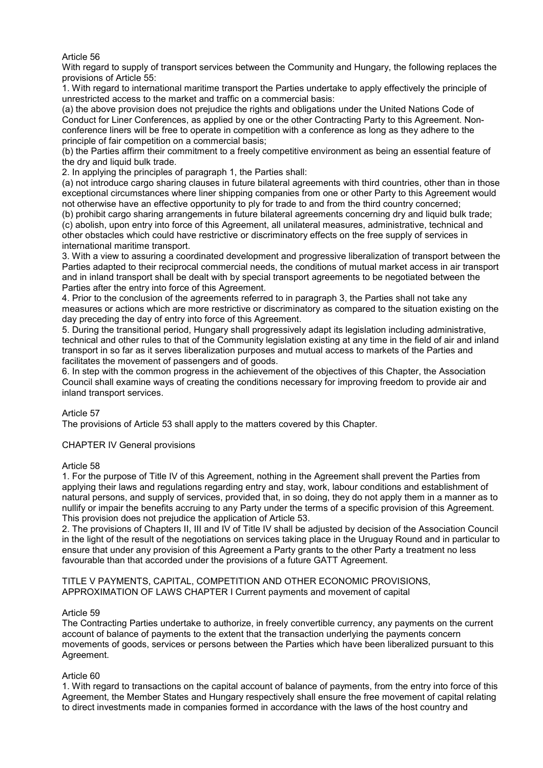Article 56

With regard to supply of transport services between the Community and Hungary, the following replaces the provisions of Article 55:

1. With regard to international maritime transport the Parties undertake to apply effectively the principle of unrestricted access to the market and traffic on a commercial basis:

(a) the above provision does not prejudice the rights and obligations under the United Nations Code of Conduct for Liner Conferences, as applied by one or the other Contracting Party to this Agreement. Non-conference liners will be free to operate in competition with a conference as long as they adhere to the principle of fair competition on a commercial basis;

(b) the Parties affirm their commitment to a freely competitive environment as being an essential feature of the dry and liquid bulk trade.

2. In applying the principles of paragraph 1, the Parties shall:

(a) not introduce cargo sharing clauses in future bilateral agreements with third countries, other than in those exceptional circumstances where liner shipping companies from one or other Party to this Agreement would not otherwise have an effective opportunity to ply for trade to and from the third country concerned;

(b) prohibit cargo sharing arrangements in future bilateral agreements concerning dry and liquid bulk trade;

(c) abolish, upon entry into force of this Agreement, all unilateral measures, administrative, technical and other obstacles which could have restrictive or discriminatory effects on the free supply of services in international maritime transport.

3. With a view to assuring a coordinated development and progressive liberalization of transport between the Parties adapted to their reciprocal commercial needs, the conditions of mutual market access in air transport and in inland transport shall be dealt with by special transport agreements to be negotiated between the Parties after the entry into force of this Agreement.

4. Prior to the conclusion of the agreements referred to in paragraph 3, the Parties shall not take any measures or actions which are more restrictive or discriminatory as compared to the situation existing on the day preceding the day of entry into force of this Agreement.

5. During the transitional period, Hungary shall progressively adapt its legislation including administrative, technical and other rules to that of the Community legislation existing at any time in the field of air and inland transport in so far as it serves liberalization purposes and mutual access to markets of the Parties and facilitates the movement of passengers and of goods.

6. In step with the common progress in the achievement of the objectives of this Chapter, the Association Council shall examine ways of creating the conditions necessary for improving freedom to provide air and inland transport services.

Article 57

The provisions of Article 53 shall apply to the matters covered by this Chapter.

CHAPTER IV General provisions

Article 58

1. For the purpose of Title IV of this Agreement, nothing in the Agreement shall prevent the Parties from applying their laws and regulations regarding entry and stay, work, labour conditions and establishment of natural persons, and supply of services, provided that, in so doing, they do not apply them in a manner as to nullify or impair the benefits accruing to any Party under the terms of a specific provision of this Agreement. This provision does not prejudice the application of Article 53.

2. The provisions of Chapters II, III and IV of Title IV shall be adjusted by decision of the Association Council in the light of the result of the negotiations on services taking place in the Uruguay Round and in particular to ensure that under any provision of this Agreement a Party grants to the other Party a treatment no less favourable than that accorded under the provisions of a future GATT Agreement.

TITLE V PAYMENTS, CAPITAL, COMPETITION AND OTHER ECONOMIC PROVISIONS, APPROXIMATION OF LAWS CHAPTER I Current payments and movement of capital

Article 59

The Contracting Parties undertake to authorize, in freely convertible currency, any payments on the current account of balance of payments to the extent that the transaction underlying the payments concern movements of goods, services or persons between the Parties which have been liberalized pursuant to this Agreement.

Article 60

1. With regard to transactions on the capital account of balance of payments, from the entry into force of this Agreement, the Member States and Hungary respectively shall ensure the free movement of capital relating to direct investments made in companies formed in accordance with the laws of the host country and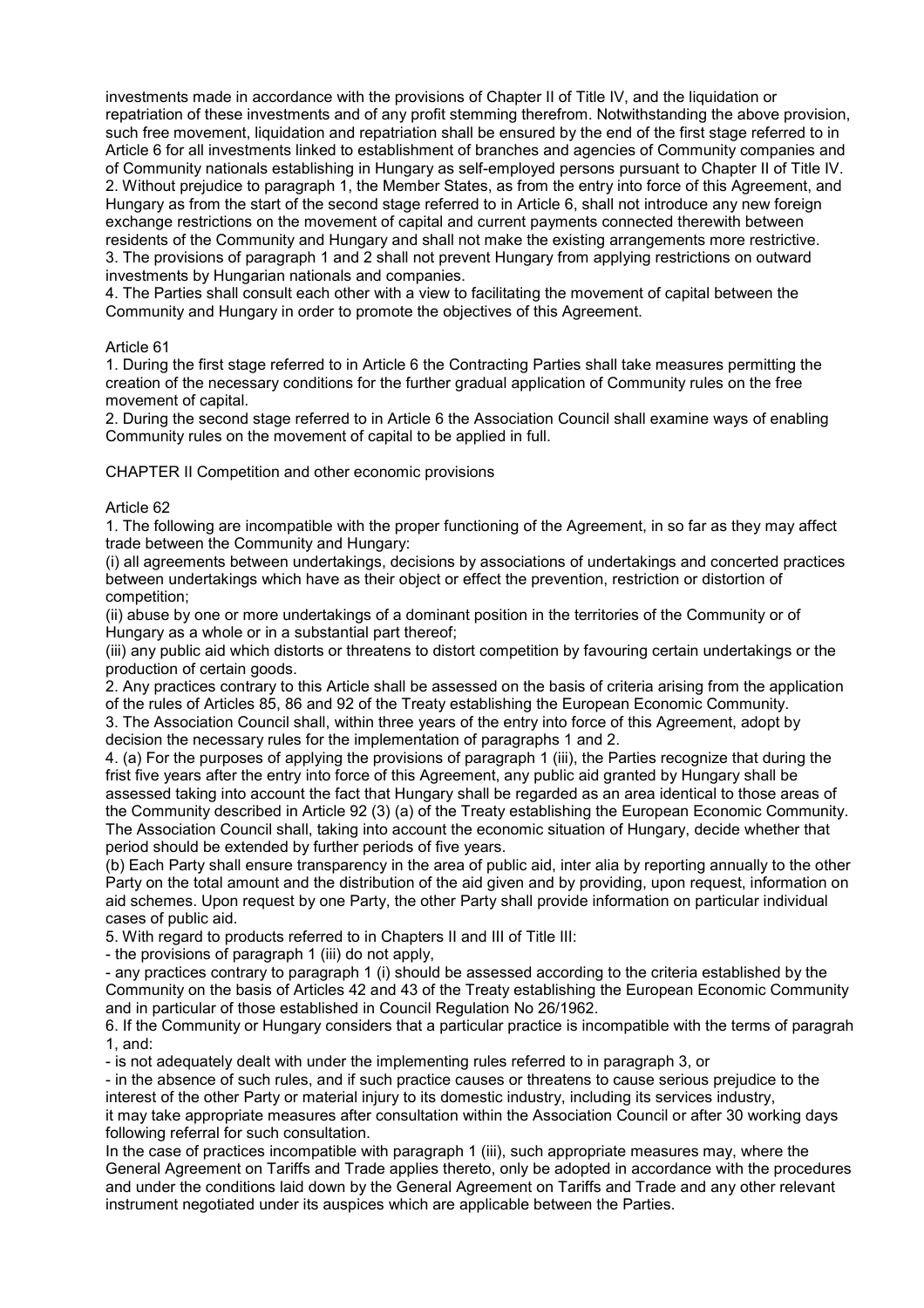investments made in accordance with the provisions of Chapter II of Title IV, and the liquidation or repatriation of these investments and of any profit stemming therefrom. Notwithstanding the above provision, such free movement, liquidation and repatriation shall be ensured by the end of the first stage referred to in Article 6 for all investments linked to establishment of branches and agencies of Community companies and of Community nationals establishing in Hungary as self-employed persons pursuant to Chapter II of Title IV.
2. Without prejudice to paragraph 1, the Member States, as from the entry into force of this Agreement, and Hungary as from the start of the second stage referred to in Article 6, shall not introduce any new foreign exchange restrictions on the movement of capital and current payments connected therewith between residents of the Community and Hungary and shall not make the existing arrangements more restrictive.
3. The provisions of paragraph 1 and 2 shall not prevent Hungary from applying restrictions on outward investments by Hungarian nationals and companies.
4. The Parties shall consult each other with a view to facilitating the movement of capital between the Community and Hungary in order to promote the objectives of this Agreement.

Article 61
1. During the first stage referred to in Article 6 the Contracting Parties shall take measures permitting the creation of the necessary conditions for the further gradual application of Community rules on the free movement of capital.
2. During the second stage referred to in Article 6 the Association Council shall examine ways of enabling Community rules on the movement of capital to be applied in full.

CHAPTER II Competition and other economic provisions

Article 62
1. The following are incompatible with the proper functioning of the Agreement, in so far as they may affect trade between the Community and Hungary:
(i) all agreements between undertakings, decisions by associations of undertakings and concerted practices between undertakings which have as their object or effect the prevention, restriction or distortion of competition;
(ii) abuse by one or more undertakings of a dominant position in the territories of the Community or of Hungary as a whole or in a substantial part thereof;
(iii) any public aid which distorts or threatens to distort competition by favouring certain undertakings or the production of certain goods.
2. Any practices contrary to this Article shall be assessed on the basis of criteria arising from the application of the rules of Articles 85, 86 and 92 of the Treaty establishing the European Economic Community.
3. The Association Council shall, within three years of the entry into force of this Agreement, adopt by decision the necessary rules for the implementation of paragraphs 1 and 2.
4. (a) For the purposes of applying the provisions of paragraph 1 (iii), the Parties recognize that during the frist five years after the entry into force of this Agreement, any public aid granted by Hungary shall be assessed taking into account the fact that Hungary shall be regarded as an area identical to those areas of the Community described in Article 92 (3) (a) of the Treaty establishing the European Economic Community. The Association Council shall, taking into account the economic situation of Hungary, decide whether that period should be extended by further periods of five years.
(b) Each Party shall ensure transparency in the area of public aid, inter alia by reporting annually to the other Party on the total amount and the distribution of the aid given and by providing, upon request, information on aid schemes. Upon request by one Party, the other Party shall provide information on particular individual cases of public aid.
5. With regard to products referred to in Chapters II and III of Title III:
- the provisions of paragraph 1 (iii) do not apply,
- any practices contrary to paragraph 1 (i) should be assessed according to the criteria established by the Community on the basis of Articles 42 and 43 of the Treaty establishing the European Economic Community and in particular of those established in Council Regulation No 26/1962.
6. If the Community or Hungary considers that a particular practice is incompatible with the terms of paragrah 1, and:
- is not adequately dealt with under the implementing rules referred to in paragraph 3, or
- in the absence of such rules, and if such practice causes or threatens to cause serious prejudice to the interest of the other Party or material injury to its domestic industry, including its services industry,
it may take appropriate measures after consultation within the Association Council or after 30 working days following referral for such consultation.
In the case of practices incompatible with paragraph 1 (iii), such appropriate measures may, where the General Agreement on Tariffs and Trade applies thereto, only be adopted in accordance with the procedures and under the conditions laid down by the General Agreement on Tariffs and Trade and any other relevant instrument negotiated under its auspices which are applicable between the Parties.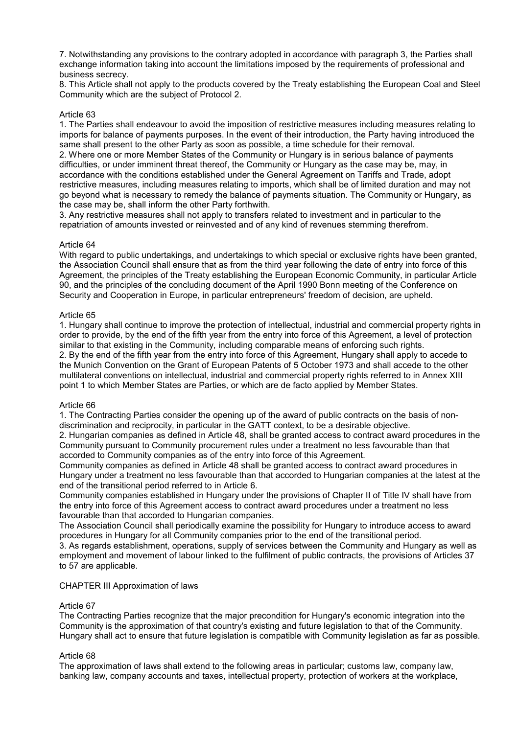7. Notwithstanding any provisions to the contrary adopted in accordance with paragraph 3, the Parties shall exchange information taking into account the limitations imposed by the requirements of professional and business secrecy.
8. This Article shall not apply to the products covered by the Treaty establishing the European Coal and Steel Community which are the subject of Protocol 2.

Article 63
1. The Parties shall endeavour to avoid the imposition of restrictive measures including measures relating to imports for balance of payments purposes. In the event of their introduction, the Party having introduced the same shall present to the other Party as soon as possible, a time schedule for their removal.
2. Where one or more Member States of the Community or Hungary is in serious balance of payments difficulties, or under imminent threat thereof, the Community or Hungary as the case may be, may, in accordance with the conditions established under the General Agreement on Tariffs and Trade, adopt restrictive measures, including measures relating to imports, which shall be of limited duration and may not go beyond what is necessary to remedy the balance of payments situation. The Community or Hungary, as the case may be, shall inform the other Party forthwith.
3. Any restrictive measures shall not apply to transfers related to investment and in particular to the repatriation of amounts invested or reinvested and of any kind of revenues stemming therefrom.

Article 64
With regard to public undertakings, and undertakings to which special or exclusive rights have been granted, the Association Council shall ensure that as from the third year following the date of entry into force of this Agreement, the principles of the Treaty establishing the European Economic Community, in particular Article 90, and the principles of the concluding document of the April 1990 Bonn meeting of the Conference on Security and Cooperation in Europe, in particular entrepreneurs' freedom of decision, are upheld.

Article 65
1. Hungary shall continue to improve the protection of intellectual, industrial and commercial property rights in order to provide, by the end of the fifth year from the entry into force of this Agreement, a level of protection similar to that existing in the Community, including comparable means of enforcing such rights.
2. By the end of the fifth year from the entry into force of this Agreement, Hungary shall apply to accede to the Munich Convention on the Grant of European Patents of 5 October 1973 and shall accede to the other multilateral conventions on intellectual, industrial and commercial property rights referred to in Annex XIII point 1 to which Member States are Parties, or which are de facto applied by Member States.

Article 66
1. The Contracting Parties consider the opening up of the award of public contracts on the basis of non-discrimination and reciprocity, in particular in the GATT context, to be a desirable objective.
2. Hungarian companies as defined in Article 48, shall be granted access to contract award procedures in the Community pursuant to Community procurement rules under a treatment no less favourable than that accorded to Community companies as of the entry into force of this Agreement.
Community companies as defined in Article 48 shall be granted access to contract award procedures in Hungary under a treatment no less favourable than that accorded to Hungarian companies at the latest at the end of the transitional period referred to in Article 6.
Community companies established in Hungary under the provisions of Chapter II of Title IV shall have from the entry into force of this Agreement access to contract award procedures under a treatment no less favourable than that accorded to Hungarian companies.
The Association Council shall periodically examine the possibility for Hungary to introduce access to award procedures in Hungary for all Community companies prior to the end of the transitional period.
3. As regards establishment, operations, supply of services between the Community and Hungary as well as employment and movement of labour linked to the fulfilment of public contracts, the provisions of Articles 37 to 57 are applicable.

CHAPTER III Approximation of laws

Article 67
The Contracting Parties recognize that the major precondition for Hungary's economic integration into the Community is the approximation of that country's existing and future legislation to that of the Community. Hungary shall act to ensure that future legislation is compatible with Community legislation as far as possible.

Article 68
The approximation of laws shall extend to the following areas in particular; customs law, company law, banking law, company accounts and taxes, intellectual property, protection of workers at the workplace,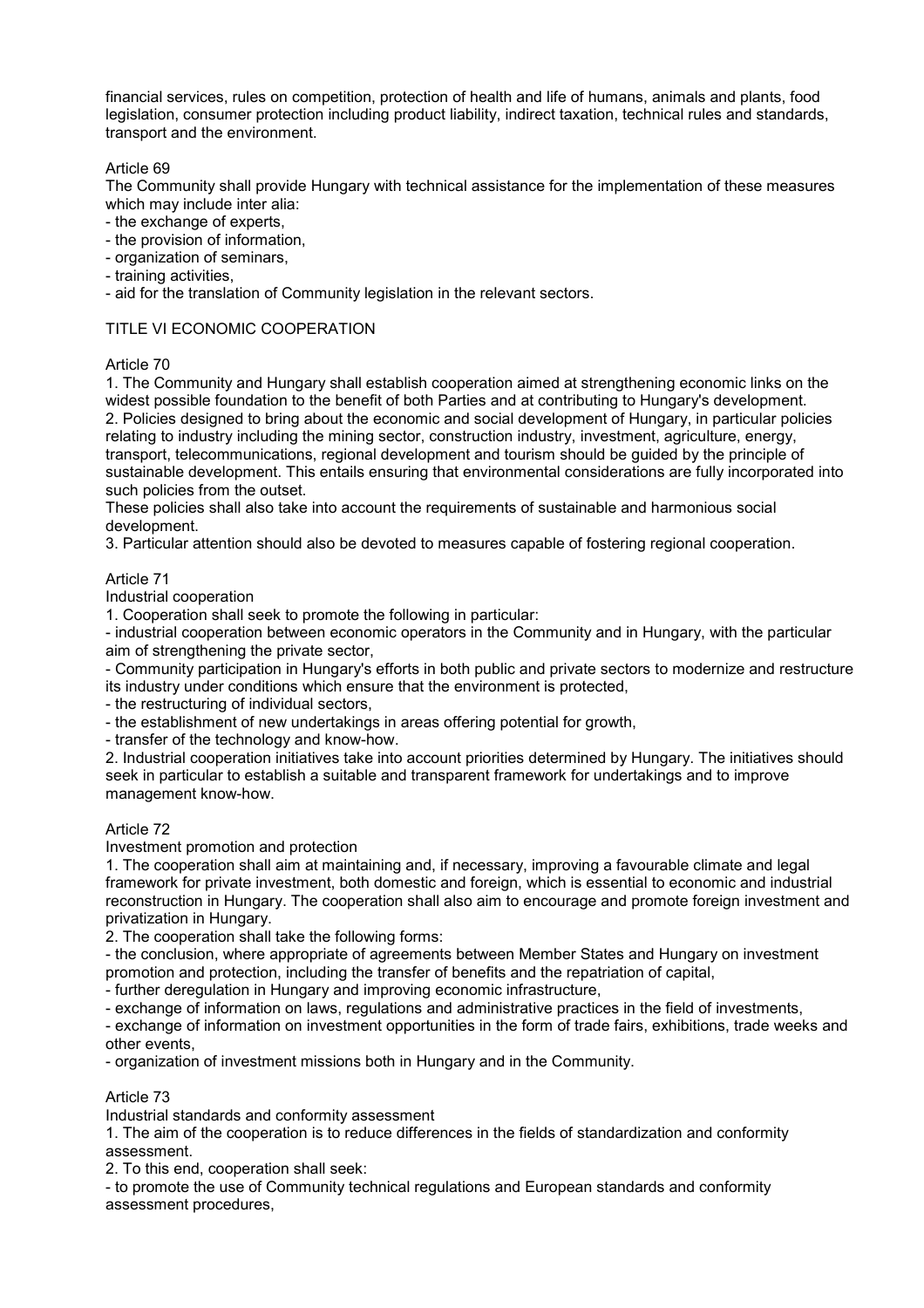financial services, rules on competition, protection of health and life of humans, animals and plants, food legislation, consumer protection including product liability, indirect taxation, technical rules and standards, transport and the environment.

Article 69

The Community shall provide Hungary with technical assistance for the implementation of these measures which may include inter alia:

- the exchange of experts,
- the provision of information,
- organization of seminars,
- training activities,
- aid for the translation of Community legislation in the relevant sectors.

## TITLE VI ECONOMIC COOPERATION

Article 70

1. The Community and Hungary shall establish cooperation aimed at strengthening economic links on the widest possible foundation to the benefit of both Parties and at contributing to Hungary's development.
2. Policies designed to bring about the economic and social development of Hungary, in particular policies relating to industry including the mining sector, construction industry, investment, agriculture, energy, transport, telecommunications, regional development and tourism should be guided by the principle of sustainable development. This entails ensuring that environmental considerations are fully incorporated into such policies from the outset.

These policies shall also take into account the requirements of sustainable and harmonious social development.

3. Particular attention should also be devoted to measures capable of fostering regional cooperation.

Article 71

Industrial cooperation

1. Cooperation shall seek to promote the following in particular:

- industrial cooperation between economic operators in the Community and in Hungary, with the particular aim of strengthening the private sector,
- Community participation in Hungary's efforts in both public and private sectors to modernize and restructure its industry under conditions which ensure that the environment is protected,
- the restructuring of individual sectors,
- the establishment of new undertakings in areas offering potential for growth,
- transfer of the technology and know-how.

2. Industrial cooperation initiatives take into account priorities determined by Hungary. The initiatives should seek in particular to establish a suitable and transparent framework for undertakings and to improve management know-how.

Article 72

Investment promotion and protection

1. The cooperation shall aim at maintaining and, if necessary, improving a favourable climate and legal framework for private investment, both domestic and foreign, which is essential to economic and industrial reconstruction in Hungary. The cooperation shall also aim to encourage and promote foreign investment and privatization in Hungary.
2. The cooperation shall take the following forms:

- the conclusion, where appropriate of agreements between Member States and Hungary on investment promotion and protection, including the transfer of benefits and the repatriation of capital,
- further deregulation in Hungary and improving economic infrastructure,
- exchange of information on laws, regulations and administrative practices in the field of investments,
- exchange of information on investment opportunities in the form of trade fairs, exhibitions, trade weeks and other events,
- organization of investment missions both in Hungary and in the Community.

Article 73

Industrial standards and conformity assessment

1. The aim of the cooperation is to reduce differences in the fields of standardization and conformity assessment.
2. To this end, cooperation shall seek:

- to promote the use of Community technical regulations and European standards and conformity assessment procedures,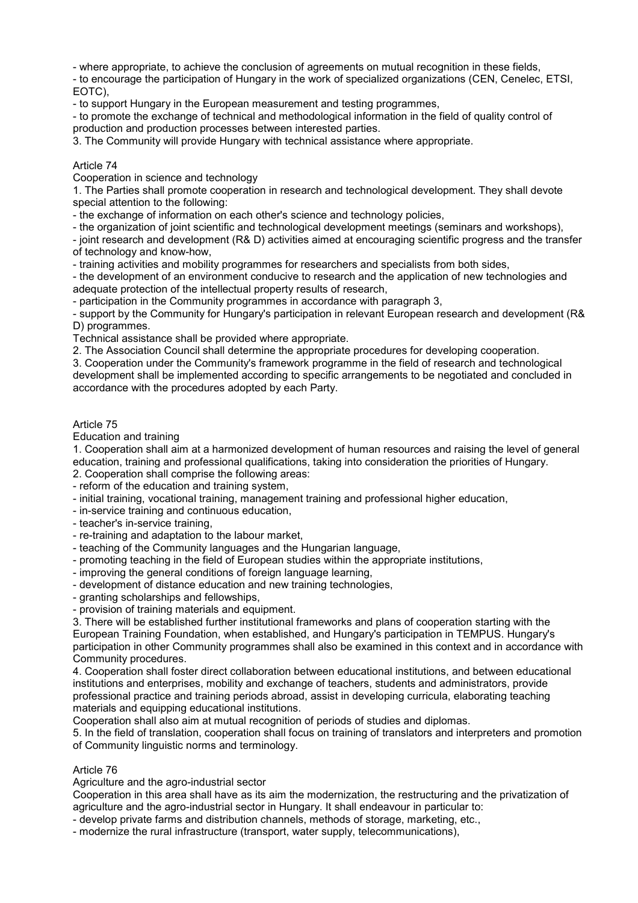- where appropriate, to achieve the conclusion of agreements on mutual recognition in these fields,
- to encourage the participation of Hungary in the work of specialized organizations (CEN, Cenelec, ETSI, EOTC),
- to support Hungary in the European measurement and testing programmes,
- to promote the exchange of technical and methodological information in the field of quality control of production and production processes between interested parties.

3. The Community will provide Hungary with technical assistance where appropriate.

Article 74

Cooperation in science and technology

1. The Parties shall promote cooperation in research and technological development. They shall devote special attention to the following:

- the exchange of information on each other's science and technology policies,
- the organization of joint scientific and technological development meetings (seminars and workshops),
- joint research and development (R& D) activities aimed at encouraging scientific progress and the transfer of technology and know-how,
- training activities and mobility programmes for researchers and specialists from both sides,
- the development of an environment conducive to research and the application of new technologies and adequate protection of the intellectual property results of research,
- participation in the Community programmes in accordance with paragraph 3,
- support by the Community for Hungary's participation in relevant European research and development (R& D) programmes.

Technical assistance shall be provided where appropriate.

2. The Association Council shall determine the appropriate procedures for developing cooperation.

3. Cooperation under the Community's framework programme in the field of research and technological development shall be implemented according to specific arrangements to be negotiated and concluded in accordance with the procedures adopted by each Party.

Article 75

Education and training

1. Cooperation shall aim at a harmonized development of human resources and raising the level of general education, training and professional qualifications, taking into consideration the priorities of Hungary.

2. Cooperation shall comprise the following areas:

- reform of the education and training system,
- initial training, vocational training, management training and professional higher education,
- in-service training and continuous education,
- teacher's in-service training,
- re-training and adaptation to the labour market,
- teaching of the Community languages and the Hungarian language,
- promoting teaching in the field of European studies within the appropriate institutions,
- improving the general conditions of foreign language learning,
- development of distance education and new training technologies,
- granting scholarships and fellowships,
- provision of training materials and equipment.

3. There will be established further institutional frameworks and plans of cooperation starting with the European Training Foundation, when established, and Hungary's participation in TEMPUS. Hungary's participation in other Community programmes shall also be examined in this context and in accordance with Community procedures.

4. Cooperation shall foster direct collaboration between educational institutions, and between educational institutions and enterprises, mobility and exchange of teachers, students and administrators, provide professional practice and training periods abroad, assist in developing curricula, elaborating teaching materials and equipping educational institutions.

Cooperation shall also aim at mutual recognition of periods of studies and diplomas.

5. In the field of translation, cooperation shall focus on training of translators and interpreters and promotion of Community linguistic norms and terminology.

Article 76

Agriculture and the agro-industrial sector

Cooperation in this area shall have as its aim the modernization, the restructuring and the privatization of agriculture and the agro-industrial sector in Hungary. It shall endeavour in particular to:

- develop private farms and distribution channels, methods of storage, marketing, etc.,
- modernize the rural infrastructure (transport, water supply, telecommunications),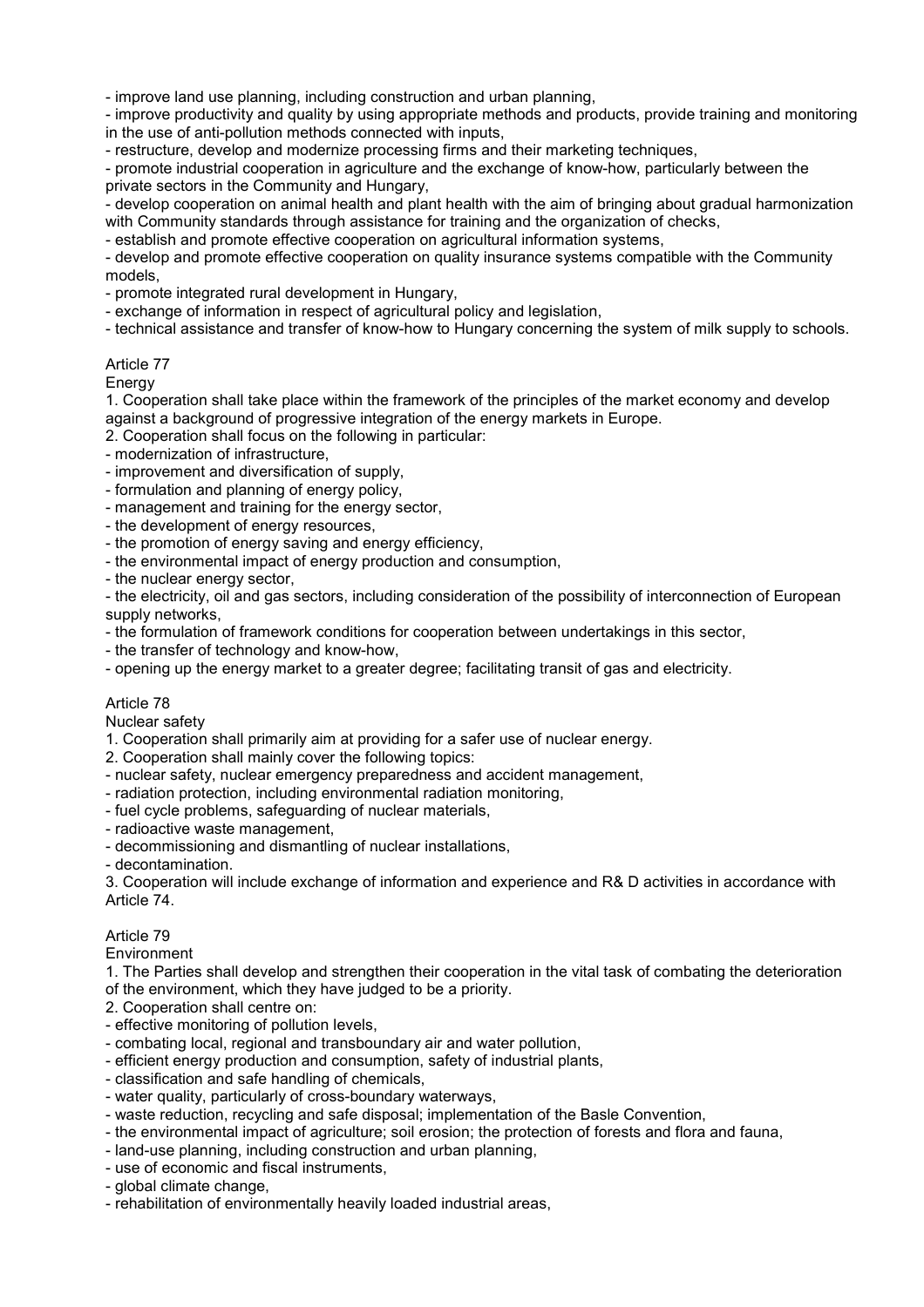- improve land use planning, including construction and urban planning,
- improve productivity and quality by using appropriate methods and products, provide training and monitoring in the use of anti-pollution methods connected with inputs,
- restructure, develop and modernize processing firms and their marketing techniques,
- promote industrial cooperation in agriculture and the exchange of know-how, particularly between the private sectors in the Community and Hungary,
- develop cooperation on animal health and plant health with the aim of bringing about gradual harmonization with Community standards through assistance for training and the organization of checks,
- establish and promote effective cooperation on agricultural information systems,
- develop and promote effective cooperation on quality insurance systems compatible with the Community models,
- promote integrated rural development in Hungary,
- exchange of information in respect of agricultural policy and legislation,
- technical assistance and transfer of know-how to Hungary concerning the system of milk supply to schools.

Article 77

Energy

1. Cooperation shall take place within the framework of the principles of the market economy and develop against a background of progressive integration of the energy markets in Europe.

2. Cooperation shall focus on the following in particular:
- modernization of infrastructure,
- improvement and diversification of supply,
- formulation and planning of energy policy,
- management and training for the energy sector,
- the development of energy resources,
- the promotion of energy saving and energy efficiency,
- the environmental impact of energy production and consumption,
- the nuclear energy sector,
- the electricity, oil and gas sectors, including consideration of the possibility of interconnection of European supply networks,
- the formulation of framework conditions for cooperation between undertakings in this sector,
- the transfer of technology and know-how,
- opening up the energy market to a greater degree; facilitating transit of gas and electricity.

Article 78

Nuclear safety

1. Cooperation shall primarily aim at providing for a safer use of nuclear energy.

2. Cooperation shall mainly cover the following topics:
- nuclear safety, nuclear emergency preparedness and accident management,
- radiation protection, including environmental radiation monitoring,
- fuel cycle problems, safeguarding of nuclear materials,
- radioactive waste management,
- decommissioning and dismantling of nuclear installations,
- decontamination.

3. Cooperation will include exchange of information and experience and R& D activities in accordance with Article 74.

Article 79

Environment

1. The Parties shall develop and strengthen their cooperation in the vital task of combating the deterioration of the environment, which they have judged to be a priority.

2. Cooperation shall centre on:
- effective monitoring of pollution levels,
- combating local, regional and transboundary air and water pollution,
- efficient energy production and consumption, safety of industrial plants,
- classification and safe handling of chemicals,
- water quality, particularly of cross-boundary waterways,
- waste reduction, recycling and safe disposal; implementation of the Basle Convention,
- the environmental impact of agriculture; soil erosion; the protection of forests and flora and fauna,
- land-use planning, including construction and urban planning,
- use of economic and fiscal instruments,
- global climate change,
- rehabilitation of environmentally heavily loaded industrial areas,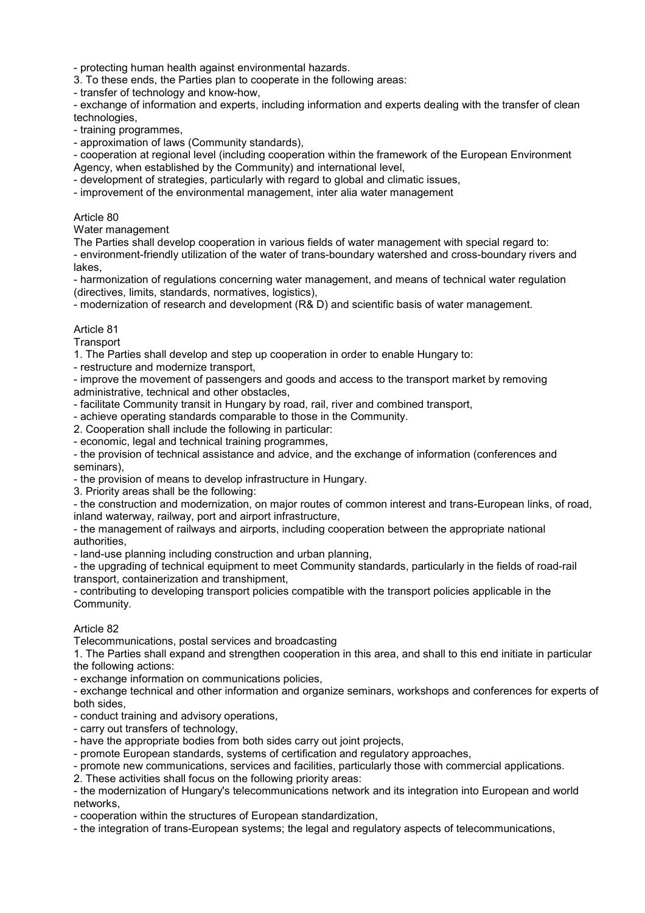- protecting human health against environmental hazards.

3. To these ends, the Parties plan to cooperate in the following areas:

- transfer of technology and know-how,
- exchange of information and experts, including information and experts dealing with the transfer of clean technologies,
- training programmes,
- approximation of laws (Community standards),
- cooperation at regional level (including cooperation within the framework of the European Environment Agency, when established by the Community) and international level,
- development of strategies, particularly with regard to global and climatic issues,
- improvement of the environmental management, inter alia water management

Article 80

Water management

The Parties shall develop cooperation in various fields of water management with special regard to:

- environment-friendly utilization of the water of trans-boundary watershed and cross-boundary rivers and lakes,
- harmonization of regulations concerning water management, and means of technical water regulation (directives, limits, standards, normatives, logistics),
- modernization of research and development (R& D) and scientific basis of water management.

Article 81

Transport

1. The Parties shall develop and step up cooperation in order to enable Hungary to:

- restructure and modernize transport,
- improve the movement of passengers and goods and access to the transport market by removing administrative, technical and other obstacles,
- facilitate Community transit in Hungary by road, rail, river and combined transport,
- achieve operating standards comparable to those in the Community.

2. Cooperation shall include the following in particular:

- economic, legal and technical training programmes,
- the provision of technical assistance and advice, and the exchange of information (conferences and seminars),
- the provision of means to develop infrastructure in Hungary.

3. Priority areas shall be the following:

- the construction and modernization, on major routes of common interest and trans-European links, of road, inland waterway, railway, port and airport infrastructure,
- the management of railways and airports, including cooperation between the appropriate national authorities,
- land-use planning including construction and urban planning,
- the upgrading of technical equipment to meet Community standards, particularly in the fields of road-rail transport, containerization and transhipment,
- contributing to developing transport policies compatible with the transport policies applicable in the Community.

Article 82

Telecommunications, postal services and broadcasting

1. The Parties shall expand and strengthen cooperation in this area, and shall to this end initiate in particular the following actions:

- exchange information on communications policies,
- exchange technical and other information and organize seminars, workshops and conferences for experts of both sides,
- conduct training and advisory operations,
- carry out transfers of technology,
- have the appropriate bodies from both sides carry out joint projects,
- promote European standards, systems of certification and regulatory approaches,
- promote new communications, services and facilities, particularly those with commercial applications.

2. These activities shall focus on the following priority areas:

- the modernization of Hungary's telecommunications network and its integration into European and world networks,
- cooperation within the structures of European standardization,
- the integration of trans-European systems; the legal and regulatory aspects of telecommunications,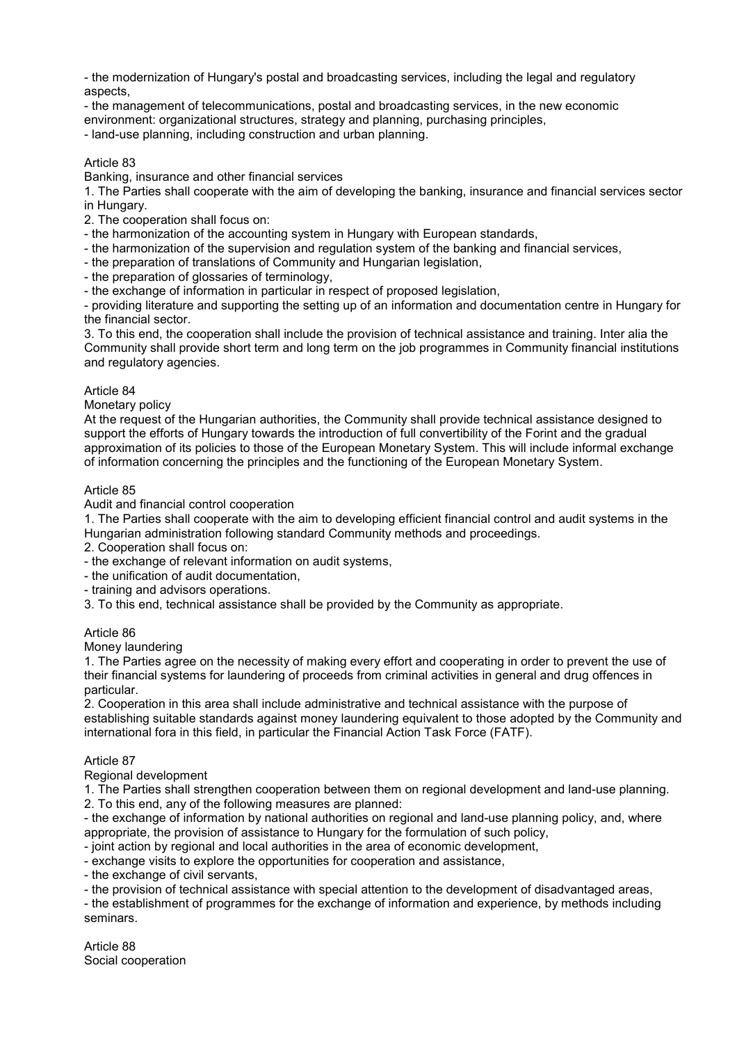- the modernization of Hungary's postal and broadcasting services, including the legal and regulatory aspects,
- the management of telecommunications, postal and broadcasting services, in the new economic environment: organizational structures, strategy and planning, purchasing principles,
- land-use planning, including construction and urban planning.

Article 83

Banking, insurance and other financial services

1. The Parties shall cooperate with the aim of developing the banking, insurance and financial services sector in Hungary.

2. The cooperation shall focus on:
- the harmonization of the accounting system in Hungary with European standards,
- the harmonization of the supervision and regulation system of the banking and financial services,
- the preparation of translations of Community and Hungarian legislation,
- the preparation of glossaries of terminology,
- the exchange of information in particular in respect of proposed legislation,
- providing literature and supporting the setting up of an information and documentation centre in Hungary for the financial sector.

3. To this end, the cooperation shall include the provision of technical assistance and training. Inter alia the Community shall provide short term and long term on the job programmes in Community financial institutions and regulatory agencies.

Article 84

Monetary policy

At the request of the Hungarian authorities, the Community shall provide technical assistance designed to support the efforts of Hungary towards the introduction of full convertibility of the Forint and the gradual approximation of its policies to those of the European Monetary System. This will include informal exchange of information concerning the principles and the functioning of the European Monetary System.

Article 85

Audit and financial control cooperation

1. The Parties shall cooperate with the aim to developing efficient financial control and audit systems in the Hungarian administration following standard Community methods and proceedings.

2. Cooperation shall focus on:
- the exchange of relevant information on audit systems,
- the unification of audit documentation,
- training and advisors operations.

3. To this end, technical assistance shall be provided by the Community as appropriate.

Article 86

Money laundering

1. The Parties agree on the necessity of making every effort and cooperating in order to prevent the use of their financial systems for laundering of proceeds from criminal activities in general and drug offences in particular.

2. Cooperation in this area shall include administrative and technical assistance with the purpose of establishing suitable standards against money laundering equivalent to those adopted by the Community and international fora in this field, in particular the Financial Action Task Force (FATF).

Article 87

Regional development

1. The Parties shall strengthen cooperation between them on regional development and land-use planning.

2. To this end, any of the following measures are planned:
- the exchange of information by national authorities on regional and land-use planning policy, and, where appropriate, the provision of assistance to Hungary for the formulation of such policy,
- joint action by regional and local authorities in the area of economic development,
- exchange visits to explore the opportunities for cooperation and assistance,
- the exchange of civil servants,
- the provision of technical assistance with special attention to the development of disadvantaged areas,
- the establishment of programmes for the exchange of information and experience, by methods including seminars.

Article 88

Social cooperation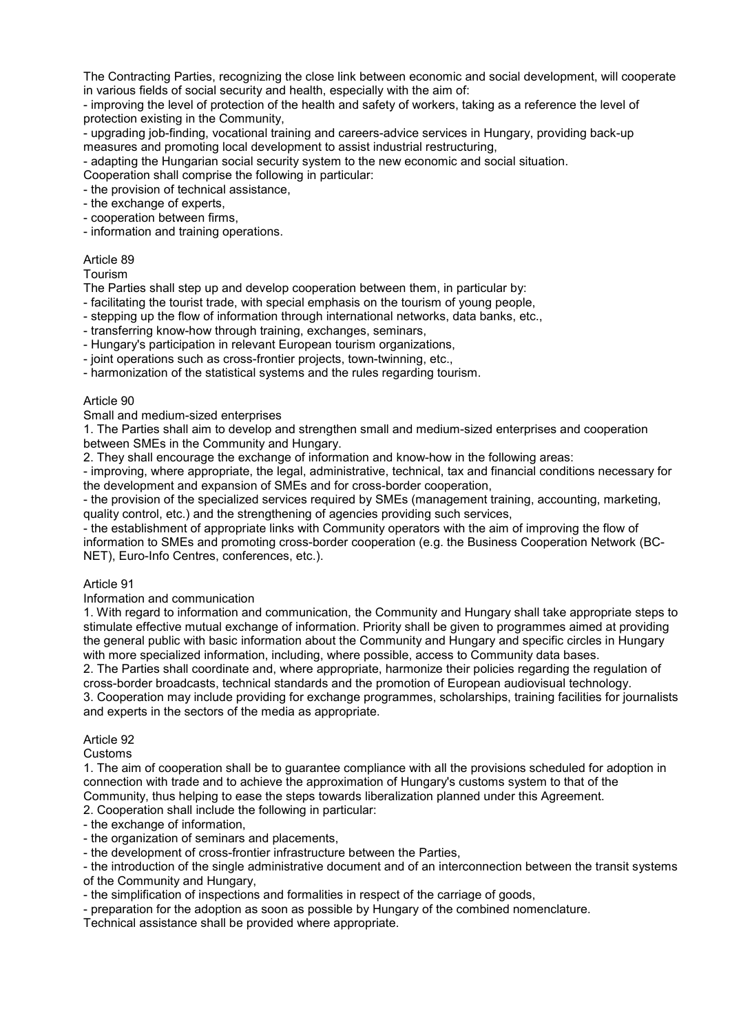The Contracting Parties, recognizing the close link between economic and social development, will cooperate in various fields of social security and health, especially with the aim of:

- improving the level of protection of the health and safety of workers, taking as a reference the level of protection existing in the Community,
- upgrading job-finding, vocational training and careers-advice services in Hungary, providing back-up measures and promoting local development to assist industrial restructuring,
- adapting the Hungarian social security system to the new economic and social situation.

Cooperation shall comprise the following in particular:

- the provision of technical assistance,
- the exchange of experts,
- cooperation between firms,
- information and training operations.

Article 89

Tourism

The Parties shall step up and develop cooperation between them, in particular by:

- facilitating the tourist trade, with special emphasis on the tourism of young people,
- stepping up the flow of information through international networks, data banks, etc.,
- transferring know-how through training, exchanges, seminars,
- Hungary's participation in relevant European tourism organizations,
- joint operations such as cross-frontier projects, town-twinning, etc.,
- harmonization of the statistical systems and the rules regarding tourism.

Article 90

Small and medium-sized enterprises

1. The Parties shall aim to develop and strengthen small and medium-sized enterprises and cooperation between SMEs in the Community and Hungary.
2. They shall encourage the exchange of information and know-how in the following areas:

- improving, where appropriate, the legal, administrative, technical, tax and financial conditions necessary for the development and expansion of SMEs and for cross-border cooperation,
- the provision of the specialized services required by SMEs (management training, accounting, marketing, quality control, etc.) and the strengthening of agencies providing such services,
- the establishment of appropriate links with Community operators with the aim of improving the flow of information to SMEs and promoting cross-border cooperation (e.g. the Business Cooperation Network (BC-NET), Euro-Info Centres, conferences, etc.).

Article 91

Information and communication

1. With regard to information and communication, the Community and Hungary shall take appropriate steps to stimulate effective mutual exchange of information. Priority shall be given to programmes aimed at providing the general public with basic information about the Community and Hungary and specific circles in Hungary with more specialized information, including, where possible, access to Community data bases.
2. The Parties shall coordinate and, where appropriate, harmonize their policies regarding the regulation of cross-border broadcasts, technical standards and the promotion of European audiovisual technology.
3. Cooperation may include providing for exchange programmes, scholarships, training facilities for journalists and experts in the sectors of the media as appropriate.

Article 92

Customs

1. The aim of cooperation shall be to guarantee compliance with all the provisions scheduled for adoption in connection with trade and to achieve the approximation of Hungary's customs system to that of the Community, thus helping to ease the steps towards liberalization planned under this Agreement.
2. Cooperation shall include the following in particular:

- the exchange of information,
- the organization of seminars and placements,
- the development of cross-frontier infrastructure between the Parties,
- the introduction of the single administrative document and of an interconnection between the transit systems of the Community and Hungary,
- the simplification of inspections and formalities in respect of the carriage of goods,
- preparation for the adoption as soon as possible by Hungary of the combined nomenclature.

Technical assistance shall be provided where appropriate.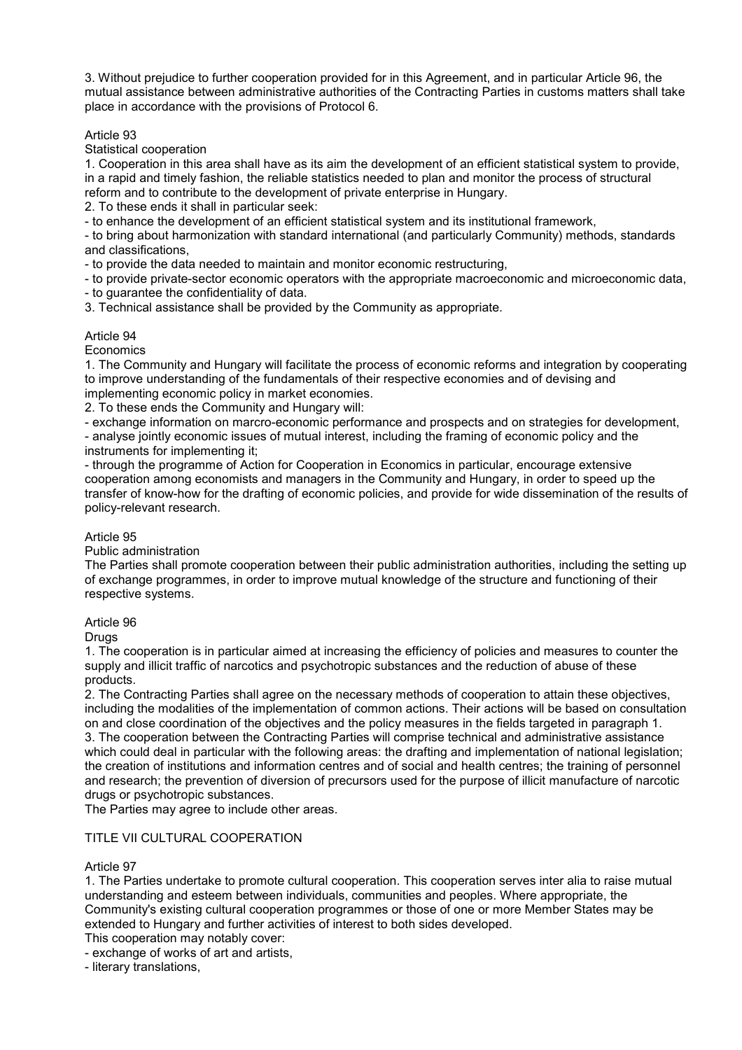3. Without prejudice to further cooperation provided for in this Agreement, and in particular Article 96, the mutual assistance between administrative authorities of the Contracting Parties in customs matters shall take place in accordance with the provisions of Protocol 6.

Article 93

Statistical cooperation

1. Cooperation in this area shall have as its aim the development of an efficient statistical system to provide, in a rapid and timely fashion, the reliable statistics needed to plan and monitor the process of structural reform and to contribute to the development of private enterprise in Hungary.

2. To these ends it shall in particular seek:

- to enhance the development of an efficient statistical system and its institutional framework,
- to bring about harmonization with standard international (and particularly Community) methods, standards and classifications,
- to provide the data needed to maintain and monitor economic restructuring,
- to provide private-sector economic operators with the appropriate macroeconomic and microeconomic data,
- to guarantee the confidentiality of data.

3. Technical assistance shall be provided by the Community as appropriate.

Article 94

Economics

1. The Community and Hungary will facilitate the process of economic reforms and integration by cooperating to improve understanding of the fundamentals of their respective economies and of devising and implementing economic policy in market economies.

2. To these ends the Community and Hungary will:

- exchange information on marcro-economic performance and prospects and on strategies for development,
- analyse jointly economic issues of mutual interest, including the framing of economic policy and the instruments for implementing it;
- through the programme of Action for Cooperation in Economics in particular, encourage extensive cooperation among economists and managers in the Community and Hungary, in order to speed up the transfer of know-how for the drafting of economic policies, and provide for wide dissemination of the results of policy-relevant research.

Article 95

Public administration

The Parties shall promote cooperation between their public administration authorities, including the setting up of exchange programmes, in order to improve mutual knowledge of the structure and functioning of their respective systems.

Article 96

Drugs

1. The cooperation is in particular aimed at increasing the efficiency of policies and measures to counter the supply and illicit traffic of narcotics and psychotropic substances and the reduction of abuse of these products.

2. The Contracting Parties shall agree on the necessary methods of cooperation to attain these objectives, including the modalities of the implementation of common actions. Their actions will be based on consultation on and close coordination of the objectives and the policy measures in the fields targeted in paragraph 1.

3. The cooperation between the Contracting Parties will comprise technical and administrative assistance which could deal in particular with the following areas: the drafting and implementation of national legislation; the creation of institutions and information centres and of social and health centres; the training of personnel and research; the prevention of diversion of precursors used for the purpose of illicit manufacture of narcotic drugs or psychotropic substances.

The Parties may agree to include other areas.

TITLE VII CULTURAL COOPERATION

Article 97

1. The Parties undertake to promote cultural cooperation. This cooperation serves inter alia to raise mutual understanding and esteem between individuals, communities and peoples. Where appropriate, the Community's existing cultural cooperation programmes or those of one or more Member States may be extended to Hungary and further activities of interest to both sides developed.

This cooperation may notably cover:

- exchange of works of art and artists,
- literary translations,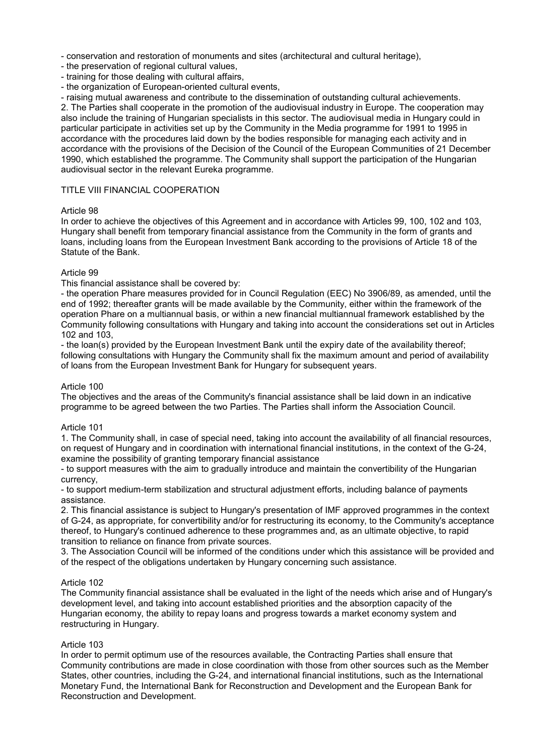- conservation and restoration of monuments and sites (architectural and cultural heritage),
- the preservation of regional cultural values,
- training for those dealing with cultural affairs,
- the organization of European-oriented cultural events,
- raising mutual awareness and contribute to the dissemination of outstanding cultural achievements.

2. The Parties shall cooperate in the promotion of the audiovisual industry in Europe. The cooperation may also include the training of Hungarian specialists in this sector. The audiovisual media in Hungary could in particular participate in activities set up by the Community in the Media programme for 1991 to 1995 in accordance with the procedures laid down by the bodies responsible for managing each activity and in accordance with the provisions of the Decision of the Council of the European Communities of 21 December 1990, which established the programme. The Community shall support the participation of the Hungarian audiovisual sector in the relevant Eureka programme.

## TITLE VIII FINANCIAL COOPERATION

### Article 98

In order to achieve the objectives of this Agreement and in accordance with Articles 99, 100, 102 and 103, Hungary shall benefit from temporary financial assistance from the Community in the form of grants and loans, including loans from the European Investment Bank according to the provisions of Article 18 of the Statute of the Bank.

### Article 99

This financial assistance shall be covered by:

- the operation Phare measures provided for in Council Regulation (EEC) No 3906/89, as amended, until the end of 1992; thereafter grants will be made available by the Community, either within the framework of the operation Phare on a multiannual basis, or within a new financial multiannual framework established by the Community following consultations with Hungary and taking into account the considerations set out in Articles 102 and 103,
- the loan(s) provided by the European Investment Bank until the expiry date of the availability thereof; following consultations with Hungary the Community shall fix the maximum amount and period of availability of loans from the European Investment Bank for Hungary for subsequent years.

### Article 100

The objectives and the areas of the Community's financial assistance shall be laid down in an indicative programme to be agreed between the two Parties. The Parties shall inform the Association Council.

### Article 101

1. The Community shall, in case of special need, taking into account the availability of all financial resources, on request of Hungary and in coordination with international financial institutions, in the context of the G-24, examine the possibility of granting temporary financial assistance

- to support measures with the aim to gradually introduce and maintain the convertibility of the Hungarian currency,
- to support medium-term stabilization and structural adjustment efforts, including balance of payments assistance.

2. This financial assistance is subject to Hungary's presentation of IMF approved programmes in the context of G-24, as appropriate, for convertibility and/or for restructuring its economy, to the Community's acceptance thereof, to Hungary's continued adherence to these programmes and, as an ultimate objective, to rapid transition to reliance on finance from private sources.

3. The Association Council will be informed of the conditions under which this assistance will be provided and of the respect of the obligations undertaken by Hungary concerning such assistance.

### Article 102

The Community financial assistance shall be evaluated in the light of the needs which arise and of Hungary's development level, and taking into account established priorities and the absorption capacity of the Hungarian economy, the ability to repay loans and progress towards a market economy system and restructuring in Hungary.

### Article 103

In order to permit optimum use of the resources available, the Contracting Parties shall ensure that Community contributions are made in close coordination with those from other sources such as the Member States, other countries, including the G-24, and international financial institutions, such as the International Monetary Fund, the International Bank for Reconstruction and Development and the European Bank for Reconstruction and Development.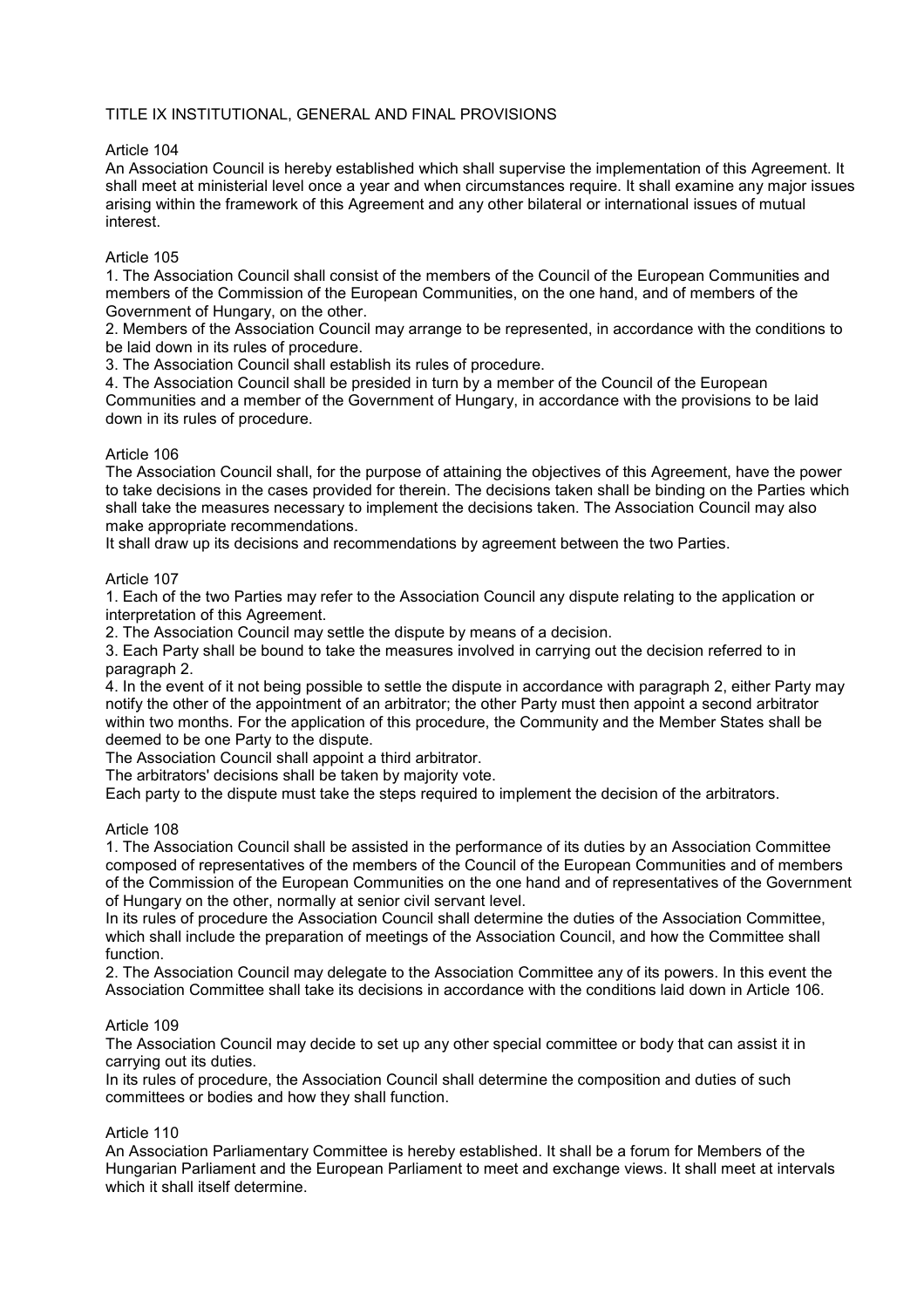## TITLE IX INSTITUTIONAL, GENERAL AND FINAL PROVISIONS

### Article 104

An Association Council is hereby established which shall supervise the implementation of this Agreement. It shall meet at ministerial level once a year and when circumstances require. It shall examine any major issues arising within the framework of this Agreement and any other bilateral or international issues of mutual interest.

### Article 105

1. The Association Council shall consist of the members of the Council of the European Communities and members of the Commission of the European Communities, on the one hand, and of members of the Government of Hungary, on the other.
2. Members of the Association Council may arrange to be represented, in accordance with the conditions to be laid down in its rules of procedure.
3. The Association Council shall establish its rules of procedure.
4. The Association Council shall be presided in turn by a member of the Council of the European Communities and a member of the Government of Hungary, in accordance with the provisions to be laid down in its rules of procedure.

### Article 106

The Association Council shall, for the purpose of attaining the objectives of this Agreement, have the power to take decisions in the cases provided for therein. The decisions taken shall be binding on the Parties which shall take the measures necessary to implement the decisions taken. The Association Council may also make appropriate recommendations.

It shall draw up its decisions and recommendations by agreement between the two Parties.

### Article 107

1. Each of the two Parties may refer to the Association Council any dispute relating to the application or interpretation of this Agreement.
2. The Association Council may settle the dispute by means of a decision.
3. Each Party shall be bound to take the measures involved in carrying out the decision referred to in paragraph 2.
4. In the event of it not being possible to settle the dispute in accordance with paragraph 2, either Party may notify the other of the appointment of an arbitrator; the other Party must then appoint a second arbitrator within two months. For the application of this procedure, the Community and the Member States shall be deemed to be one Party to the dispute.

The Association Council shall appoint a third arbitrator.

The arbitrators' decisions shall be taken by majority vote.

Each party to the dispute must take the steps required to implement the decision of the arbitrators.

### Article 108

1. The Association Council shall be assisted in the performance of its duties by an Association Committee composed of representatives of the members of the Council of the European Communities and of members of the Commission of the European Communities on the one hand and of representatives of the Government of Hungary on the other, normally at senior civil servant level.

In its rules of procedure the Association Council shall determine the duties of the Association Committee, which shall include the preparation of meetings of the Association Council, and how the Committee shall function.

2. The Association Council may delegate to the Association Committee any of its powers. In this event the Association Committee shall take its decisions in accordance with the conditions laid down in Article 106.

### Article 109

The Association Council may decide to set up any other special committee or body that can assist it in carrying out its duties.

In its rules of procedure, the Association Council shall determine the composition and duties of such committees or bodies and how they shall function.

### Article 110

An Association Parliamentary Committee is hereby established. It shall be a forum for Members of the Hungarian Parliament and the European Parliament to meet and exchange views. It shall meet at intervals which it shall itself determine.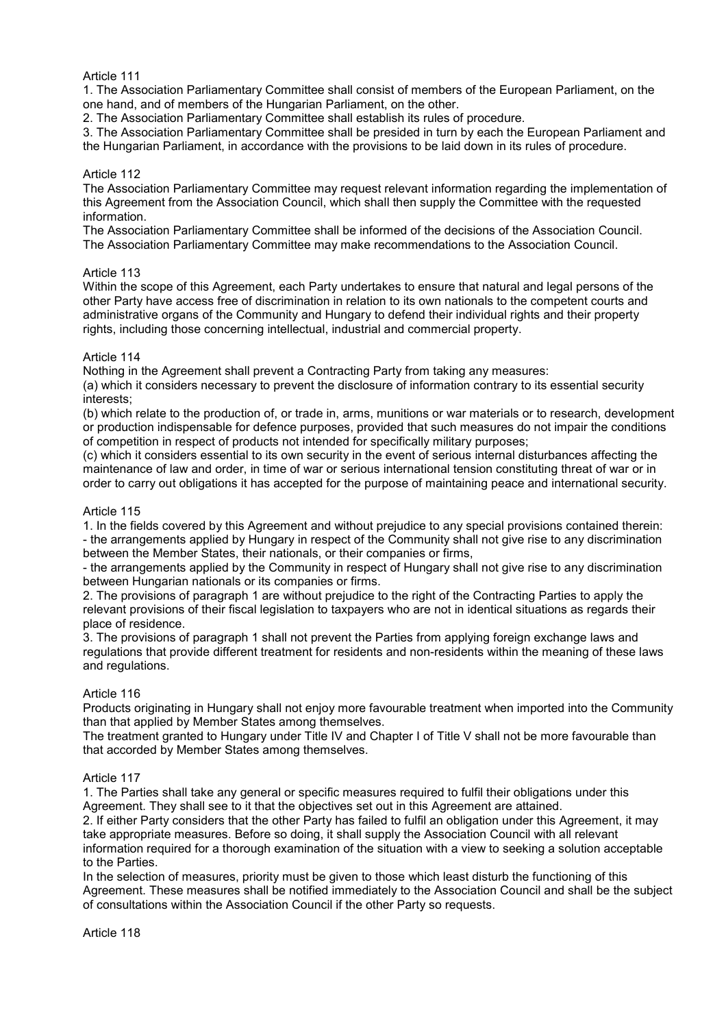Article 111

1. The Association Parliamentary Committee shall consist of members of the European Parliament, on the one hand, and of members of the Hungarian Parliament, on the other.
2. The Association Parliamentary Committee shall establish its rules of procedure.
3. The Association Parliamentary Committee shall be presided in turn by each the European Parliament and the Hungarian Parliament, in accordance with the provisions to be laid down in its rules of procedure.

Article 112

The Association Parliamentary Committee may request relevant information regarding the implementation of this Agreement from the Association Council, which shall then supply the Committee with the requested information.
The Association Parliamentary Committee shall be informed of the decisions of the Association Council.
The Association Parliamentary Committee may make recommendations to the Association Council.

Article 113

Within the scope of this Agreement, each Party undertakes to ensure that natural and legal persons of the other Party have access free of discrimination in relation to its own nationals to the competent courts and administrative organs of the Community and Hungary to defend their individual rights and their property rights, including those concerning intellectual, industrial and commercial property.

Article 114

Nothing in the Agreement shall prevent a Contracting Party from taking any measures:
(a) which it considers necessary to prevent the disclosure of information contrary to its essential security interests;
(b) which relate to the production of, or trade in, arms, munitions or war materials or to research, development or production indispensable for defence purposes, provided that such measures do not impair the conditions of competition in respect of products not intended for specifically military purposes;
(c) which it considers essential to its own security in the event of serious internal disturbances affecting the maintenance of law and order, in time of war or serious international tension constituting threat of war or in order to carry out obligations it has accepted for the purpose of maintaining peace and international security.

Article 115

1. In the fields covered by this Agreement and without prejudice to any special provisions contained therein:
- the arrangements applied by Hungary in respect of the Community shall not give rise to any discrimination between the Member States, their nationals, or their companies or firms,
- the arrangements applied by the Community in respect of Hungary shall not give rise to any discrimination between Hungarian nationals or its companies or firms.
2. The provisions of paragraph 1 are without prejudice to the right of the Contracting Parties to apply the relevant provisions of their fiscal legislation to taxpayers who are not in identical situations as regards their place of residence.
3. The provisions of paragraph 1 shall not prevent the Parties from applying foreign exchange laws and regulations that provide different treatment for residents and non-residents within the meaning of these laws and regulations.

Article 116

Products originating in Hungary shall not enjoy more favourable treatment when imported into the Community than that applied by Member States among themselves.
The treatment granted to Hungary under Title IV and Chapter I of Title V shall not be more favourable than that accorded by Member States among themselves.

Article 117

1. The Parties shall take any general or specific measures required to fulfil their obligations under this Agreement. They shall see to it that the objectives set out in this Agreement are attained.
2. If either Party considers that the other Party has failed to fulfil an obligation under this Agreement, it may take appropriate measures. Before so doing, it shall supply the Association Council with all relevant information required for a thorough examination of the situation with a view to seeking a solution acceptable to the Parties.
In the selection of measures, priority must be given to those which least disturb the functioning of this Agreement. These measures shall be notified immediately to the Association Council and shall be the subject of consultations within the Association Council if the other Party so requests.

Article 118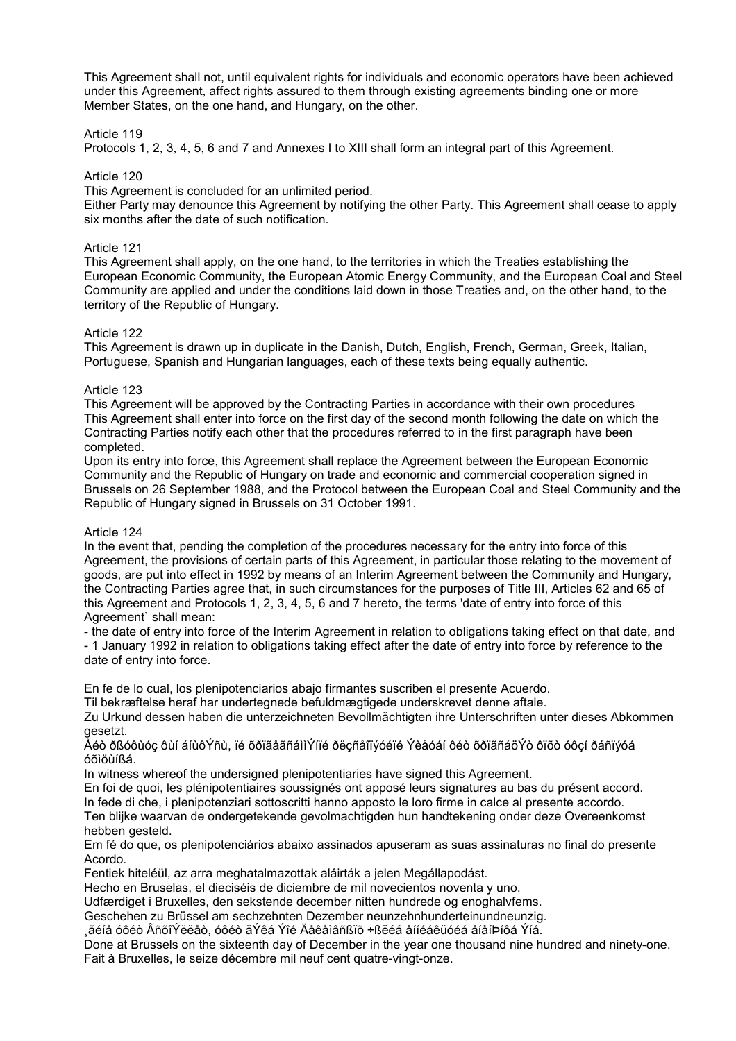This Agreement shall not, until equivalent rights for individuals and economic operators have been achieved under this Agreement, affect rights assured to them through existing agreements binding one or more Member States, on the one hand, and Hungary, on the other.

Article 119

Protocols 1, 2, 3, 4, 5, 6 and 7 and Annexes I to XIII shall form an integral part of this Agreement.

Article 120

This Agreement is concluded for an unlimited period.

Either Party may denounce this Agreement by notifying the other Party. This Agreement shall cease to apply six months after the date of such notification.

Article 121

This Agreement shall apply, on the one hand, to the territories in which the Treaties establishing the European Economic Community, the European Atomic Energy Community, and the European Coal and Steel Community are applied and under the conditions laid down in those Treaties and, on the other hand, to the territory of the Republic of Hungary.

Article 122

This Agreement is drawn up in duplicate in the Danish, Dutch, English, French, German, Greek, Italian, Portuguese, Spanish and Hungarian languages, each of these texts being equally authentic.

Article 123

This Agreement will be approved by the Contracting Parties in accordance with their own procedures

This Agreement shall enter into force on the first day of the second month following the date on which the Contracting Parties notify each other that the procedures referred to in the first paragraph have been completed.

Upon its entry into force, this Agreement shall replace the Agreement between the European Economic Community and the Republic of Hungary on trade and economic and commercial cooperation signed in Brussels on 26 September 1988, and the Protocol between the European Coal and Steel Community and the Republic of Hungary signed in Brussels on 31 October 1991.

Article 124

In the event that, pending the completion of the procedures necessary for the entry into force of this Agreement, the provisions of certain parts of this Agreement, in particular those relating to the movement of goods, are put into effect in 1992 by means of an Interim Agreement between the Community and Hungary, the Contracting Parties agree that, in such circumstances for the purposes of Title III, Articles 62 and 65 of this Agreement and Protocols 1, 2, 3, 4, 5, 6 and 7 hereto, the terms 'date of entry into force of this Agreement` shall mean:

- the date of entry into force of the Interim Agreement in relation to obligations taking effect on that date, and
- 1 January 1992 in relation to obligations taking effect after the date of entry into force by reference to the date of entry into force.

En fe de lo cual, los plenipotenciarios abajo firmantes suscriben el presente Acuerdo.

Til bekræftelse heraf har undertegnede befuldmægtigede underskrevet denne aftale.

Zu Urkund dessen haben die unterzeichneten Bevollmächtigten ihre Unterschriften unter dieses Abkommen gesetzt.

Åéò ðßóôùóç ôùí áíùôÝñù, ïé õðïãåãñáììÝíïé ðëçñåîïýóéïé Ýèåóáí ôéò õðïãñáöÝò ôïõò óôçí ðáñïýóá óõìöùíßá.

In witness whereof the undersigned plenipotentiaries have signed this Agreement.

En foi de quoi, les plénipotentiaires soussignés ont apposé leurs signatures au bas du présent accord.

In fede di che, i plenipotenziari sottoscritti hanno apposto le loro firme in calce al presente accordo.

Ten blijke waarvan de ondergetekende gevolmachtigden hun handtekening onder deze Overeenkomst hebben gesteld.

Em fé do que, os plenipotenciários abaixo assinados apuseram as suas assinaturas no final do presente Acordo.

Fentiek hiteléül, az arra meghatalmazottak aláírták a jelen Megállapodást.

Hecho en Bruselas, el dieciséis de diciembre de mil novecientos noventa y uno.

Udfærdiget i Bruxelles, den sekstende december nitten hundrede og enoghalvfems.

Geschehen zu Brüssel am sechzehnten Dezember neunzehnhunderteinundneunzig.

¸ãéíå óôéò ÂñõîÝëëåò, óôéò äÝêá Ýîé Äåêåìâñßïõ ÷ßëéá åííéáêüóéá åíåíÞíôá Ýíá.

Done at Brussels on the sixteenth day of December in the year one thousand nine hundred and ninety-one.

Fait à Bruxelles, le seize décembre mil neuf cent quatre-vingt-onze.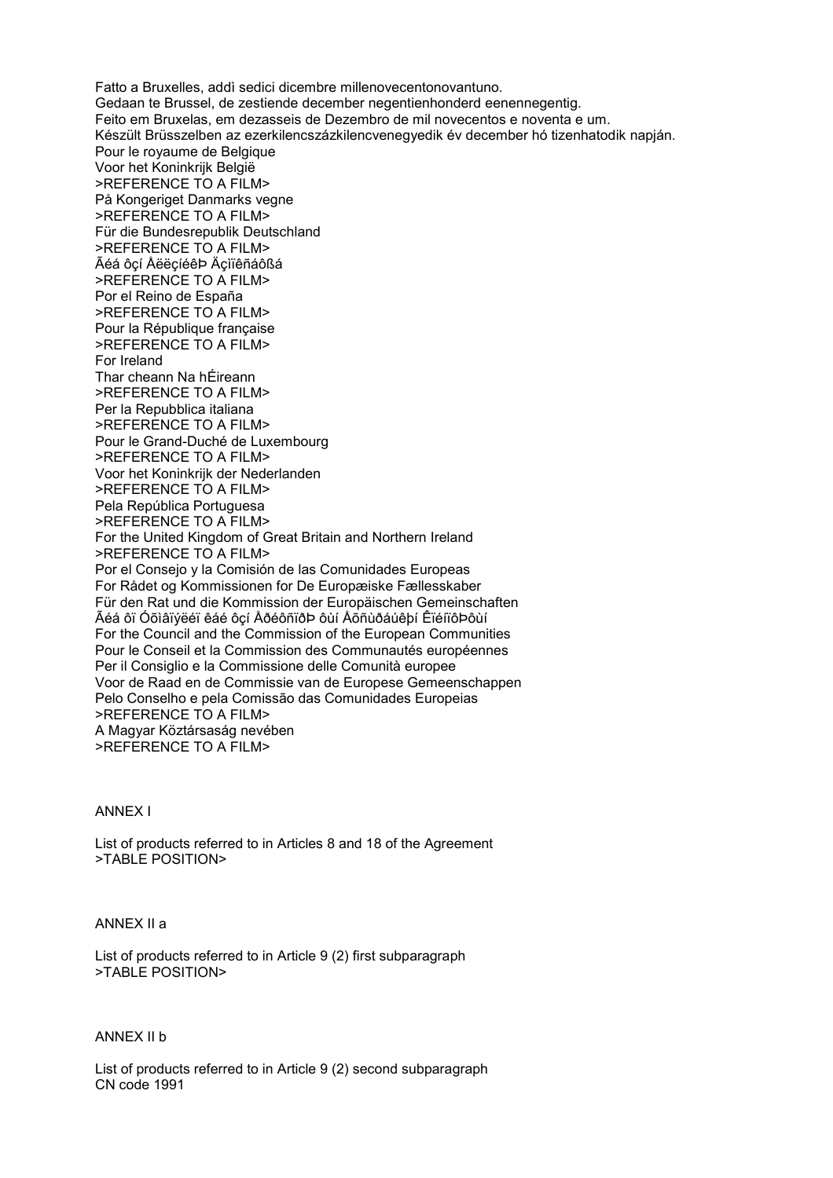Fatto a Bruxelles, addì sedici dicembre millenovecentonovantuno.
Gedaan te Brussel, de zestiende december negentienhonderd eenennegentig.
Feito em Bruxelas, em dezasseis de Dezembro de mil novecentos e noventa e um.
Készült Brüsszelben az ezerkilencszázkilencvenegyedik év december hó tizenhatodik napján.
Pour le royaume de Belgique
Voor het Koninkrijk België
>REFERENCE TO A FILM>
På Kongeriget Danmarks vegne
>REFERENCE TO A FILM>
Für die Bundesrepublik Deutschland
>REFERENCE TO A FILM>
Ãéá ôçí ÅëëçíéêÞ Äçìïêñáôßá
>REFERENCE TO A FILM>
Por el Reino de España
>REFERENCE TO A FILM>
Pour la République française
>REFERENCE TO A FILM>
For Ireland
Thar cheann Na hÉireann
>REFERENCE TO A FILM>
Per la Repubblica italiana
>REFERENCE TO A FILM>
Pour le Grand-Duché de Luxembourg
>REFERENCE TO A FILM>
Voor het Koninkrijk der Nederlanden
>REFERENCE TO A FILM>
Pela República Portuguesa
>REFERENCE TO A FILM>
For the United Kingdom of Great Britain and Northern Ireland
>REFERENCE TO A FILM>
Por el Consejo y la Comisión de las Comunidades Europeas
For Rådet og Kommissionen for De Europæiske Fællesskaber
Für den Rat und die Kommission der Europäischen Gemeinschaften
Ãéá ôï Óõìâïýëéï êáé ôçí ÅðéôñïðÞ ôùí ÅõñùðáúêþíÊïéíïôÞôùí
For the Council and the Commission of the European Communities
Pour le Conseil et la Commission des Communautés européennes
Per il Consiglio e la Commissione delle Comunità europee
Voor de Raad en de Commissie van de Europese Gemeenschappen
Pelo Conselho e pela Comissão das Comunidades Europeias
>REFERENCE TO A FILM>
A Magyar Köztársaság nevében
>REFERENCE TO A FILM>

## ANNEX I

List of products referred to in Articles 8 and 18 of the Agreement
>TABLE POSITION>

## ANNEX II a

List of products referred to in Article 9 (2) first subparagraph
>TABLE POSITION>

## ANNEX II b

List of products referred to in Article 9 (2) second subparagraph
CN code 1991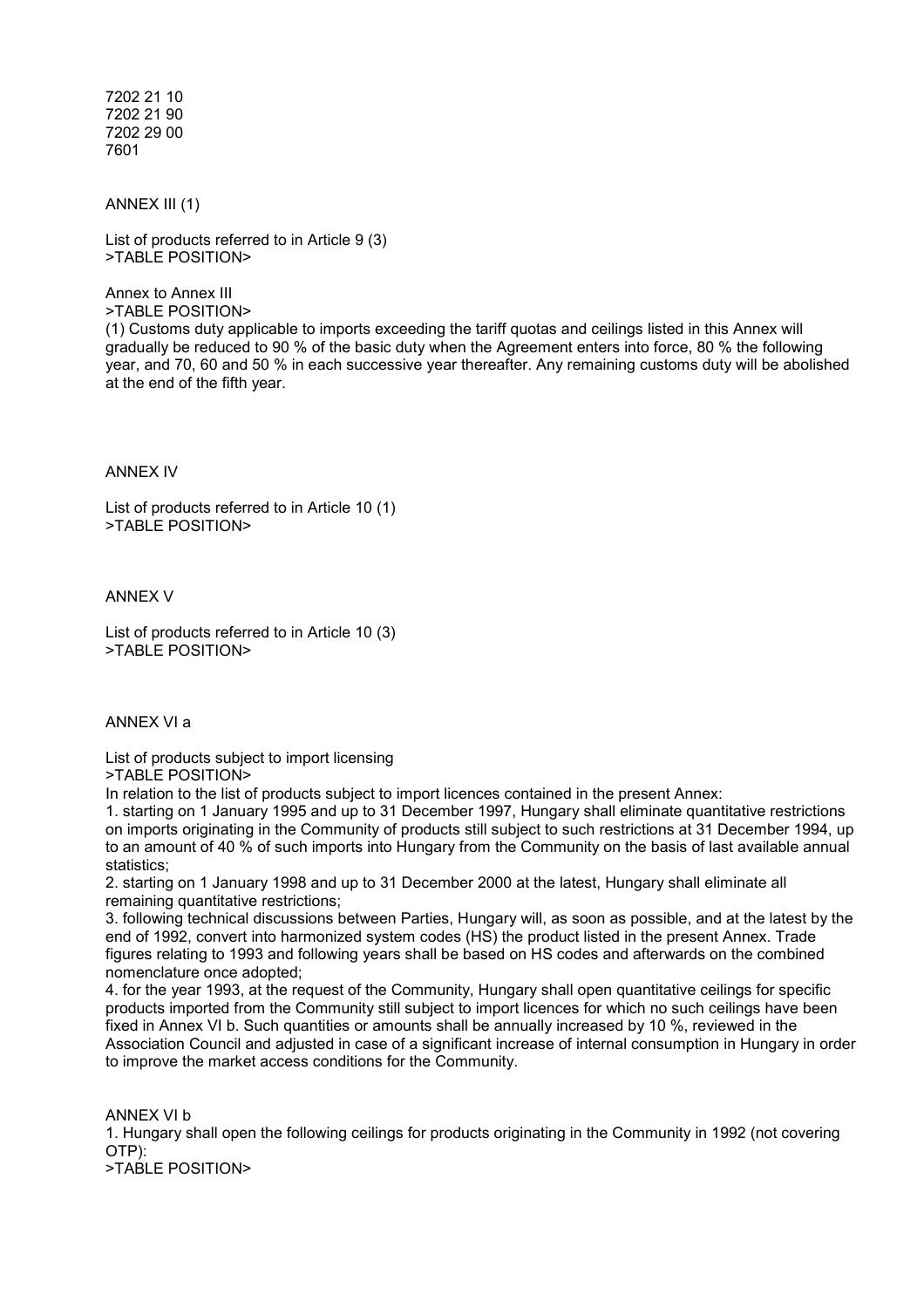7202 21 10
7202 21 90
7202 29 00
7601

ANNEX III (1)

List of products referred to in Article 9 (3)
>TABLE POSITION>

Annex to Annex III
>TABLE POSITION>
(1) Customs duty applicable to imports exceeding the tariff quotas and ceilings listed in this Annex will gradually be reduced to 90 % of the basic duty when the Agreement enters into force, 80 % the following year, and 70, 60 and 50 % in each successive year thereafter. Any remaining customs duty will be abolished at the end of the fifth year.

ANNEX IV

List of products referred to in Article 10 (1)
>TABLE POSITION>

ANNEX V

List of products referred to in Article 10 (3)
>TABLE POSITION>

ANNEX VI a

List of products subject to import licensing
>TABLE POSITION>
In relation to the list of products subject to import licences contained in the present Annex:
1. starting on 1 January 1995 and up to 31 December 1997, Hungary shall eliminate quantitative restrictions on imports originating in the Community of products still subject to such restrictions at 31 December 1994, up to an amount of 40 % of such imports into Hungary from the Community on the basis of last available annual statistics;
2. starting on 1 January 1998 and up to 31 December 2000 at the latest, Hungary shall eliminate all remaining quantitative restrictions;
3. following technical discussions between Parties, Hungary will, as soon as possible, and at the latest by the end of 1992, convert into harmonized system codes (HS) the product listed in the present Annex. Trade figures relating to 1993 and following years shall be based on HS codes and afterwards on the combined nomenclature once adopted;
4. for the year 1993, at the request of the Community, Hungary shall open quantitative ceilings for specific products imported from the Community still subject to import licences for which no such ceilings have been fixed in Annex VI b. Such quantities or amounts shall be annually increased by 10 %, reviewed in the Association Council and adjusted in case of a significant increase of internal consumption in Hungary in order to improve the market access conditions for the Community.

ANNEX VI b
1. Hungary shall open the following ceilings for products originating in the Community in 1992 (not covering OTP):
>TABLE POSITION>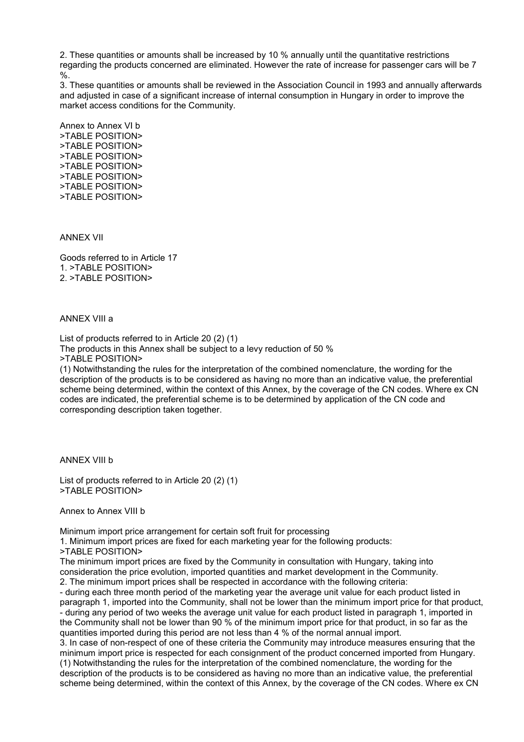2. These quantities or amounts shall be increased by 10 % annually until the quantitative restrictions regarding the products concerned are eliminated. However the rate of increase for passenger cars will be 7 %.

3. These quantities or amounts shall be reviewed in the Association Council in 1993 and annually afterwards and adjusted in case of a significant increase of internal consumption in Hungary in order to improve the market access conditions for the Community.

Annex to Annex VI b

>TABLE POSITION>
>TABLE POSITION>
>TABLE POSITION>
>TABLE POSITION>
>TABLE POSITION>
>TABLE POSITION>
>TABLE POSITION>

## ANNEX VII

Goods referred to in Article 17

1. >TABLE POSITION>
2. >TABLE POSITION>

## ANNEX VIII a

List of products referred to in Article 20 (2) (1)

The products in this Annex shall be subject to a levy reduction of 50 %

>TABLE POSITION>

(1) Notwithstanding the rules for the interpretation of the combined nomenclature, the wording for the description of the products is to be considered as having no more than an indicative value, the preferential scheme being determined, within the context of this Annex, by the coverage of the CN codes. Where ex CN codes are indicated, the preferential scheme is to be determined by application of the CN code and corresponding description taken together.

## ANNEX VIII b

List of products referred to in Article 20 (2) (1)

>TABLE POSITION>

Annex to Annex VIII b

Minimum import price arrangement for certain soft fruit for processing

1. Minimum import prices are fixed for each marketing year for the following products:

>TABLE POSITION>

The minimum import prices are fixed by the Community in consultation with Hungary, taking into consideration the price evolution, imported quantities and market development in the Community.

2. The minimum import prices shall be respected in accordance with the following criteria:

- during each three month period of the marketing year the average unit value for each product listed in paragraph 1, imported into the Community, shall not be lower than the minimum import price for that product,
- during any period of two weeks the average unit value for each product listed in paragraph 1, imported in the Community shall not be lower than 90 % of the minimum import price for that product, in so far as the quantities imported during this period are not less than 4 % of the normal annual import.

3. In case of non-respect of one of these criteria the Community may introduce measures ensuring that the minimum import price is respected for each consignment of the product concerned imported from Hungary.

(1) Notwithstanding the rules for the interpretation of the combined nomenclature, the wording for the description of the products is to be considered as having no more than an indicative value, the preferential scheme being determined, within the context of this Annex, by the coverage of the CN codes. Where ex CN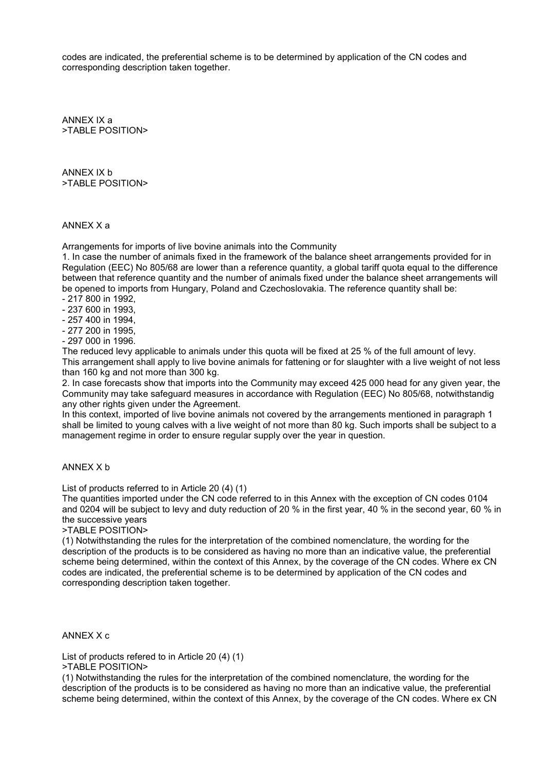codes are indicated, the preferential scheme is to be determined by application of the CN codes and corresponding description taken together.

ANNEX IX a
>TABLE POSITION>

ANNEX IX b
>TABLE POSITION>

ANNEX X a

Arrangements for imports of live bovine animals into the Community

1. In case the number of animals fixed in the framework of the balance sheet arrangements provided for in Regulation (EEC) No 805/68 are lower than a reference quantity, a global tariff quota equal to the difference between that reference quantity and the number of animals fixed under the balance sheet arrangements will be opened to imports from Hungary, Poland and Czechoslovakia. The reference quantity shall be:
- 217 800 in 1992,
- 237 600 in 1993,
- 257 400 in 1994,
- 277 200 in 1995,
- 297 000 in 1996.

The reduced levy applicable to animals under this quota will be fixed at 25 % of the full amount of levy. This arrangement shall apply to live bovine animals for fattening or for slaughter with a live weight of not less than 160 kg and not more than 300 kg.

2. In case forecasts show that imports into the Community may exceed 425 000 head for any given year, the Community may take safeguard measures in accordance with Regulation (EEC) No 805/68, notwithstandig any other rights given under the Agreement.

In this context, imported of live bovine animals not covered by the arrangements mentioned in paragraph 1 shall be limited to young calves with a live weight of not more than 80 kg. Such imports shall be subject to a management regime in order to ensure regular supply over the year in question.

ANNEX X b

List of products referred to in Article 20 (4) (1)

The quantities imported under the CN code referred to in this Annex with the exception of CN codes 0104 and 0204 will be subject to levy and duty reduction of 20 % in the first year, 40 % in the second year, 60 % in the successive years
>TABLE POSITION>

(1) Notwithstanding the rules for the interpretation of the combined nomenclature, the wording for the description of the products is to be considered as having no more than an indicative value, the preferential scheme being determined, within the context of this Annex, by the coverage of the CN codes. Where ex CN codes are indicated, the preferential scheme is to be determined by application of the CN codes and corresponding description taken together.

ANNEX X c

List of products refered to in Article 20 (4) (1)
>TABLE POSITION>

(1) Notwithstanding the rules for the interpretation of the combined nomenclature, the wording for the description of the products is to be considered as having no more than an indicative value, the preferential scheme being determined, within the context of this Annex, by the coverage of the CN codes. Where ex CN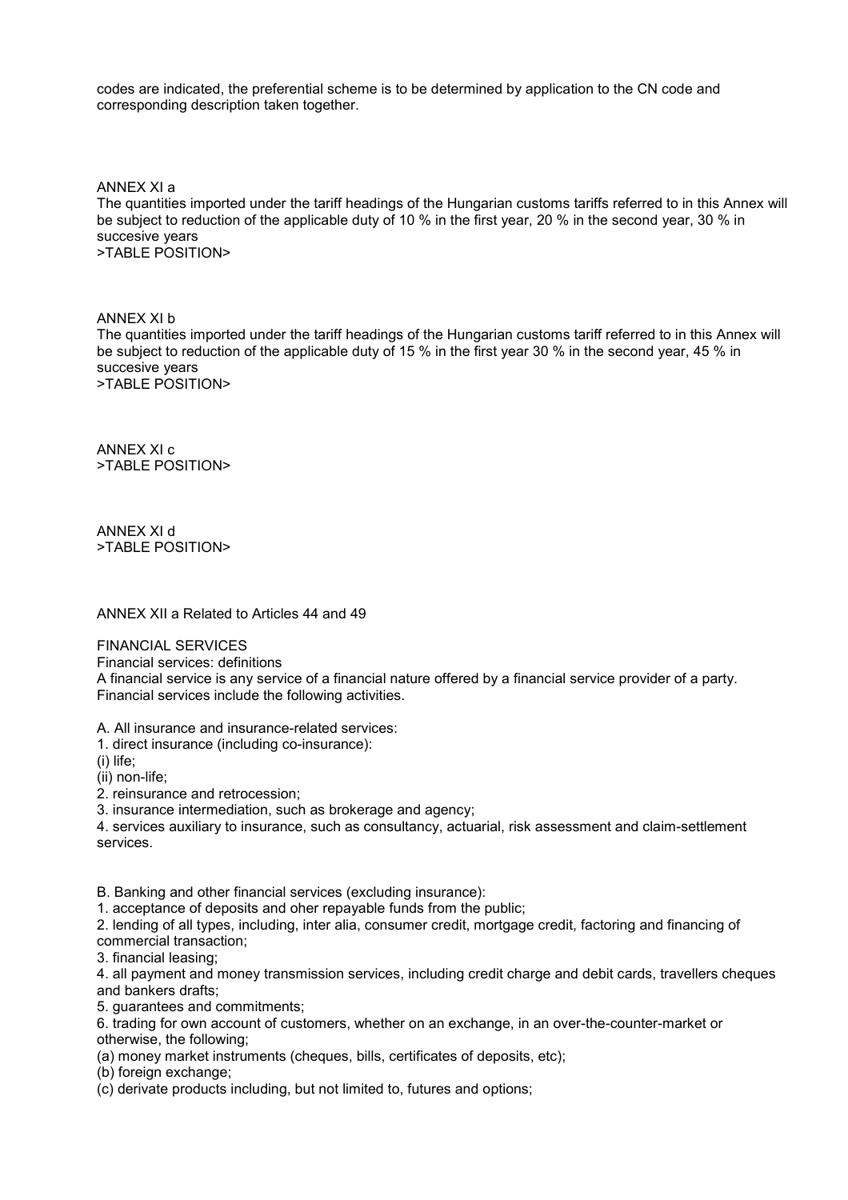codes are indicated, the preferential scheme is to be determined by application to the CN code and corresponding description taken together.

ANNEX XI a

The quantities imported under the tariff headings of the Hungarian customs tariffs referred to in this Annex will be subject to reduction of the applicable duty of 10 % in the first year, 20 % in the second year, 30 % in succesive years

>TABLE POSITION>

ANNEX XI b

The quantities imported under the tariff headings of the Hungarian customs tariff referred to in this Annex will be subject to reduction of the applicable duty of 15 % in the first year 30 % in the second year, 45 % in succesive years

>TABLE POSITION>

ANNEX XI c

>TABLE POSITION>

ANNEX XI d

>TABLE POSITION>

ANNEX XII a Related to Articles 44 and 49

FINANCIAL SERVICES

Financial services: definitions

A financial service is any service of a financial nature offered by a financial service provider of a party. Financial services include the following activities.

A. All insurance and insurance-related services:

1. direct insurance (including co-insurance):

(i) life;

(ii) non-life;

2. reinsurance and retrocession;

3. insurance intermediation, such as brokerage and agency;

4. services auxiliary to insurance, such as consultancy, actuarial, risk assessment and claim-settlement services.

B. Banking and other financial services (excluding insurance):

1. acceptance of deposits and oher repayable funds from the public;

2. lending of all types, including, inter alia, consumer credit, mortgage credit, factoring and financing of commercial transaction;

3. financial leasing;

4. all payment and money transmission services, including credit charge and debit cards, travellers cheques and bankers drafts;

5. guarantees and commitments;

6. trading for own account of customers, whether on an exchange, in an over-the-counter-market or otherwise, the following;

(a) money market instruments (cheques, bills, certificates of deposits, etc);

(b) foreign exchange;

(c) derivate products including, but not limited to, futures and options;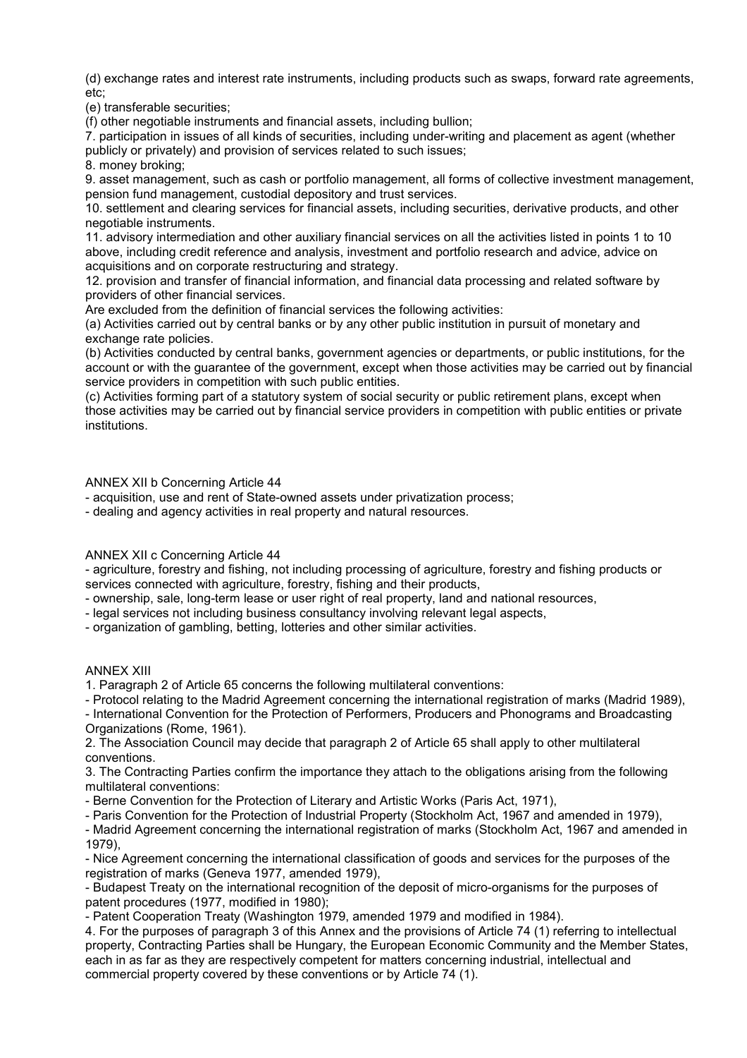(d) exchange rates and interest rate instruments, including products such as swaps, forward rate agreements, etc;

(e) transferable securities;

(f) other negotiable instruments and financial assets, including bullion;

7. participation in issues of all kinds of securities, including under-writing and placement as agent (whether publicly or privately) and provision of services related to such issues;

8. money broking;

9. asset management, such as cash or portfolio management, all forms of collective investment management, pension fund management, custodial depository and trust services.

10. settlement and clearing services for financial assets, including securities, derivative products, and other negotiable instruments.

11. advisory intermediation and other auxiliary financial services on all the activities listed in points 1 to 10 above, including credit reference and analysis, investment and portfolio research and advice, advice on acquisitions and on corporate restructuring and strategy.

12. provision and transfer of financial information, and financial data processing and related software by providers of other financial services.

Are excluded from the definition of financial services the following activities:

(a) Activities carried out by central banks or by any other public institution in pursuit of monetary and exchange rate policies.

(b) Activities conducted by central banks, government agencies or departments, or public institutions, for the account or with the guarantee of the government, except when those activities may be carried out by financial service providers in competition with such public entities.

(c) Activities forming part of a statutory system of social security or public retirement plans, except when those activities may be carried out by financial service providers in competition with public entities or private institutions.

ANNEX XII b Concerning Article 44

- acquisition, use and rent of State-owned assets under privatization process;
- dealing and agency activities in real property and natural resources.

ANNEX XII c Concerning Article 44

- agriculture, forestry and fishing, not including processing of agriculture, forestry and fishing products or services connected with agriculture, forestry, fishing and their products,
- ownership, sale, long-term lease or user right of real property, land and national resources,
- legal services not including business consultancy involving relevant legal aspects,
- organization of gambling, betting, lotteries and other similar activities.

ANNEX XIII

1. Paragraph 2 of Article 65 concerns the following multilateral conventions:

- Protocol relating to the Madrid Agreement concerning the international registration of marks (Madrid 1989),
- International Convention for the Protection of Performers, Producers and Phonograms and Broadcasting Organizations (Rome, 1961).

2. The Association Council may decide that paragraph 2 of Article 65 shall apply to other multilateral conventions.

3. The Contracting Parties confirm the importance they attach to the obligations arising from the following multilateral conventions:

- Berne Convention for the Protection of Literary and Artistic Works (Paris Act, 1971),
- Paris Convention for the Protection of Industrial Property (Stockholm Act, 1967 and amended in 1979),
- Madrid Agreement concerning the international registration of marks (Stockholm Act, 1967 and amended in 1979),
- Nice Agreement concerning the international classification of goods and services for the purposes of the registration of marks (Geneva 1977, amended 1979),
- Budapest Treaty on the international recognition of the deposit of micro-organisms for the purposes of patent procedures (1977, modified in 1980);
- Patent Cooperation Treaty (Washington 1979, amended 1979 and modified in 1984).

4. For the purposes of paragraph 3 of this Annex and the provisions of Article 74 (1) referring to intellectual property, Contracting Parties shall be Hungary, the European Economic Community and the Member States, each in as far as they are respectively competent for matters concerning industrial, intellectual and commercial property covered by these conventions or by Article 74 (1).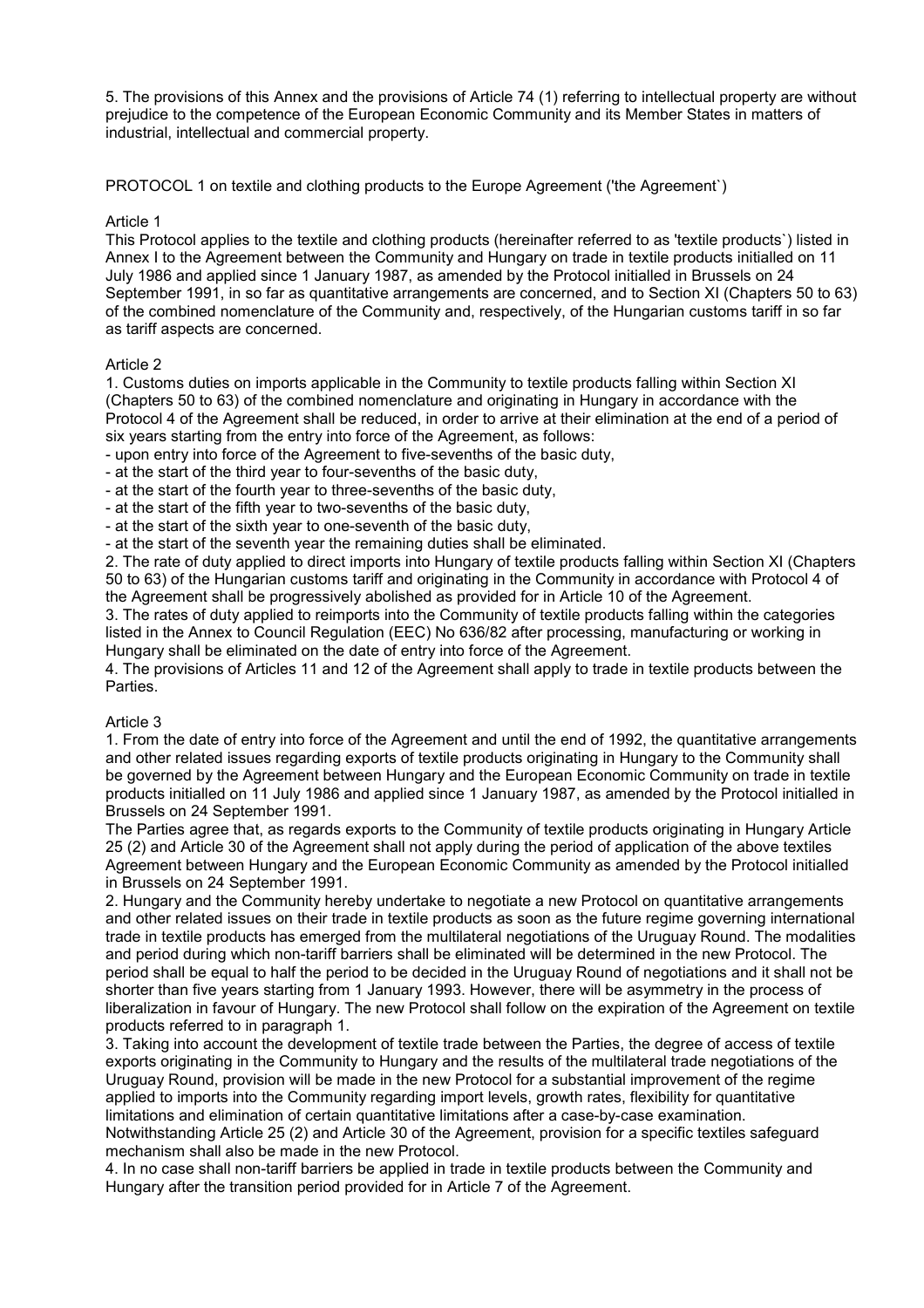5. The provisions of this Annex and the provisions of Article 74 (1) referring to intellectual property are without prejudice to the competence of the European Economic Community and its Member States in matters of industrial, intellectual and commercial property.

PROTOCOL 1 on textile and clothing products to the Europe Agreement ('the Agreement`)

Article 1

This Protocol applies to the textile and clothing products (hereinafter referred to as 'textile products`) listed in Annex I to the Agreement between the Community and Hungary on trade in textile products initialled on 11 July 1986 and applied since 1 January 1987, as amended by the Protocol initialled in Brussels on 24 September 1991, in so far as quantitative arrangements are concerned, and to Section XI (Chapters 50 to 63) of the combined nomenclature of the Community and, respectively, of the Hungarian customs tariff in so far as tariff aspects are concerned.

Article 2

1. Customs duties on imports applicable in the Community to textile products falling within Section XI (Chapters 50 to 63) of the combined nomenclature and originating in Hungary in accordance with the Protocol 4 of the Agreement shall be reduced, in order to arrive at their elimination at the end of a period of six years starting from the entry into force of the Agreement, as follows:

- upon entry into force of the Agreement to five-sevenths of the basic duty,
- at the start of the third year to four-sevenths of the basic duty,
- at the start of the fourth year to three-sevenths of the basic duty,
- at the start of the fifth year to two-sevenths of the basic duty,
- at the start of the sixth year to one-seventh of the basic duty,
- at the start of the seventh year the remaining duties shall be eliminated.

2. The rate of duty applied to direct imports into Hungary of textile products falling within Section XI (Chapters 50 to 63) of the Hungarian customs tariff and originating in the Community in accordance with Protocol 4 of the Agreement shall be progressively abolished as provided for in Article 10 of the Agreement.

3. The rates of duty applied to reimports into the Community of textile products falling within the categories listed in the Annex to Council Regulation (EEC) No 636/82 after processing, manufacturing or working in Hungary shall be eliminated on the date of entry into force of the Agreement.

4. The provisions of Articles 11 and 12 of the Agreement shall apply to trade in textile products between the Parties.

Article 3

1. From the date of entry into force of the Agreement and until the end of 1992, the quantitative arrangements and other related issues regarding exports of textile products originating in Hungary to the Community shall be governed by the Agreement between Hungary and the European Economic Community on trade in textile products initialled on 11 July 1986 and applied since 1 January 1987, as amended by the Protocol initialled in Brussels on 24 September 1991.

The Parties agree that, as regards exports to the Community of textile products originating in Hungary Article 25 (2) and Article 30 of the Agreement shall not apply during the period of application of the above textiles Agreement between Hungary and the European Economic Community as amended by the Protocol initialled in Brussels on 24 September 1991.

2. Hungary and the Community hereby undertake to negotiate a new Protocol on quantitative arrangements and other related issues on their trade in textile products as soon as the future regime governing international trade in textile products has emerged from the multilateral negotiations of the Uruguay Round. The modalities and period during which non-tariff barriers shall be eliminated will be determined in the new Protocol. The period shall be equal to half the period to be decided in the Uruguay Round of negotiations and it shall not be shorter than five years starting from 1 January 1993. However, there will be asymmetry in the process of liberalization in favour of Hungary. The new Protocol shall follow on the expiration of the Agreement on textile products referred to in paragraph 1.

3. Taking into account the development of textile trade between the Parties, the degree of access of textile exports originating in the Community to Hungary and the results of the multilateral trade negotiations of the Uruguay Round, provision will be made in the new Protocol for a substantial improvement of the regime applied to imports into the Community regarding import levels, growth rates, flexibility for quantitative limitations and elimination of certain quantitative limitations after a case-by-case examination.

Notwithstanding Article 25 (2) and Article 30 of the Agreement, provision for a specific textiles safeguard mechanism shall also be made in the new Protocol.

4. In no case shall non-tariff barriers be applied in trade in textile products between the Community and Hungary after the transition period provided for in Article 7 of the Agreement.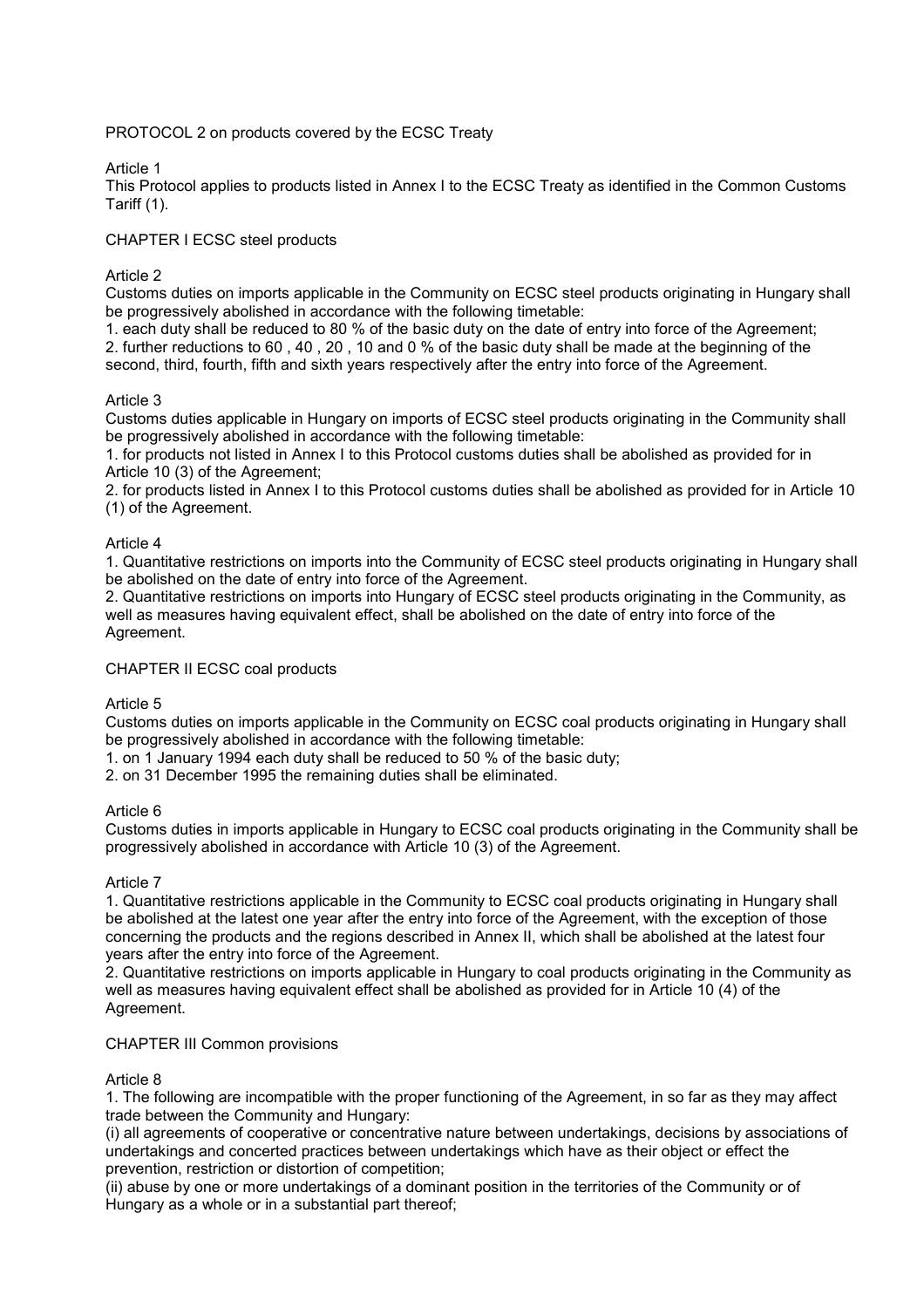PROTOCOL 2 on products covered by the ECSC Treaty

Article 1

This Protocol applies to products listed in Annex I to the ECSC Treaty as identified in the Common Customs Tariff (1).

CHAPTER I ECSC steel products

Article 2

Customs duties on imports applicable in the Community on ECSC steel products originating in Hungary shall be progressively abolished in accordance with the following timetable:

1. each duty shall be reduced to 80 % of the basic duty on the date of entry into force of the Agreement;
2. further reductions to 60 , 40 , 20 , 10 and 0 % of the basic duty shall be made at the beginning of the second, third, fourth, fifth and sixth years respectively after the entry into force of the Agreement.

Article 3

Customs duties applicable in Hungary on imports of ECSC steel products originating in the Community shall be progressively abolished in accordance with the following timetable:

1. for products not listed in Annex I to this Protocol customs duties shall be abolished as provided for in Article 10 (3) of the Agreement;
2. for products listed in Annex I to this Protocol customs duties shall be abolished as provided for in Article 10 (1) of the Agreement.

Article 4

1. Quantitative restrictions on imports into the Community of ECSC steel products originating in Hungary shall be abolished on the date of entry into force of the Agreement.
2. Quantitative restrictions on imports into Hungary of ECSC steel products originating in the Community, as well as measures having equivalent effect, shall be abolished on the date of entry into force of the Agreement.

CHAPTER II ECSC coal products

Article 5

Customs duties on imports applicable in the Community on ECSC coal products originating in Hungary shall be progressively abolished in accordance with the following timetable:

1. on 1 January 1994 each duty shall be reduced to 50 % of the basic duty;
2. on 31 December 1995 the remaining duties shall be eliminated.

Article 6

Customs duties in imports applicable in Hungary to ECSC coal products originating in the Community shall be progressively abolished in accordance with Article 10 (3) of the Agreement.

Article 7

1. Quantitative restrictions applicable in the Community to ECSC coal products originating in Hungary shall be abolished at the latest one year after the entry into force of the Agreement, with the exception of those concerning the products and the regions described in Annex II, which shall be abolished at the latest four years after the entry into force of the Agreement.
2. Quantitative restrictions on imports applicable in Hungary to coal products originating in the Community as well as measures having equivalent effect shall be abolished as provided for in Article 10 (4) of the Agreement.

CHAPTER III Common provisions

Article 8

1. The following are incompatible with the proper functioning of the Agreement, in so far as they may affect trade between the Community and Hungary:

(i) all agreements of cooperative or concentrative nature between undertakings, decisions by associations of undertakings and concerted practices between undertakings which have as their object or effect the prevention, restriction or distortion of competition;

(ii) abuse by one or more undertakings of a dominant position in the territories of the Community or of Hungary as a whole or in a substantial part thereof;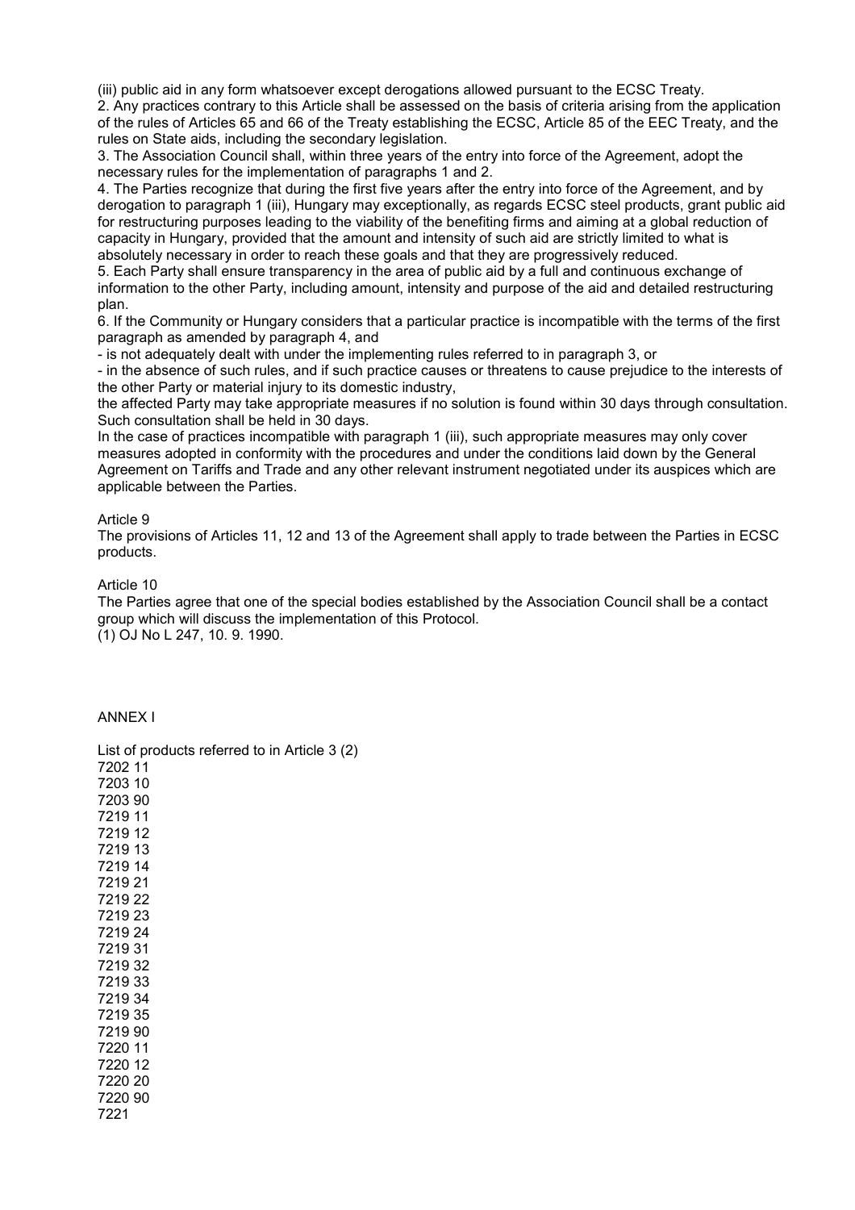(iii) public aid in any form whatsoever except derogations allowed pursuant to the ECSC Treaty.

2. Any practices contrary to this Article shall be assessed on the basis of criteria arising from the application of the rules of Articles 65 and 66 of the Treaty establishing the ECSC, Article 85 of the EEC Treaty, and the rules on State aids, including the secondary legislation.

3. The Association Council shall, within three years of the entry into force of the Agreement, adopt the necessary rules for the implementation of paragraphs 1 and 2.

4. The Parties recognize that during the first five years after the entry into force of the Agreement, and by derogation to paragraph 1 (iii), Hungary may exceptionally, as regards ECSC steel products, grant public aid for restructuring purposes leading to the viability of the benefiting firms and aiming at a global reduction of capacity in Hungary, provided that the amount and intensity of such aid are strictly limited to what is absolutely necessary in order to reach these goals and that they are progressively reduced.

5. Each Party shall ensure transparency in the area of public aid by a full and continuous exchange of information to the other Party, including amount, intensity and purpose of the aid and detailed restructuring plan.

6. If the Community or Hungary considers that a particular practice is incompatible with the terms of the first paragraph as amended by paragraph 4, and

- is not adequately dealt with under the implementing rules referred to in paragraph 3, or
- in the absence of such rules, and if such practice causes or threatens to cause prejudice to the interests of the other Party or material injury to its domestic industry,

the affected Party may take appropriate measures if no solution is found within 30 days through consultation. Such consultation shall be held in 30 days.

In the case of practices incompatible with paragraph 1 (iii), such appropriate measures may only cover measures adopted in conformity with the procedures and under the conditions laid down by the General Agreement on Tariffs and Trade and any other relevant instrument negotiated under its auspices which are applicable between the Parties.

Article 9

The provisions of Articles 11, 12 and 13 of the Agreement shall apply to trade between the Parties in ECSC products.

Article 10

The Parties agree that one of the special bodies established by the Association Council shall be a contact group which will discuss the implementation of this Protocol.

(1) OJ No L 247, 10. 9. 1990.

ANNEX I

List of products referred to in Article 3 (2)

7202 11
7203 10
7203 90
7219 11
7219 12
7219 13
7219 14
7219 21
7219 22
7219 23
7219 24
7219 31
7219 32
7219 33
7219 34
7219 35
7219 90
7220 11
7220 12
7220 20
7220 90
7221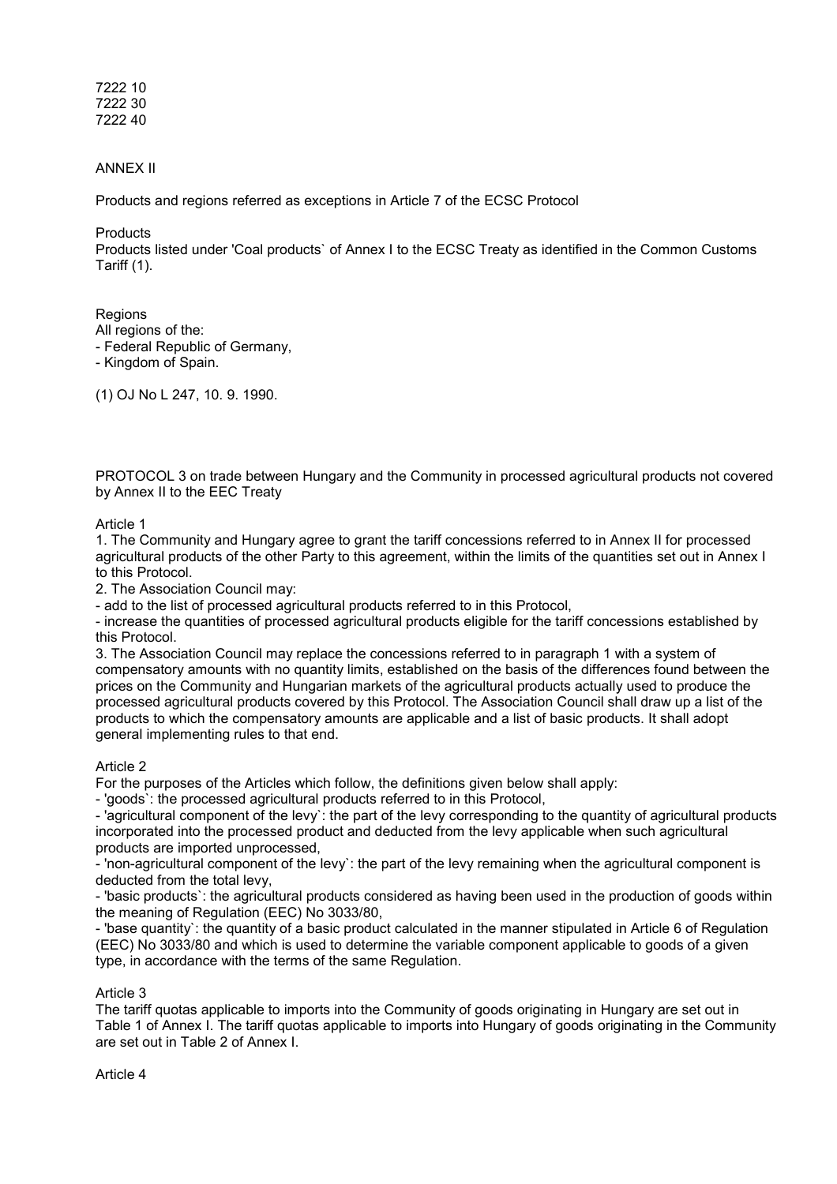7222 10
7222 30
7222 40

## ANNEX II

Products and regions referred as exceptions in Article 7 of the ECSC Protocol

Products
Products listed under 'Coal products` of Annex I to the ECSC Treaty as identified in the Common Customs Tariff (1).

Regions
All regions of the:
- Federal Republic of Germany,
- Kingdom of Spain.

(1) OJ No L 247, 10. 9. 1990.

## PROTOCOL 3 on trade between Hungary and the Community in processed agricultural products not covered by Annex II to the EEC Treaty

Article 1

1. The Community and Hungary agree to grant the tariff concessions referred to in Annex II for processed agricultural products of the other Party to this agreement, within the limits of the quantities set out in Annex I to this Protocol.
2. The Association Council may:
- add to the list of processed agricultural products referred to in this Protocol,
- increase the quantities of processed agricultural products eligible for the tariff concessions established by this Protocol.
3. The Association Council may replace the concessions referred to in paragraph 1 with a system of compensatory amounts with no quantity limits, established on the basis of the differences found between the prices on the Community and Hungarian markets of the agricultural products actually used to produce the processed agricultural products covered by this Protocol. The Association Council shall draw up a list of the products to which the compensatory amounts are applicable and a list of basic products. It shall adopt general implementing rules to that end.

Article 2

For the purposes of the Articles which follow, the definitions given below shall apply:
- 'goods`: the processed agricultural products referred to in this Protocol,
- 'agricultural component of the levy`: the part of the levy corresponding to the quantity of agricultural products incorporated into the processed product and deducted from the levy applicable when such agricultural products are imported unprocessed,
- 'non-agricultural component of the levy`: the part of the levy remaining when the agricultural component is deducted from the total levy,
- 'basic products`: the agricultural products considered as having been used in the production of goods within the meaning of Regulation (EEC) No 3033/80,
- 'base quantity`: the quantity of a basic product calculated in the manner stipulated in Article 6 of Regulation (EEC) No 3033/80 and which is used to determine the variable component applicable to goods of a given type, in accordance with the terms of the same Regulation.

Article 3

The tariff quotas applicable to imports into the Community of goods originating in Hungary are set out in Table 1 of Annex I. The tariff quotas applicable to imports into Hungary of goods originating in the Community are set out in Table 2 of Annex I.

Article 4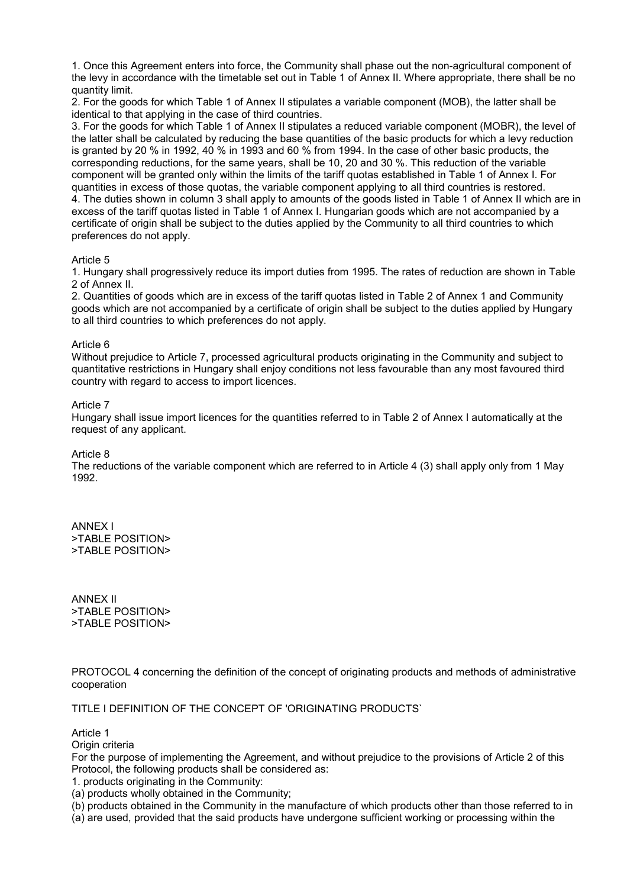1. Once this Agreement enters into force, the Community shall phase out the non-agricultural component of the levy in accordance with the timetable set out in Table 1 of Annex II. Where appropriate, there shall be no quantity limit.
2. For the goods for which Table 1 of Annex II stipulates a variable component (MOB), the latter shall be identical to that applying in the case of third countries.
3. For the goods for which Table 1 of Annex II stipulates a reduced variable component (MOBR), the level of the latter shall be calculated by reducing the base quantities of the basic products for which a levy reduction is granted by 20 % in 1992, 40 % in 1993 and 60 % from 1994. In the case of other basic products, the corresponding reductions, for the same years, shall be 10, 20 and 30 %. This reduction of the variable component will be granted only within the limits of the tariff quotas established in Table 1 of Annex I. For quantities in excess of those quotas, the variable component applying to all third countries is restored.
4. The duties shown in column 3 shall apply to amounts of the goods listed in Table 1 of Annex II which are in excess of the tariff quotas listed in Table 1 of Annex I. Hungarian goods which are not accompanied by a certificate of origin shall be subject to the duties applied by the Community to all third countries to which preferences do not apply.

Article 5

1. Hungary shall progressively reduce its import duties from 1995. The rates of reduction are shown in Table 2 of Annex II.
2. Quantities of goods which are in excess of the tariff quotas listed in Table 2 of Annex 1 and Community goods which are not accompanied by a certificate of origin shall be subject to the duties applied by Hungary to all third countries to which preferences do not apply.

Article 6

Without prejudice to Article 7, processed agricultural products originating in the Community and subject to quantitative restrictions in Hungary shall enjoy conditions not less favourable than any most favoured third country with regard to access to import licences.

Article 7

Hungary shall issue import licences for the quantities referred to in Table 2 of Annex I automatically at the request of any applicant.

Article 8

The reductions of the variable component which are referred to in Article 4 (3) shall apply only from 1 May 1992.

ANNEX I
>TABLE POSITION>
>TABLE POSITION>

ANNEX II
>TABLE POSITION>
>TABLE POSITION>

PROTOCOL 4 concerning the definition of the concept of originating products and methods of administrative cooperation

TITLE I DEFINITION OF THE CONCEPT OF 'ORIGINATING PRODUCTS`

Article 1

Origin criteria

For the purpose of implementing the Agreement, and without prejudice to the provisions of Article 2 of this Protocol, the following products shall be considered as:

1. products originating in the Community:

(a) products wholly obtained in the Community;

(b) products obtained in the Community in the manufacture of which products other than those referred to in (a) are used, provided that the said products have undergone sufficient working or processing within the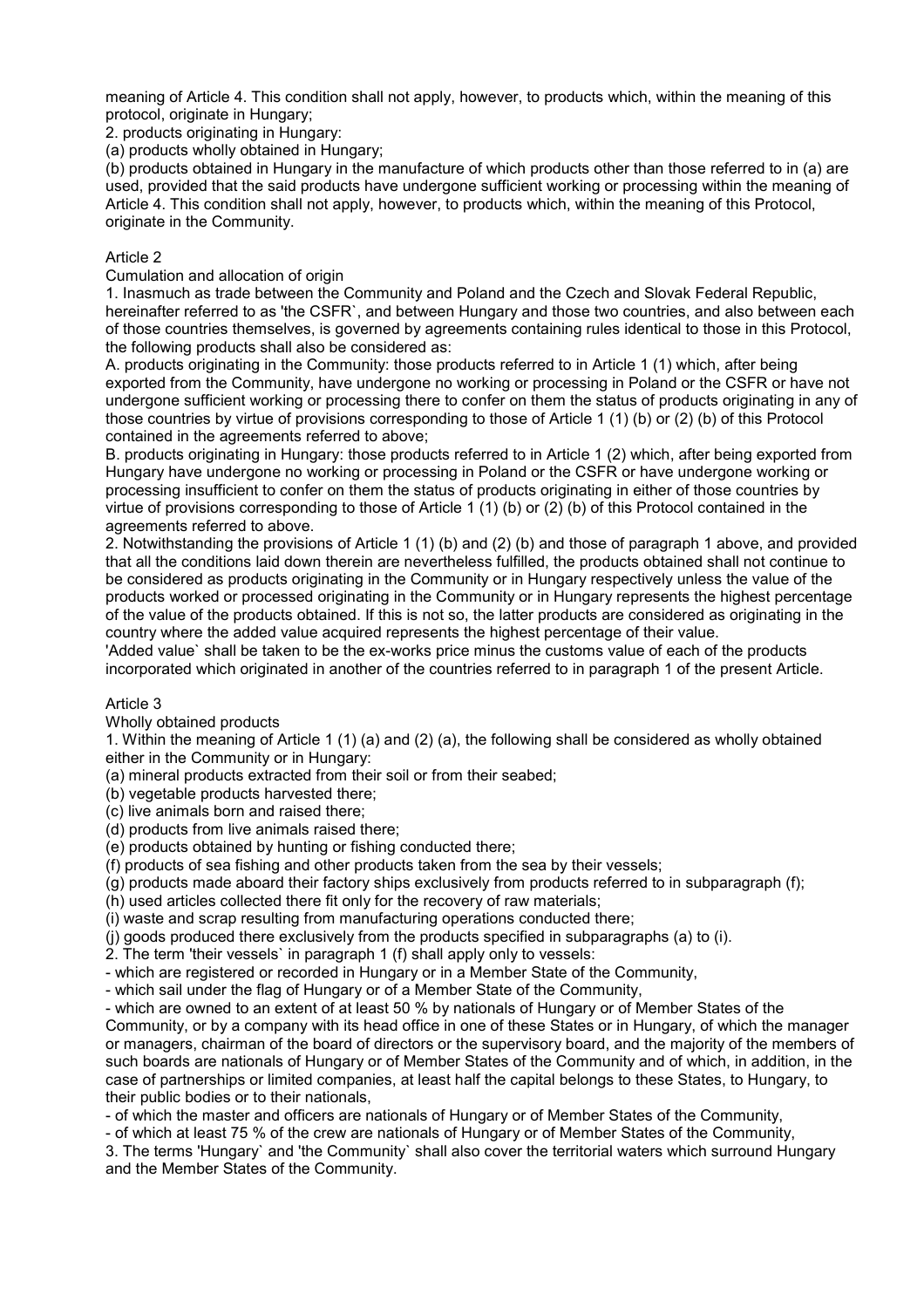meaning of Article 4. This condition shall not apply, however, to products which, within the meaning of this protocol, originate in Hungary;

2. products originating in Hungary:

(a) products wholly obtained in Hungary;

(b) products obtained in Hungary in the manufacture of which products other than those referred to in (a) are used, provided that the said products have undergone sufficient working or processing within the meaning of Article 4. This condition shall not apply, however, to products which, within the meaning of this Protocol, originate in the Community.

Article 2

Cumulation and allocation of origin

1. Inasmuch as trade between the Community and Poland and the Czech and Slovak Federal Republic, hereinafter referred to as 'the CSFR`, and between Hungary and those two countries, and also between each of those countries themselves, is governed by agreements containing rules identical to those in this Protocol, the following products shall also be considered as:

A. products originating in the Community: those products referred to in Article 1 (1) which, after being exported from the Community, have undergone no working or processing in Poland or the CSFR or have not undergone sufficient working or processing there to confer on them the status of products originating in any of those countries by virtue of provisions corresponding to those of Article 1 (1) (b) or (2) (b) of this Protocol contained in the agreements referred to above;

B. products originating in Hungary: those products referred to in Article 1 (2) which, after being exported from Hungary have undergone no working or processing in Poland or the CSFR or have undergone working or processing insufficient to confer on them the status of products originating in either of those countries by virtue of provisions corresponding to those of Article 1 (1) (b) or (2) (b) of this Protocol contained in the agreements referred to above.

2. Notwithstanding the provisions of Article 1 (1) (b) and (2) (b) and those of paragraph 1 above, and provided that all the conditions laid down therein are nevertheless fulfilled, the products obtained shall not continue to be considered as products originating in the Community or in Hungary respectively unless the value of the products worked or processed originating in the Community or in Hungary represents the highest percentage of the value of the products obtained. If this is not so, the latter products are considered as originating in the country where the added value acquired represents the highest percentage of their value.

'Added value` shall be taken to be the ex-works price minus the customs value of each of the products incorporated which originated in another of the countries referred to in paragraph 1 of the present Article.

Article 3

Wholly obtained products

1. Within the meaning of Article 1 (1) (a) and (2) (a), the following shall be considered as wholly obtained either in the Community or in Hungary:

(a) mineral products extracted from their soil or from their seabed;

(b) vegetable products harvested there;

(c) live animals born and raised there;

(d) products from live animals raised there;

(e) products obtained by hunting or fishing conducted there;

(f) products of sea fishing and other products taken from the sea by their vessels;

(g) products made aboard their factory ships exclusively from products referred to in subparagraph (f);

(h) used articles collected there fit only for the recovery of raw materials;

(i) waste and scrap resulting from manufacturing operations conducted there;

(j) goods produced there exclusively from the products specified in subparagraphs (a) to (i).

2. The term 'their vessels` in paragraph 1 (f) shall apply only to vessels:

- which are registered or recorded in Hungary or in a Member State of the Community,
- which sail under the flag of Hungary or of a Member State of the Community,
- which are owned to an extent of at least 50 % by nationals of Hungary or of Member States of the Community, or by a company with its head office in one of these States or in Hungary, of which the manager or managers, chairman of the board of directors or the supervisory board, and the majority of the members of such boards are nationals of Hungary or of Member States of the Community and of which, in addition, in the case of partnerships or limited companies, at least half the capital belongs to these States, to Hungary, to their public bodies or to their nationals,
- of which the master and officers are nationals of Hungary or of Member States of the Community,
- of which at least 75 % of the crew are nationals of Hungary or of Member States of the Community,

3. The terms 'Hungary` and 'the Community` shall also cover the territorial waters which surround Hungary and the Member States of the Community.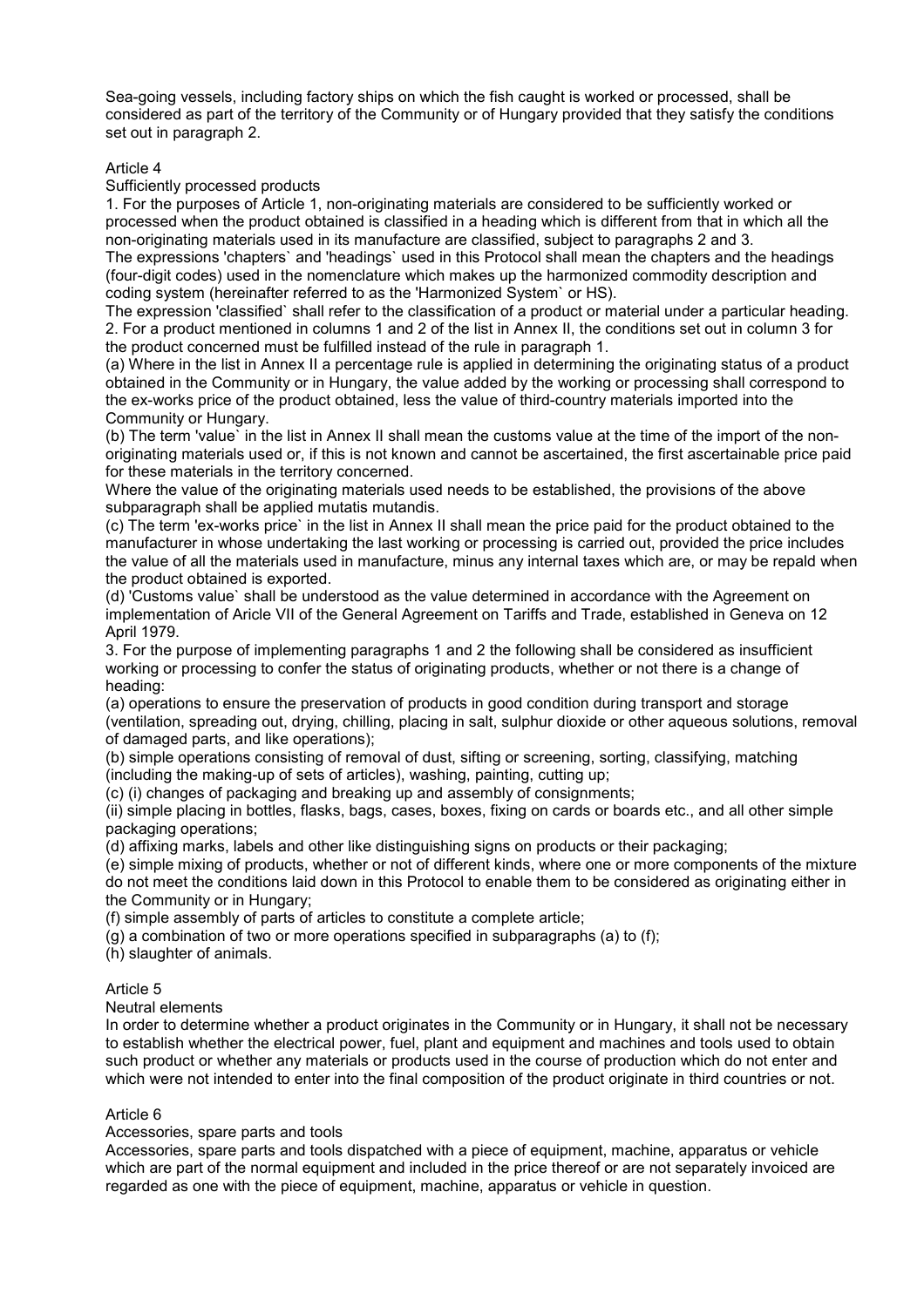Sea-going vessels, including factory ships on which the fish caught is worked or processed, shall be considered as part of the territory of the Community or of Hungary provided that they satisfy the conditions set out in paragraph 2.

Article 4

Sufficiently processed products

1. For the purposes of Article 1, non-originating materials are considered to be sufficiently worked or processed when the product obtained is classified in a heading which is different from that in which all the non-originating materials used in its manufacture are classified, subject to paragraphs 2 and 3.
The expressions 'chapters` and 'headings` used in this Protocol shall mean the chapters and the headings (four-digit codes) used in the nomenclature which makes up the harmonized commodity description and coding system (hereinafter referred to as the 'Harmonized System` or HS).
The expression 'classified` shall refer to the classification of a product or material under a particular heading.
2. For a product mentioned in columns 1 and 2 of the list in Annex II, the conditions set out in column 3 for the product concerned must be fulfilled instead of the rule in paragraph 1.
(a) Where in the list in Annex II a percentage rule is applied in determining the originating status of a product obtained in the Community or in Hungary, the value added by the working or processing shall correspond to the ex-works price of the product obtained, less the value of third-country materials imported into the Community or Hungary.
(b) The term 'value` in the list in Annex II shall mean the customs value at the time of the import of the non-originating materials used or, if this is not known and cannot be ascertained, the first ascertainable price paid for these materials in the territory concerned.
Where the value of the originating materials used needs to be established, the provisions of the above subparagraph shall be applied mutatis mutandis.
(c) The term 'ex-works price` in the list in Annex II shall mean the price paid for the product obtained to the manufacturer in whose undertaking the last working or processing is carried out, provided the price includes the value of all the materials used in manufacture, minus any internal taxes which are, or may be repaid when the product obtained is exported.
(d) 'Customs value` shall be understood as the value determined in accordance with the Agreement on implementation of Aricle VII of the General Agreement on Tariffs and Trade, established in Geneva on 12 April 1979.
3. For the purpose of implementing paragraphs 1 and 2 the following shall be considered as insufficient working or processing to confer the status of originating products, whether or not there is a change of heading:
(a) operations to ensure the preservation of products in good condition during transport and storage (ventilation, spreading out, drying, chilling, placing in salt, sulphur dioxide or other aqueous solutions, removal of damaged parts, and like operations);
(b) simple operations consisting of removal of dust, sifting or screening, sorting, classifying, matching (including the making-up of sets of articles), washing, painting, cutting up;
(c) (i) changes of packaging and breaking up and assembly of consignments;
(ii) simple placing in bottles, flasks, bags, cases, boxes, fixing on cards or boards etc., and all other simple packaging operations;
(d) affixing marks, labels and other like distinguishing signs on products or their packaging;
(e) simple mixing of products, whether or not of different kinds, where one or more components of the mixture do not meet the conditions laid down in this Protocol to enable them to be considered as originating either in the Community or in Hungary;
(f) simple assembly of parts of articles to constitute a complete article;
(g) a combination of two or more operations specified in subparagraphs (a) to (f);
(h) slaughter of animals.

Article 5

Neutral elements

In order to determine whether a product originates in the Community or in Hungary, it shall not be necessary to establish whether the electrical power, fuel, plant and equipment and machines and tools used to obtain such product or whether any materials or products used in the course of production which do not enter and which were not intended to enter into the final composition of the product originate in third countries or not.

Article 6

Accessories, spare parts and tools

Accessories, spare parts and tools dispatched with a piece of equipment, machine, apparatus or vehicle which are part of the normal equipment and included in the price thereof or are not separately invoiced are regarded as one with the piece of equipment, machine, apparatus or vehicle in question.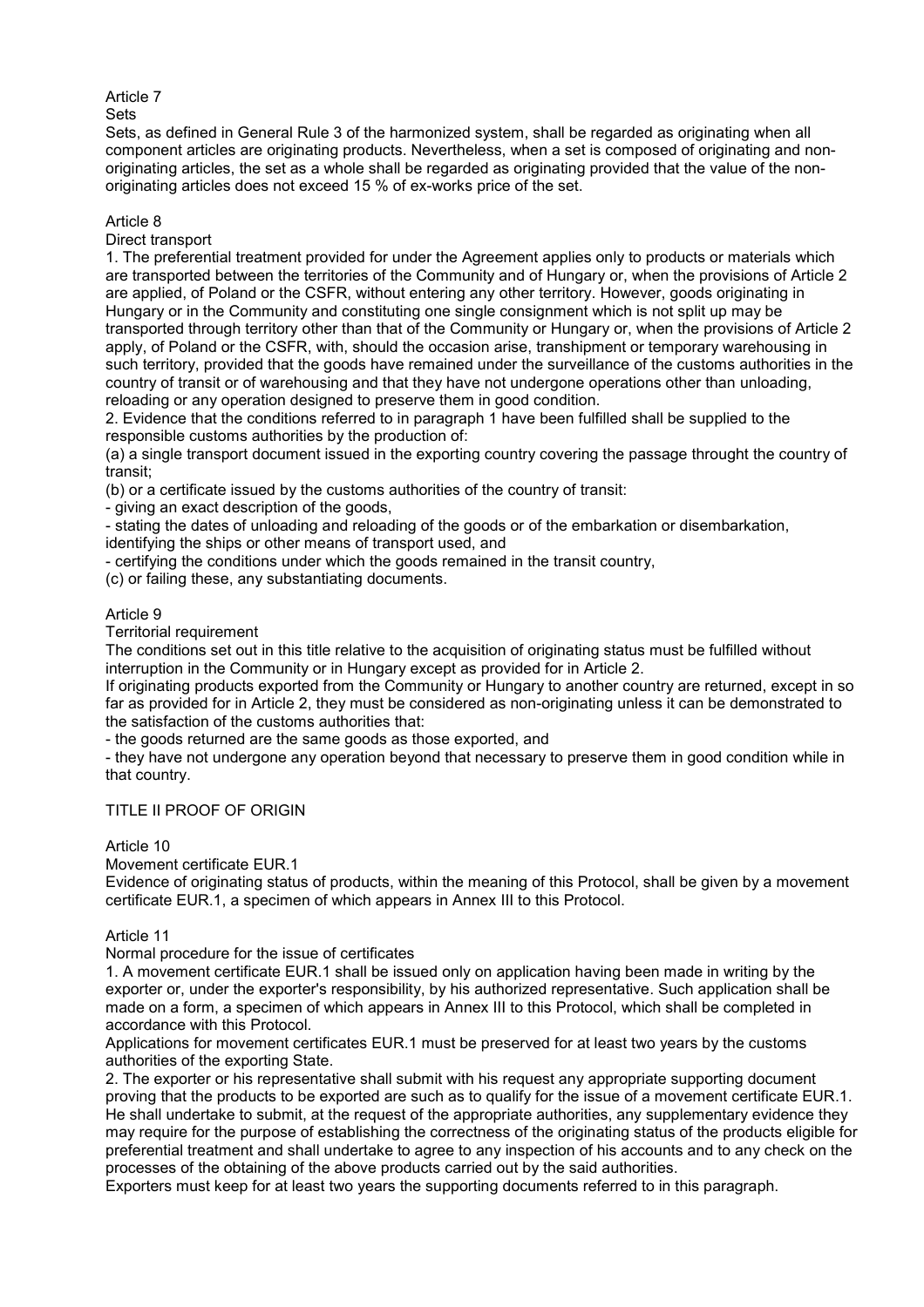Article 7

Sets

Sets, as defined in General Rule 3 of the harmonized system, shall be regarded as originating when all component articles are originating products. Nevertheless, when a set is composed of originating and non-originating articles, the set as a whole shall be regarded as originating provided that the value of the non-originating articles does not exceed 15 % of ex-works price of the set.

Article 8

Direct transport

1. The preferential treatment provided for under the Agreement applies only to products or materials which are transported between the territories of the Community and of Hungary or, when the provisions of Article 2 are applied, of Poland or the CSFR, without entering any other territory. However, goods originating in Hungary or in the Community and constituting one single consignment which is not split up may be transported through territory other than that of the Community or Hungary or, when the provisions of Article 2 apply, of Poland or the CSFR, with, should the occasion arise, transhipment or temporary warehousing in such territory, provided that the goods have remained under the surveillance of the customs authorities in the country of transit or of warehousing and that they have not undergone operations other than unloading, reloading or any operation designed to preserve them in good condition.

2. Evidence that the conditions referred to in paragraph 1 have been fulfilled shall be supplied to the responsible customs authorities by the production of:

(a) a single transport document issued in the exporting country covering the passage throught the country of transit;

(b) or a certificate issued by the customs authorities of the country of transit:

- giving an exact description of the goods,
- stating the dates of unloading and reloading of the goods or of the embarkation or disembarkation, identifying the ships or other means of transport used, and
- certifying the conditions under which the goods remained in the transit country,

(c) or failing these, any substantiating documents.

Article 9

Territorial requirement

The conditions set out in this title relative to the acquisition of originating status must be fulfilled without interruption in the Community or in Hungary except as provided for in Article 2.

If originating products exported from the Community or Hungary to another country are returned, except in so far as provided for in Article 2, they must be considered as non-originating unless it can be demonstrated to the satisfaction of the customs authorities that:

- the goods returned are the same goods as those exported, and
- they have not undergone any operation beyond that necessary to preserve them in good condition while in that country.

TITLE II PROOF OF ORIGIN

Article 10

Movement certificate EUR.1

Evidence of originating status of products, within the meaning of this Protocol, shall be given by a movement certificate EUR.1, a specimen of which appears in Annex III to this Protocol.

Article 11

Normal procedure for the issue of certificates

1. A movement certificate EUR.1 shall be issued only on application having been made in writing by the exporter or, under the exporter's responsibility, by his authorized representative. Such application shall be made on a form, a specimen of which appears in Annex III to this Protocol, which shall be completed in accordance with this Protocol.

Applications for movement certificates EUR.1 must be preserved for at least two years by the customs authorities of the exporting State.

2. The exporter or his representative shall submit with his request any appropriate supporting document proving that the products to be exported are such as to qualify for the issue of a movement certificate EUR.1. He shall undertake to submit, at the request of the appropriate authorities, any supplementary evidence they may require for the purpose of establishing the correctness of the originating status of the products eligible for preferential treatment and shall undertake to agree to any inspection of his accounts and to any check on the processes of the obtaining of the above products carried out by the said authorities.

Exporters must keep for at least two years the supporting documents referred to in this paragraph.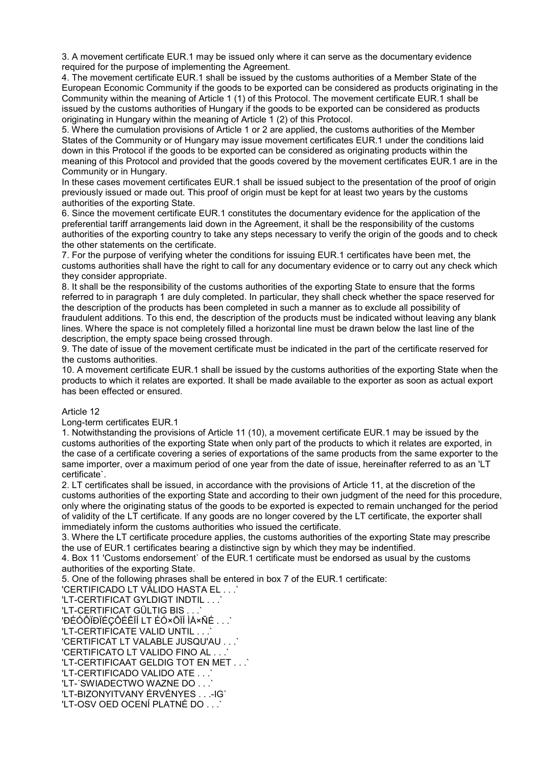3. A movement certificate EUR.1 may be issued only where it can serve as the documentary evidence required for the purpose of implementing the Agreement.

4. The movement certificate EUR.1 shall be issued by the customs authorities of a Member State of the European Economic Community if the goods to be exported can be considered as products originating in the Community within the meaning of Article 1 (1) of this Protocol. The movement certificate EUR.1 shall be issued by the customs authorities of Hungary if the goods to be exported can be considered as products originating in Hungary within the meaning of Article 1 (2) of this Protocol.

5. Where the cumulation provisions of Article 1 or 2 are applied, the customs authorities of the Member States of the Community or of Hungary may issue movement certificates EUR.1 under the conditions laid down in this Protocol if the goods to be exported can be considered as originating products within the meaning of this Protocol and provided that the goods covered by the movement certificates EUR.1 are in the Community or in Hungary.

In these cases movement certificates EUR.1 shall be issued subject to the presentation of the proof of origin previously issued or made out. This proof of origin must be kept for at least two years by the customs authorities of the exporting State.

6. Since the movement certificate EUR.1 constitutes the documentary evidence for the application of the preferential tariff arrangements laid down in the Agreement, it shall be the responsibility of the customs authorities of the exporting country to take any steps necessary to verify the origin of the goods and to check the other statements on the certificate.

7. For the purpose of verifying wheter the conditions for issuing EUR.1 certificates have been met, the customs authorities shall have the right to call for any documentary evidence or to carry out any check which they consider appropriate.

8. It shall be the responsibility of the customs authorities of the exporting State to ensure that the forms referred to in paragraph 1 are duly completed. In particular, they shall check whether the space reserved for the description of the products has been completed in such a manner as to exclude all possibility of fraudulent additions. To this end, the description of the products must be indicated without leaving any blank lines. Where the space is not completely filled a horizontal line must be drawn below the last line of the description, the empty space being crossed through.

9. The date of issue of the movement certificate must be indicated in the part of the certificate reserved for the customs authorities.

10. A movement certificate EUR.1 shall be issued by the customs authorities of the exporting State when the products to which it relates are exported. It shall be made available to the exporter as soon as actual export has been effected or ensured.

Article 12

Long-term certificates EUR.1

1. Notwithstanding the provisions of Article 11 (10), a movement certificate EUR.1 may be issued by the customs authorities of the exporting State when only part of the products to which it relates are exported, in the case of a certificate covering a series of exportations of the same products from the same exporter to the same importer, over a maximum period of one year from the date of issue, hereinafter referred to as an 'LT certificate`.

2. LT certificates shall be issued, in accordance with the provisions of Article 11, at the discretion of the customs authorities of the exporting State and according to their own judgment of the need for this procedure, only where the originating status of the goods to be exported is expected to remain unchanged for the period of validity of the LT certificate. If any goods are no longer covered by the LT certificate, the exporter shall immediately inform the customs authorities who issued the certificate.

3. Where the LT certificate procedure applies, the customs authorities of the exporting State may prescribe the use of EUR.1 certificates bearing a distinctive sign by which they may be indentified.

4. Box 11 'Customs endorsement` of the EUR.1 certificate must be endorsed as usual by the customs authorities of the exporting State.

5. One of the following phrases shall be entered in box 7 of the EUR.1 certificate:

'CERTIFICADO LT VÁLIDO HASTA EL . . .`

'LT-CERTIFICAT GYLDIGT INDTIL . . .`

'LT-CERTIFICAT GÜLTIG BIS . . .`

'ÐÉÓÔÏÐÏÉÇÔÉÊÏÍ LT ÉÓ×ÕÏÍ ÌÅ×ÑÉ . . .`

'LT-CERTIFICATE VALID UNTIL . . .`

'CERTIFICAT LT VALABLE JUSQU'AU . . .`

'CERTIFICATO LT VALIDO FINO AL . . .`

'LT-CERTIFICAAT GELDIG TOT EN MET . . .`

'LT-CERTIFICADO VALIDO ATE . . .`

'LT-´SWIADECTWO WAZNE DO . . .`

'LT-BIZONYITVANY ÉRVÉNYES . . .-IG`

'LT-OSV OED OCENÍ PLATNÉ DO . . .`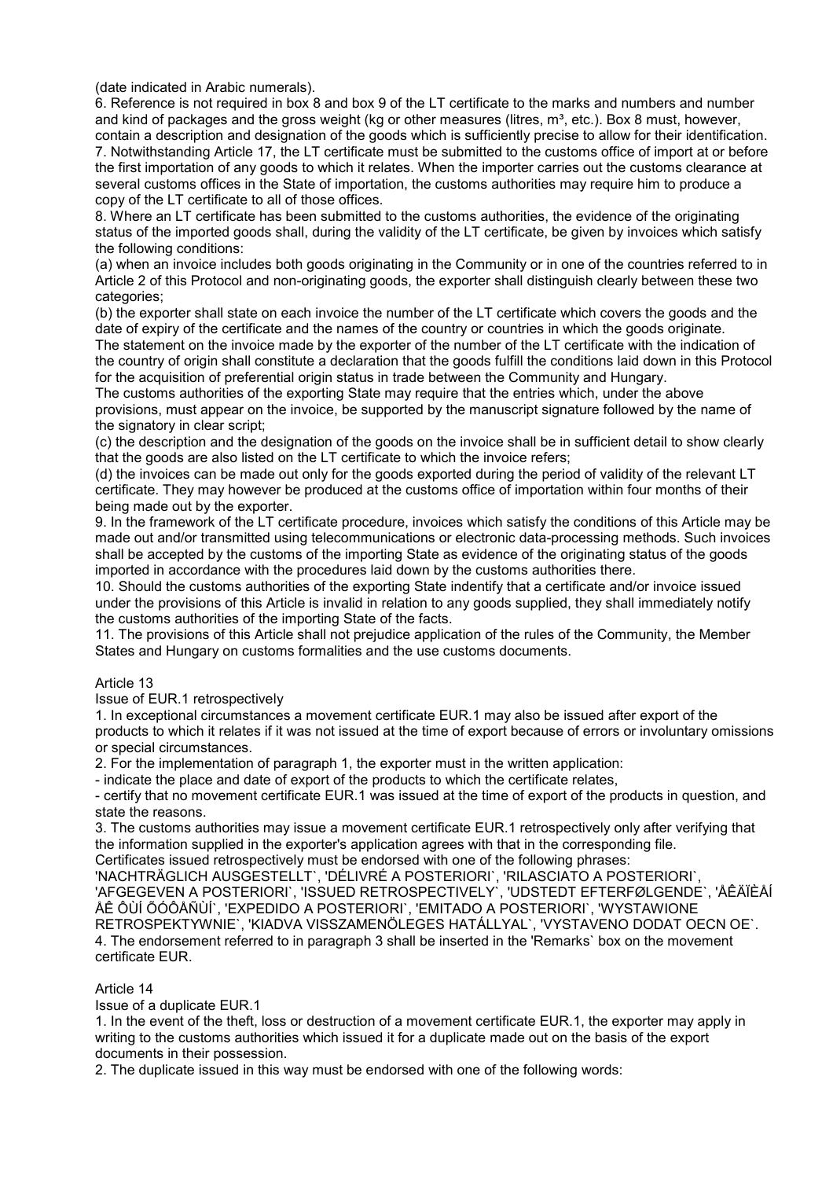(date indicated in Arabic numerals).

6. Reference is not required in box 8 and box 9 of the LT certificate to the marks and numbers and number and kind of packages and the gross weight (kg or other measures (litres, m³, etc.). Box 8 must, however, contain a description and designation of the goods which is sufficiently precise to allow for their identification.

7. Notwithstanding Article 17, the LT certificate must be submitted to the customs office of import at or before the first importation of any goods to which it relates. When the importer carries out the customs clearance at several customs offices in the State of importation, the customs authorities may require him to produce a copy of the LT certificate to all of those offices.

8. Where an LT certificate has been submitted to the customs authorities, the evidence of the originating status of the imported goods shall, during the validity of the LT certificate, be given by invoices which satisfy the following conditions:

(a) when an invoice includes both goods originating in the Community or in one of the countries referred to in Article 2 of this Protocol and non-originating goods, the exporter shall distinguish clearly between these two categories;

(b) the exporter shall state on each invoice the number of the LT certificate which covers the goods and the date of expiry of the certificate and the names of the country or countries in which the goods originate.

The statement on the invoice made by the exporter of the number of the LT certificate with the indication of the country of origin shall constitute a declaration that the goods fulfill the conditions laid down in this Protocol for the acquisition of preferential origin status in trade between the Community and Hungary.

The customs authorities of the exporting State may require that the entries which, under the above provisions, must appear on the invoice, be supported by the manuscript signature followed by the name of the signatory in clear script;

(c) the description and the designation of the goods on the invoice shall be in sufficient detail to show clearly that the goods are also listed on the LT certificate to which the invoice refers;

(d) the invoices can be made out only for the goods exported during the period of validity of the relevant LT certificate. They may however be produced at the customs office of importation within four months of their being made out by the exporter.

9. In the framework of the LT certificate procedure, invoices which satisfy the conditions of this Article may be made out and/or transmitted using telecommunications or electronic data-processing methods. Such invoices shall be accepted by the customs of the importing State as evidence of the originating status of the goods imported in accordance with the procedures laid down by the customs authorities there.

10. Should the customs authorities of the exporting State indentify that a certificate and/or invoice issued under the provisions of this Article is invalid in relation to any goods supplied, they shall immediately notify the customs authorities of the importing State of the facts.

11. The provisions of this Article shall not prejudice application of the rules of the Community, the Member States and Hungary on customs formalities and the use customs documents.

Article 13

Issue of EUR.1 retrospectively

1. In exceptional circumstances a movement certificate EUR.1 may also be issued after export of the products to which it relates if it was not issued at the time of export because of errors or involuntary omissions or special circumstances.

2. For the implementation of paragraph 1, the exporter must in the written application:

- indicate the place and date of export of the products to which the certificate relates,
- certify that no movement certificate EUR.1 was issued at the time of export of the products in question, and state the reasons.

3. The customs authorities may issue a movement certificate EUR.1 retrospectively only after verifying that the information supplied in the exporter's application agrees with that in the corresponding file.

Certificates issued retrospectively must be endorsed with one of the following phrases:

'NACHTRÄGLICH AUSGESTELLT`, 'DÉLIVRÉ A POSTERIORI`, 'RILASCIATO A POSTERIORI`, 'AFGEGEVEN A POSTERIORI`, 'ISSUED RETROSPECTIVELY`, 'UDSTEDT EFTERFØLGENDE`, 'ÅÊÄÏÈÅÍ ÅÊ ÔÙÍ ÕÓÔÅÑÙÍ`, 'EXPEDIDO A POSTERIORI`, 'EMITADO A POSTERIORI`, 'WYSTAWIONE RETROSPEKTYWNIE`, 'KIADVA VISSZAMENÖLEGES HATÁLLYAL`, 'VYSTAVENO DODAT OECN OE`.

4. The endorsement referred to in paragraph 3 shall be inserted in the 'Remarks` box on the movement certificate EUR.

Article 14

Issue of a duplicate EUR.1

1. In the event of the theft, loss or destruction of a movement certificate EUR.1, the exporter may apply in writing to the customs authorities which issued it for a duplicate made out on the basis of the export documents in their possession.

2. The duplicate issued in this way must be endorsed with one of the following words: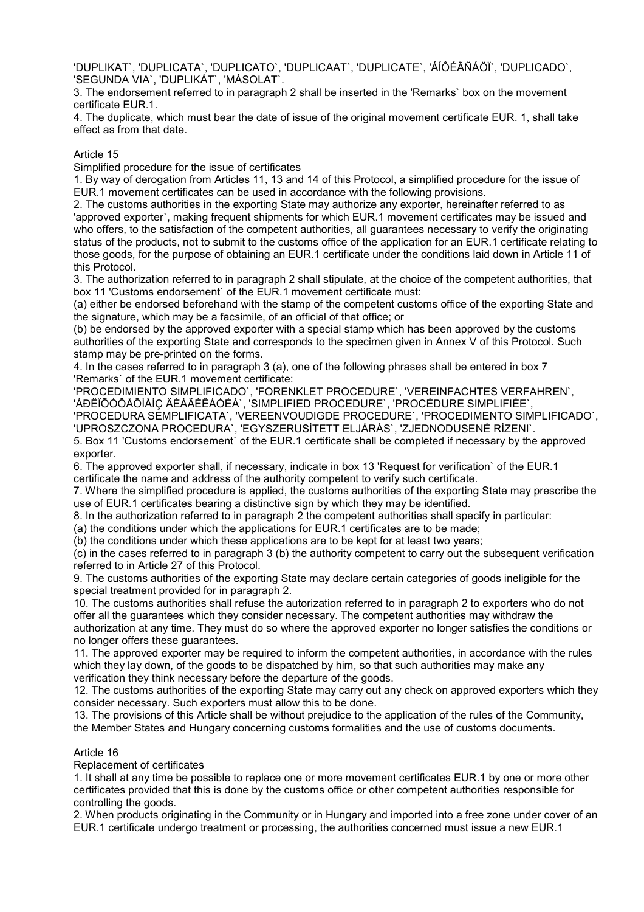'DUPLIKAT`, 'DUPLICATA`, 'DUPLICATO`, 'DUPLICAAT`, 'DUPLICATE`, 'ÁÍÔÉÃÑÁÖÏ`, 'DUPLICADO`, 'SEGUNDA VIA`, 'DUPLIKÁT`, 'MÁSOLAT`.

3. The endorsement referred to in paragraph 2 shall be inserted in the 'Remarks` box on the movement certificate EUR.1.

4. The duplicate, which must bear the date of issue of the original movement certificate EUR. 1, shall take effect as from that date.

Article 15

Simplified procedure for the issue of certificates

1. By way of derogation from Articles 11, 13 and 14 of this Protocol, a simplified procedure for the issue of EUR.1 movement certificates can be used in accordance with the following provisions.

2. The customs authorities in the exporting State may authorize any exporter, hereinafter referred to as 'approved exporter`, making frequent shipments for which EUR.1 movement certificates may be issued and who offers, to the satisfaction of the competent authorities, all guarantees necessary to verify the originating status of the products, not to submit to the customs office of the application for an EUR.1 certificate relating to those goods, for the purpose of obtaining an EUR.1 certificate under the conditions laid down in Article 11 of this Protocol.

3. The authorization referred to in paragraph 2 shall stipulate, at the choice of the competent authorities, that box 11 'Customs endorsement` of the EUR.1 movement certificate must:

(a) either be endorsed beforehand with the stamp of the competent customs office of the exporting State and the signature, which may be a facsimile, of an official of that office; or

(b) be endorsed by the approved exporter with a special stamp which has been approved by the customs authorities of the exporting State and corresponds to the specimen given in Annex V of this Protocol. Such stamp may be pre-printed on the forms.

4. In the cases referred to in paragraph 3 (a), one of the following phrases shall be entered in box 7 'Remarks` of the EUR.1 movement certificate:

'PROCEDIMIENTO SIMPLIFICADO`, 'FORENKLET PROCEDURE`, 'VEREINFACHTES VERFAHREN`, 'ÁÐËÏÕÓÔÅÕÌÅÍÇ ÄÉÁÄÉÊÁÓÉÁ`, 'SIMPLIFIED PROCEDURE`, 'PROCÉDURE SIMPLIFIÉE`, 'PROCEDURA SEMPLIFICATA`, 'VEREENVOUDIGDE PROCEDURE`, 'PROCEDIMENTO SIMPLIFICADO`, 'UPROSZCZONA PROCEDURA`, 'EGYSZERUSÍTETT ELJÁRÁS`, 'ZJEDNODUSENÉ RÍZENI`.

5. Box 11 'Customs endorsement` of the EUR.1 certificate shall be completed if necessary by the approved exporter.

6. The approved exporter shall, if necessary, indicate in box 13 'Request for verification` of the EUR.1 certificate the name and address of the authority competent to verify such certificate.

7. Where the simplified procedure is applied, the customs authorities of the exporting State may prescribe the use of EUR.1 certificates bearing a distinctive sign by which they may be identified.

8. In the authorization referred to in paragraph 2 the competent authorities shall specify in particular:

(a) the conditions under which the applications for EUR.1 certificates are to be made;

(b) the conditions under which these applications are to be kept for at least two years;

(c) in the cases referred to in paragraph 3 (b) the authority competent to carry out the subsequent verification referred to in Article 27 of this Protocol.

9. The customs authorities of the exporting State may declare certain categories of goods ineligible for the special treatment provided for in paragraph 2.

10. The customs authorities shall refuse the autorization referred to in paragraph 2 to exporters who do not offer all the guarantees which they consider necessary. The competent authorities may withdraw the authorization at any time. They must do so where the approved exporter no longer satisfies the conditions or no longer offers these guarantees.

11. The approved exporter may be required to inform the competent authorities, in accordance with the rules which they lay down, of the goods to be dispatched by him, so that such authorities may make any verification they think necessary before the departure of the goods.

12. The customs authorities of the exporting State may carry out any check on approved exporters which they consider necessary. Such exporters must allow this to be done.

13. The provisions of this Article shall be without prejudice to the application of the rules of the Community, the Member States and Hungary concerning customs formalities and the use of customs documents.

Article 16

Replacement of certificates

1. It shall at any time be possible to replace one or more movement certificates EUR.1 by one or more other certificates provided that this is done by the customs office or other competent authorities responsible for controlling the goods.

2. When products originating in the Community or in Hungary and imported into a free zone under cover of an EUR.1 certificate undergo treatment or processing, the authorities concerned must issue a new EUR.1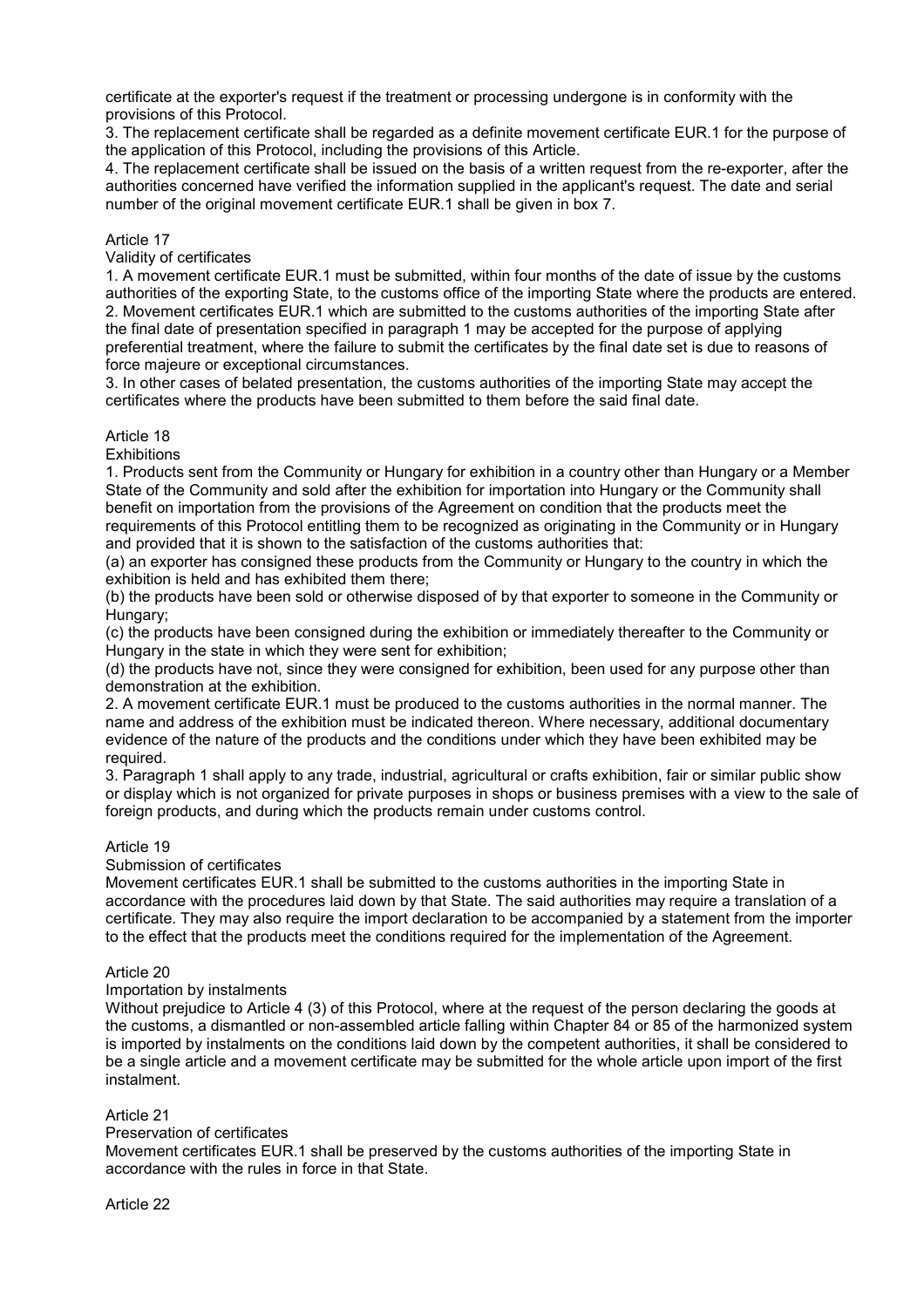certificate at the exporter's request if the treatment or processing undergone is in conformity with the provisions of this Protocol.

3. The replacement certificate shall be regarded as a definite movement certificate EUR.1 for the purpose of the application of this Protocol, including the provisions of this Article.

4. The replacement certificate shall be issued on the basis of a written request from the re-exporter, after the authorities concerned have verified the information supplied in the applicant's request. The date and serial number of the original movement certificate EUR.1 shall be given in box 7.

Article 17

Validity of certificates

1. A movement certificate EUR.1 must be submitted, within four months of the date of issue by the customs authorities of the exporting State, to the customs office of the importing State where the products are entered.

2. Movement certificates EUR.1 which are submitted to the customs authorities of the importing State after the final date of presentation specified in paragraph 1 may be accepted for the purpose of applying preferential treatment, where the failure to submit the certificates by the final date set is due to reasons of force majeure or exceptional circumstances.

3. In other cases of belated presentation, the customs authorities of the importing State may accept the certificates where the products have been submitted to them before the said final date.

Article 18

Exhibitions

1. Products sent from the Community or Hungary for exhibition in a country other than Hungary or a Member State of the Community and sold after the exhibition for importation into Hungary or the Community shall benefit on importation from the provisions of the Agreement on condition that the products meet the requirements of this Protocol entitling them to be recognized as originating in the Community or in Hungary and provided that it is shown to the satisfaction of the customs authorities that:

(a) an exporter has consigned these products from the Community or Hungary to the country in which the exhibition is held and has exhibited them there;

(b) the products have been sold or otherwise disposed of by that exporter to someone in the Community or Hungary;

(c) the products have been consigned during the exhibition or immediately thereafter to the Community or Hungary in the state in which they were sent for exhibition;

(d) the products have not, since they were consigned for exhibition, been used for any purpose other than demonstration at the exhibition.

2. A movement certificate EUR.1 must be produced to the customs authorities in the normal manner. The name and address of the exhibition must be indicated thereon. Where necessary, additional documentary evidence of the nature of the products and the conditions under which they have been exhibited may be required.

3. Paragraph 1 shall apply to any trade, industrial, agricultural or crafts exhibition, fair or similar public show or display which is not organized for private purposes in shops or business premises with a view to the sale of foreign products, and during which the products remain under customs control.

Article 19

Submission of certificates

Movement certificates EUR.1 shall be submitted to the customs authorities in the importing State in accordance with the procedures laid down by that State. The said authorities may require a translation of a certificate. They may also require the import declaration to be accompanied by a statement from the importer to the effect that the products meet the conditions required for the implementation of the Agreement.

Article 20

Importation by instalments

Without prejudice to Article 4 (3) of this Protocol, where at the request of the person declaring the goods at the customs, a dismantled or non-assembled article falling within Chapter 84 or 85 of the harmonized system is imported by instalments on the conditions laid down by the competent authorities, it shall be considered to be a single article and a movement certificate may be submitted for the whole article upon import of the first instalment.

Article 21

Preservation of certificates

Movement certificates EUR.1 shall be preserved by the customs authorities of the importing State in accordance with the rules in force in that State.

Article 22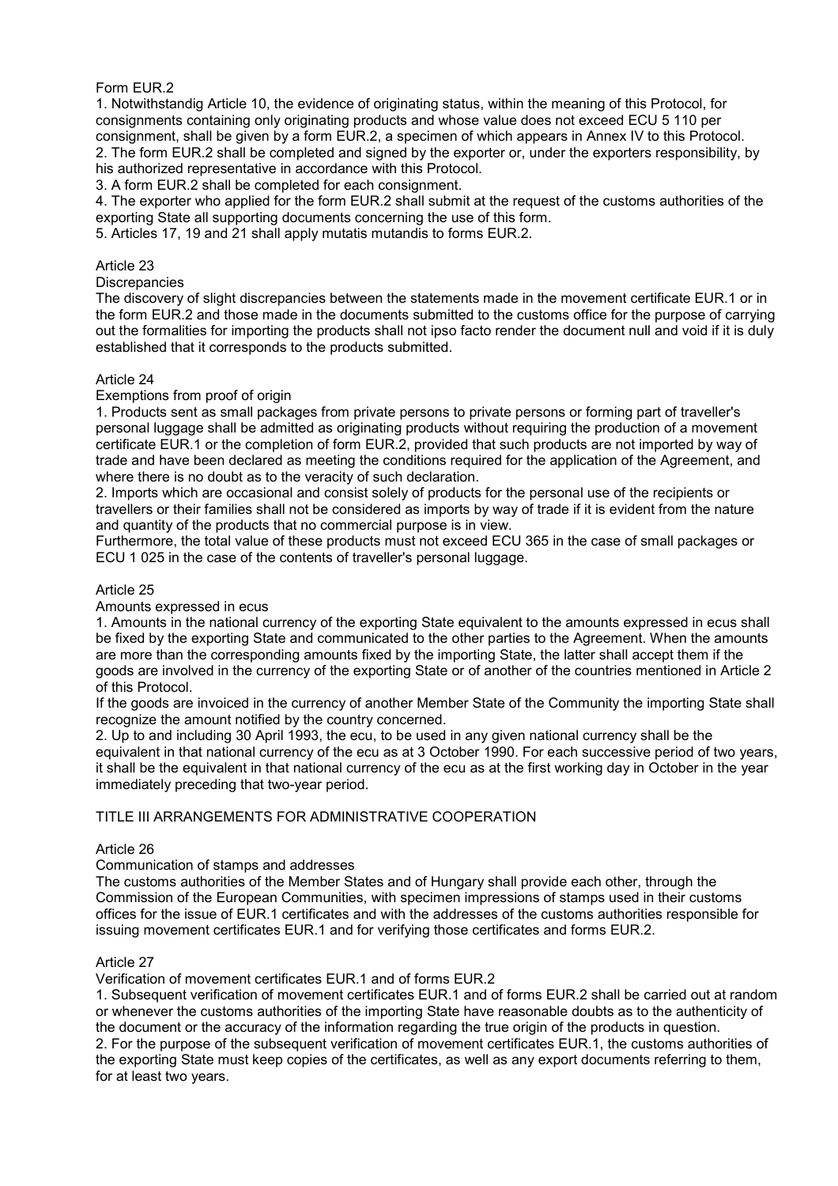Form EUR.2

1. Notwithstandig Article 10, the evidence of originating status, within the meaning of this Protocol, for consignments containing only originating products and whose value does not exceed ECU 5 110 per consignment, shall be given by a form EUR.2, a specimen of which appears in Annex IV to this Protocol.
2. The form EUR.2 shall be completed and signed by the exporter or, under the exporters responsibility, by his authorized representative in accordance with this Protocol.
3. A form EUR.2 shall be completed for each consignment.
4. The exporter who applied for the form EUR.2 shall submit at the request of the customs authorities of the exporting State all supporting documents concerning the use of this form.
5. Articles 17, 19 and 21 shall apply mutatis mutandis to forms EUR.2.

Article 23

Discrepancies

The discovery of slight discrepancies between the statements made in the movement certificate EUR.1 or in the form EUR.2 and those made in the documents submitted to the customs office for the purpose of carrying out the formalities for importing the products shall not ipso facto render the document null and void if it is duly established that it corresponds to the products submitted.

Article 24

Exemptions from proof of origin

1. Products sent as small packages from private persons to private persons or forming part of traveller's personal luggage shall be admitted as originating products without requiring the production of a movement certificate EUR.1 or the completion of form EUR.2, provided that such products are not imported by way of trade and have been declared as meeting the conditions required for the application of the Agreement, and where there is no doubt as to the veracity of such declaration.
2. Imports which are occasional and consist solely of products for the personal use of the recipients or travellers or their families shall not be considered as imports by way of trade if it is evident from the nature and quantity of the products that no commercial purpose is in view.

Furthermore, the total value of these products must not exceed ECU 365 in the case of small packages or ECU 1 025 in the case of the contents of traveller's personal luggage.

Article 25

Amounts expressed in ecus

1. Amounts in the national currency of the exporting State equivalent to the amounts expressed in ecus shall be fixed by the exporting State and communicated to the other parties to the Agreement. When the amounts are more than the corresponding amounts fixed by the importing State, the latter shall accept them if the goods are involved in the currency of the exporting State or of another of the countries mentioned in Article 2 of this Protocol.

If the goods are invoiced in the currency of another Member State of the Community the importing State shall recognize the amount notified by the country concerned.

2. Up to and including 30 April 1993, the ecu, to be used in any given national currency shall be the equivalent in that national currency of the ecu as at 3 October 1990. For each successive period of two years, it shall be the equivalent in that national currency of the ecu as at the first working day in October in the year immediately preceding that two-year period.

TITLE III ARRANGEMENTS FOR ADMINISTRATIVE COOPERATION

Article 26

Communication of stamps and addresses

The customs authorities of the Member States and of Hungary shall provide each other, through the Commission of the European Communities, with specimen impressions of stamps used in their customs offices for the issue of EUR.1 certificates and with the addresses of the customs authorities responsible for issuing movement certificates EUR.1 and for verifying those certificates and forms EUR.2.

Article 27

Verification of movement certificates EUR.1 and of forms EUR.2

1. Subsequent verification of movement certificates EUR.1 and of forms EUR.2 shall be carried out at random or whenever the customs authorities of the importing State have reasonable doubts as to the authenticity of the document or the accuracy of the information regarding the true origin of the products in question.
2. For the purpose of the subsequent verification of movement certificates EUR.1, the customs authorities of the exporting State must keep copies of the certificates, as well as any export documents referring to them, for at least two years.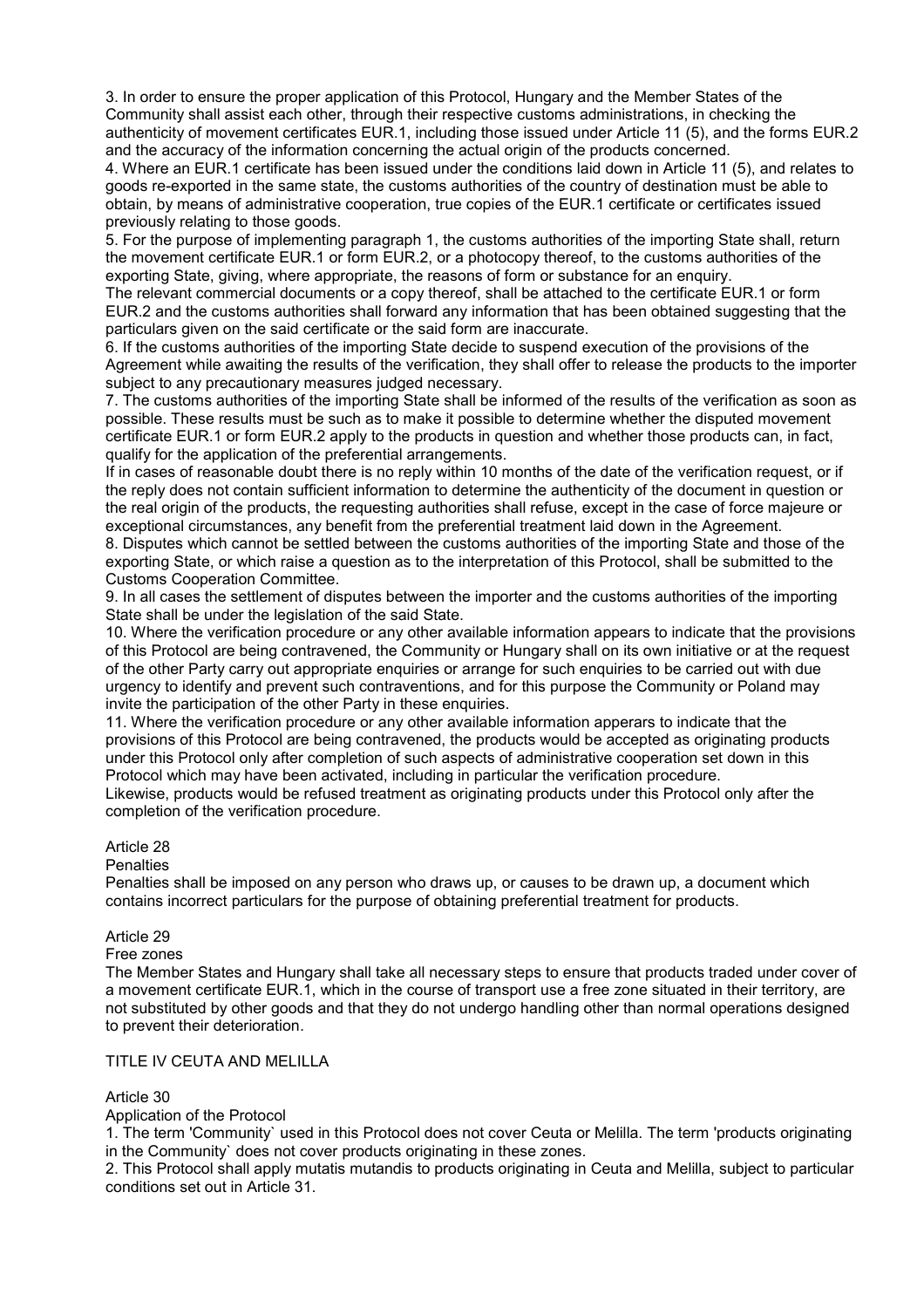3. In order to ensure the proper application of this Protocol, Hungary and the Member States of the Community shall assist each other, through their respective customs administrations, in checking the authenticity of movement certificates EUR.1, including those issued under Article 11 (5), and the forms EUR.2 and the accuracy of the information concerning the actual origin of the products concerned.

4. Where an EUR.1 certificate has been issued under the conditions laid down in Article 11 (5), and relates to goods re-exported in the same state, the customs authorities of the country of destination must be able to obtain, by means of administrative cooperation, true copies of the EUR.1 certificate or certificates issued previously relating to those goods.

5. For the purpose of implementing paragraph 1, the customs authorities of the importing State shall, return the movement certificate EUR.1 or form EUR.2, or a photocopy thereof, to the customs authorities of the exporting State, giving, where appropriate, the reasons of form or substance for an enquiry.

The relevant commercial documents or a copy thereof, shall be attached to the certificate EUR.1 or form EUR.2 and the customs authorities shall forward any information that has been obtained suggesting that the particulars given on the said certificate or the said form are inaccurate.

6. If the customs authorities of the importing State decide to suspend execution of the provisions of the Agreement while awaiting the results of the verification, they shall offer to release the products to the importer subject to any precautionary measures judged necessary.

7. The customs authorities of the importing State shall be informed of the results of the verification as soon as possible. These results must be such as to make it possible to determine whether the disputed movement certificate EUR.1 or form EUR.2 apply to the products in question and whether those products can, in fact, qualify for the application of the preferential arrangements.

If in cases of reasonable doubt there is no reply within 10 months of the date of the verification request, or if the reply does not contain sufficient information to determine the authenticity of the document in question or the real origin of the products, the requesting authorities shall refuse, except in the case of force majeure or exceptional circumstances, any benefit from the preferential treatment laid down in the Agreement.

8. Disputes which cannot be settled between the customs authorities of the importing State and those of the exporting State, or which raise a question as to the interpretation of this Protocol, shall be submitted to the Customs Cooperation Committee.

9. In all cases the settlement of disputes between the importer and the customs authorities of the importing State shall be under the legislation of the said State.

10. Where the verification procedure or any other available information appears to indicate that the provisions of this Protocol are being contravened, the Community or Hungary shall on its own initiative or at the request of the other Party carry out appropriate enquiries or arrange for such enquiries to be carried out with due urgency to identify and prevent such contraventions, and for this purpose the Community or Poland may invite the participation of the other Party in these enquiries.

11. Where the verification procedure or any other available information apperars to indicate that the provisions of this Protocol are being contravened, the products would be accepted as originating products under this Protocol only after completion of such aspects of administrative cooperation set down in this Protocol which may have been activated, including in particular the verification procedure.

Likewise, products would be refused treatment as originating products under this Protocol only after the completion of the verification procedure.

Article 28

Penalties

Penalties shall be imposed on any person who draws up, or causes to be drawn up, a document which contains incorrect particulars for the purpose of obtaining preferential treatment for products.

Article 29

Free zones

The Member States and Hungary shall take all necessary steps to ensure that products traded under cover of a movement certificate EUR.1, which in the course of transport use a free zone situated in their territory, are not substituted by other goods and that they do not undergo handling other than normal operations designed to prevent their deterioration.

TITLE IV CEUTA AND MELILLA

Article 30

Application of the Protocol

1. The term 'Community` used in this Protocol does not cover Ceuta or Melilla. The term 'products originating in the Community` does not cover products originating in these zones.

2. This Protocol shall apply mutatis mutandis to products originating in Ceuta and Melilla, subject to particular conditions set out in Article 31.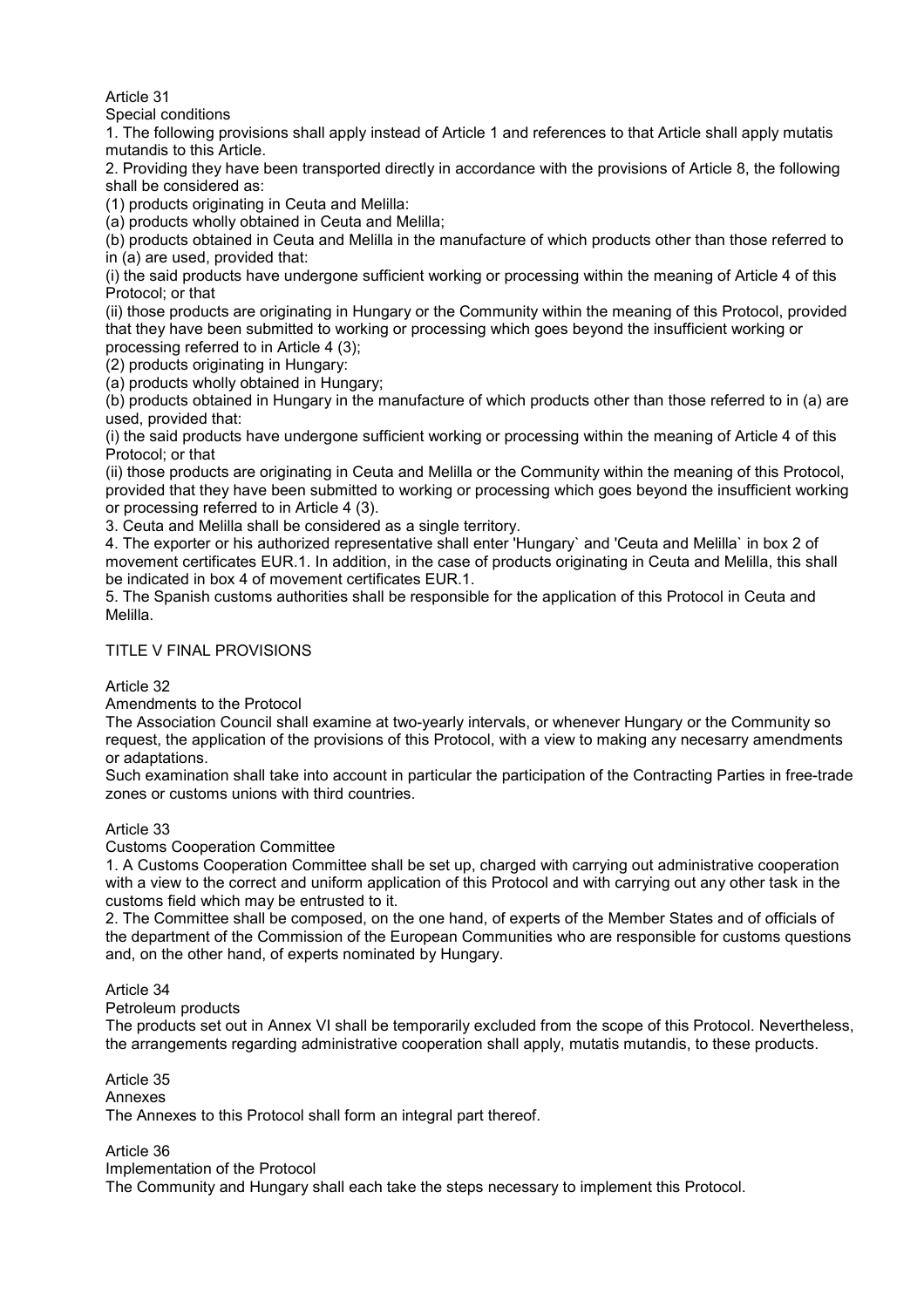Article 31

Special conditions

1. The following provisions shall apply instead of Article 1 and references to that Article shall apply mutatis mutandis to this Article.

2. Providing they have been transported directly in accordance with the provisions of Article 8, the following shall be considered as:

(1) products originating in Ceuta and Melilla:

(a) products wholly obtained in Ceuta and Melilla;

(b) products obtained in Ceuta and Melilla in the manufacture of which products other than those referred to in (a) are used, provided that:

(i) the said products have undergone sufficient working or processing within the meaning of Article 4 of this Protocol; or that

(ii) those products are originating in Hungary or the Community within the meaning of this Protocol, provided that they have been submitted to working or processing which goes beyond the insufficient working or processing referred to in Article 4 (3);

(2) products originating in Hungary:

(a) products wholly obtained in Hungary;

(b) products obtained in Hungary in the manufacture of which products other than those referred to in (a) are used, provided that:

(i) the said products have undergone sufficient working or processing within the meaning of Article 4 of this Protocol; or that

(ii) those products are originating in Ceuta and Melilla or the Community within the meaning of this Protocol, provided that they have been submitted to working or processing which goes beyond the insufficient working or processing referred to in Article 4 (3).

3. Ceuta and Melilla shall be considered as a single territory.

4. The exporter or his authorized representative shall enter 'Hungary` and 'Ceuta and Melilla` in box 2 of movement certificates EUR.1. In addition, in the case of products originating in Ceuta and Melilla, this shall be indicated in box 4 of movement certificates EUR.1.

5. The Spanish customs authorities shall be responsible for the application of this Protocol in Ceuta and Melilla.

TITLE V FINAL PROVISIONS

Article 32

Amendments to the Protocol

The Association Council shall examine at two-yearly intervals, or whenever Hungary or the Community so request, the application of the provisions of this Protocol, with a view to making any necesarry amendments or adaptations.

Such examination shall take into account in particular the participation of the Contracting Parties in free-trade zones or customs unions with third countries.

Article 33

Customs Cooperation Committee

1. A Customs Cooperation Committee shall be set up, charged with carrying out administrative cooperation with a view to the correct and uniform application of this Protocol and with carrying out any other task in the customs field which may be entrusted to it.

2. The Committee shall be composed, on the one hand, of experts of the Member States and of officials of the department of the Commission of the European Communities who are responsible for customs questions and, on the other hand, of experts nominated by Hungary.

Article 34

Petroleum products

The products set out in Annex VI shall be temporarily excluded from the scope of this Protocol. Nevertheless, the arrangements regarding administrative cooperation shall apply, mutatis mutandis, to these products.

Article 35

Annexes

The Annexes to this Protocol shall form an integral part thereof.

Article 36

Implementation of the Protocol

The Community and Hungary shall each take the steps necessary to implement this Protocol.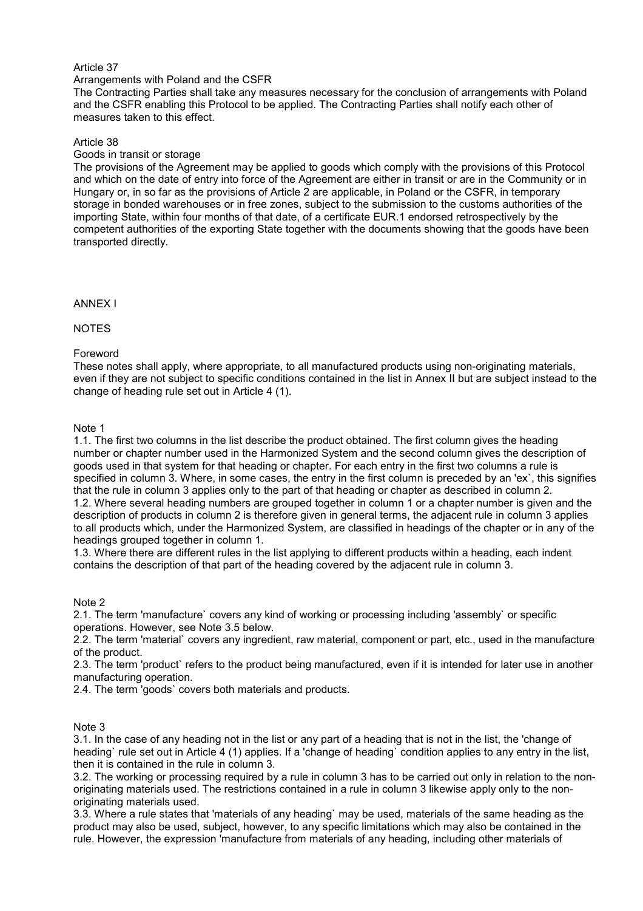Article 37

Arrangements with Poland and the CSFR

The Contracting Parties shall take any measures necessary for the conclusion of arrangements with Poland and the CSFR enabling this Protocol to be applied. The Contracting Parties shall notify each other of measures taken to this effect.

Article 38

Goods in transit or storage

The provisions of the Agreement may be applied to goods which comply with the provisions of this Protocol and which on the date of entry into force of the Agreement are either in transit or are in the Community or in Hungary or, in so far as the provisions of Article 2 are applicable, in Poland or the CSFR, in temporary storage in bonded warehouses or in free zones, subject to the submission to the customs authorities of the importing State, within four months of that date, of a certificate EUR.1 endorsed retrospectively by the competent authorities of the exporting State together with the documents showing that the goods have been transported directly.

ANNEX I

NOTES

Foreword

These notes shall apply, where appropriate, to all manufactured products using non-originating materials, even if they are not subject to specific conditions contained in the list in Annex II but are subject instead to the change of heading rule set out in Article 4 (1).

Note 1

1.1. The first two columns in the list describe the product obtained. The first column gives the heading number or chapter number used in the Harmonized System and the second column gives the description of goods used in that system for that heading or chapter. For each entry in the first two columns a rule is specified in column 3. Where, in some cases, the entry in the first column is preceded by an 'ex`, this signifies that the rule in column 3 applies only to the part of that heading or chapter as described in column 2.
1.2. Where several heading numbers are grouped together in column 1 or a chapter number is given and the description of products in column 2 is therefore given in general terms, the adjacent rule in column 3 applies to all products which, under the Harmonized System, are classified in headings of the chapter or in any of the headings grouped together in column 1.
1.3. Where there are different rules in the list applying to different products within a heading, each indent contains the description of that part of the heading covered by the adjacent rule in column 3.

Note 2

2.1. The term 'manufacture` covers any kind of working or processing including 'assembly` or specific operations. However, see Note 3.5 below.
2.2. The term 'material` covers any ingredient, raw material, component or part, etc., used in the manufacture of the product.
2.3. The term 'product` refers to the product being manufactured, even if it is intended for later use in another manufacturing operation.
2.4. The term 'goods` covers both materials and products.

Note 3

3.1. In the case of any heading not in the list or any part of a heading that is not in the list, the 'change of heading` rule set out in Article 4 (1) applies. If a 'change of heading` condition applies to any entry in the list, then it is contained in the rule in column 3.
3.2. The working or processing required by a rule in column 3 has to be carried out only in relation to the non-originating materials used. The restrictions contained in a rule in column 3 likewise apply only to the non-originating materials used.
3.3. Where a rule states that 'materials of any heading` may be used, materials of the same heading as the product may also be used, subject, however, to any specific limitations which may also be contained in the rule. However, the expression 'manufacture from materials of any heading, including other materials of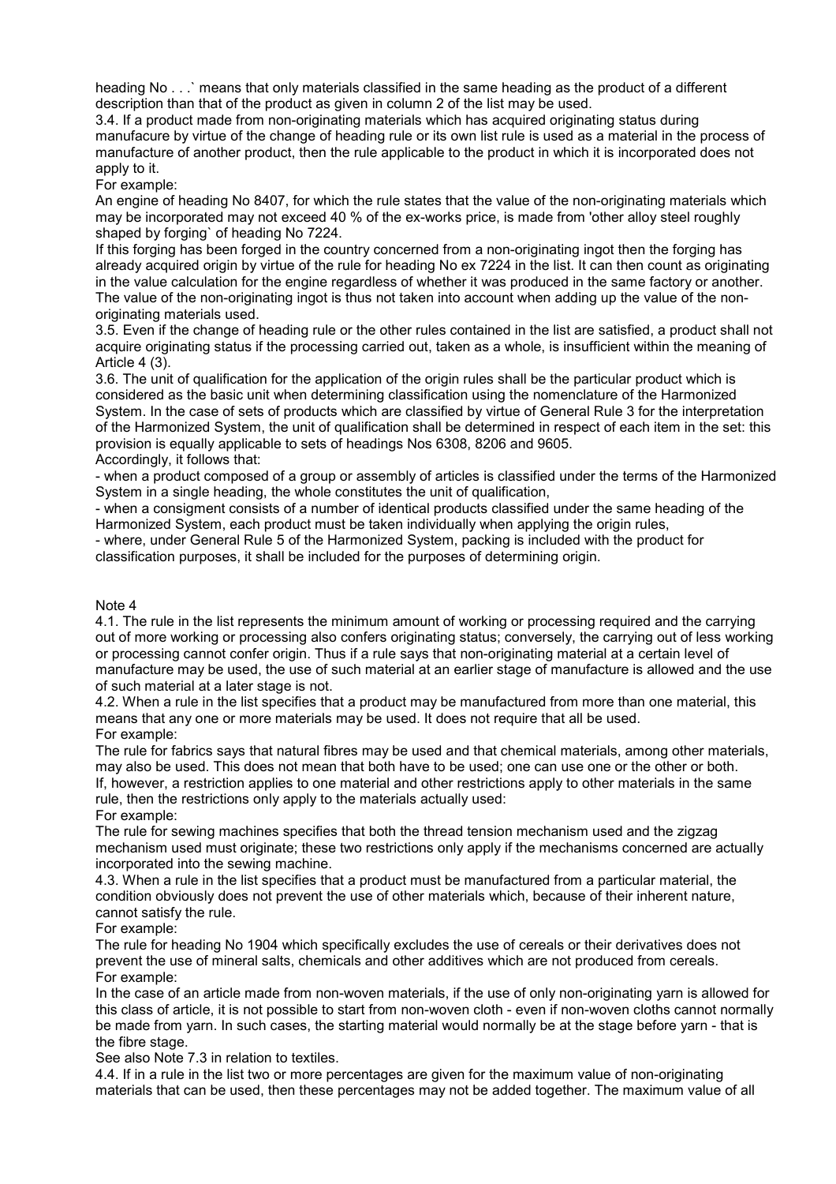heading No . . .` means that only materials classified in the same heading as the product of a different description than that of the product as given in column 2 of the list may be used.

3.4. If a product made from non-originating materials which has acquired originating status during manufacure by virtue of the change of heading rule or its own list rule is used as a material in the process of manufacture of another product, then the rule applicable to the product in which it is incorporated does not apply to it.

For example:

An engine of heading No 8407, for which the rule states that the value of the non-originating materials which may be incorporated may not exceed 40 % of the ex-works price, is made from 'other alloy steel roughly shaped by forging` of heading No 7224.

If this forging has been forged in the country concerned from a non-originating ingot then the forging has already acquired origin by virtue of the rule for heading No ex 7224 in the list. It can then count as originating in the value calculation for the engine regardless of whether it was produced in the same factory or another. The value of the non-originating ingot is thus not taken into account when adding up the value of the non-originating materials used.

3.5. Even if the change of heading rule or the other rules contained in the list are satisfied, a product shall not acquire originating status if the processing carried out, taken as a whole, is insufficient within the meaning of Article 4 (3).

3.6. The unit of qualification for the application of the origin rules shall be the particular product which is considered as the basic unit when determining classification using the nomenclature of the Harmonized System. In the case of sets of products which are classified by virtue of General Rule 3 for the interpretation of the Harmonized System, the unit of qualification shall be determined in respect of each item in the set: this provision is equally applicable to sets of headings Nos 6308, 8206 and 9605.

Accordingly, it follows that:

- when a product composed of a group or assembly of articles is classified under the terms of the Harmonized System in a single heading, the whole constitutes the unit of qualification,
- when a consigment consists of a number of identical products classified under the same heading of the Harmonized System, each product must be taken individually when applying the origin rules,
- where, under General Rule 5 of the Harmonized System, packing is included with the product for classification purposes, it shall be included for the purposes of determining origin.

Note 4

4.1. The rule in the list represents the minimum amount of working or processing required and the carrying out of more working or processing also confers originating status; conversely, the carrying out of less working or processing cannot confer origin. Thus if a rule says that non-originating material at a certain level of manufacture may be used, the use of such material at an earlier stage of manufacture is allowed and the use of such material at a later stage is not.

4.2. When a rule in the list specifies that a product may be manufactured from more than one material, this means that any one or more materials may be used. It does not require that all be used.

For example:

The rule for fabrics says that natural fibres may be used and that chemical materials, among other materials, may also be used. This does not mean that both have to be used; one can use one or the other or both.

If, however, a restriction applies to one material and other restrictions apply to other materials in the same rule, then the restrictions only apply to the materials actually used:

For example:

The rule for sewing machines specifies that both the thread tension mechanism used and the zigzag mechanism used must originate; these two restrictions only apply if the mechanisms concerned are actually incorporated into the sewing machine.

4.3. When a rule in the list specifies that a product must be manufactured from a particular material, the condition obviously does not prevent the use of other materials which, because of their inherent nature, cannot satisfy the rule.

For example:

The rule for heading No 1904 which specifically excludes the use of cereals or their derivatives does not prevent the use of mineral salts, chemicals and other additives which are not produced from cereals.

For example:

In the case of an article made from non-woven materials, if the use of only non-originating yarn is allowed for this class of article, it is not possible to start from non-woven cloth - even if non-woven cloths cannot normally be made from yarn. In such cases, the starting material would normally be at the stage before yarn - that is the fibre stage.

See also Note 7.3 in relation to textiles.

4.4. If in a rule in the list two or more percentages are given for the maximum value of non-originating materials that can be used, then these percentages may not be added together. The maximum value of all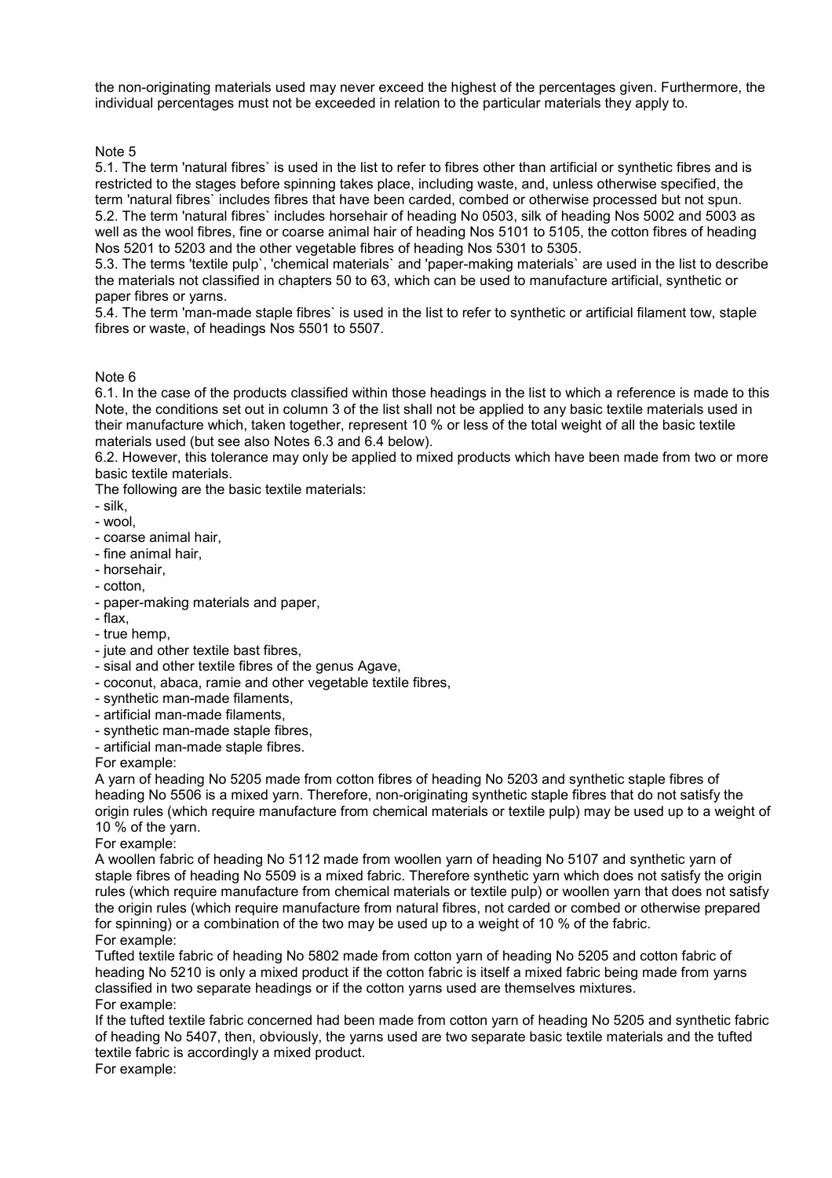the non-originating materials used may never exceed the highest of the percentages given. Furthermore, the individual percentages must not be exceeded in relation to the particular materials they apply to.

Note 5

5.1. The term 'natural fibres` is used in the list to refer to fibres other than artificial or synthetic fibres and is restricted to the stages before spinning takes place, including waste, and, unless otherwise specified, the term 'natural fibres` includes fibres that have been carded, combed or otherwise processed but not spun.
5.2. The term 'natural fibres` includes horsehair of heading No 0503, silk of heading Nos 5002 and 5003 as well as the wool fibres, fine or coarse animal hair of heading Nos 5101 to 5105, the cotton fibres of heading Nos 5201 to 5203 and the other vegetable fibres of heading Nos 5301 to 5305.
5.3. The terms 'textile pulp`, 'chemical materials` and 'paper-making materials` are used in the list to describe the materials not classified in chapters 50 to 63, which can be used to manufacture artificial, synthetic or paper fibres or yarns.
5.4. The term 'man-made staple fibres` is used in the list to refer to synthetic or artificial filament tow, staple fibres or waste, of headings Nos 5501 to 5507.

Note 6

6.1. In the case of the products classified within those headings in the list to which a reference is made to this Note, the conditions set out in column 3 of the list shall not be applied to any basic textile materials used in their manufacture which, taken together, represent 10 % or less of the total weight of all the basic textile materials used (but see also Notes 6.3 and 6.4 below).
6.2. However, this tolerance may only be applied to mixed products which have been made from two or more basic textile materials.
The following are the basic textile materials:
- silk,
- wool,
- coarse animal hair,
- fine animal hair,
- horsehair,
- cotton,
- paper-making materials and paper,
- flax,
- true hemp,
- jute and other textile bast fibres,
- sisal and other textile fibres of the genus Agave,
- coconut, abaca, ramie and other vegetable textile fibres,
- synthetic man-made filaments,
- artificial man-made filaments,
- synthetic man-made staple fibres,
- artificial man-made staple fibres.

For example:
A yarn of heading No 5205 made from cotton fibres of heading No 5203 and synthetic staple fibres of heading No 5506 is a mixed yarn. Therefore, non-originating synthetic staple fibres that do not satisfy the origin rules (which require manufacture from chemical materials or textile pulp) may be used up to a weight of 10 % of the yarn.
For example:
A woollen fabric of heading No 5112 made from woollen yarn of heading No 5107 and synthetic yarn of staple fibres of heading No 5509 is a mixed fabric. Therefore synthetic yarn which does not satisfy the origin rules (which require manufacture from chemical materials or textile pulp) or woollen yarn that does not satisfy the origin rules (which require manufacture from natural fibres, not carded or combed or otherwise prepared for spinning) or a combination of the two may be used up to a weight of 10 % of the fabric.
For example:
Tufted textile fabric of heading No 5802 made from cotton yarn of heading No 5205 and cotton fabric of heading No 5210 is only a mixed product if the cotton fabric is itself a mixed fabric being made from yarns classified in two separate headings or if the cotton yarns used are themselves mixtures.
For example:
If the tufted textile fabric concerned had been made from cotton yarn of heading No 5205 and synthetic fabric of heading No 5407, then, obviously, the yarns used are two separate basic textile materials and the tufted textile fabric is accordingly a mixed product.
For example: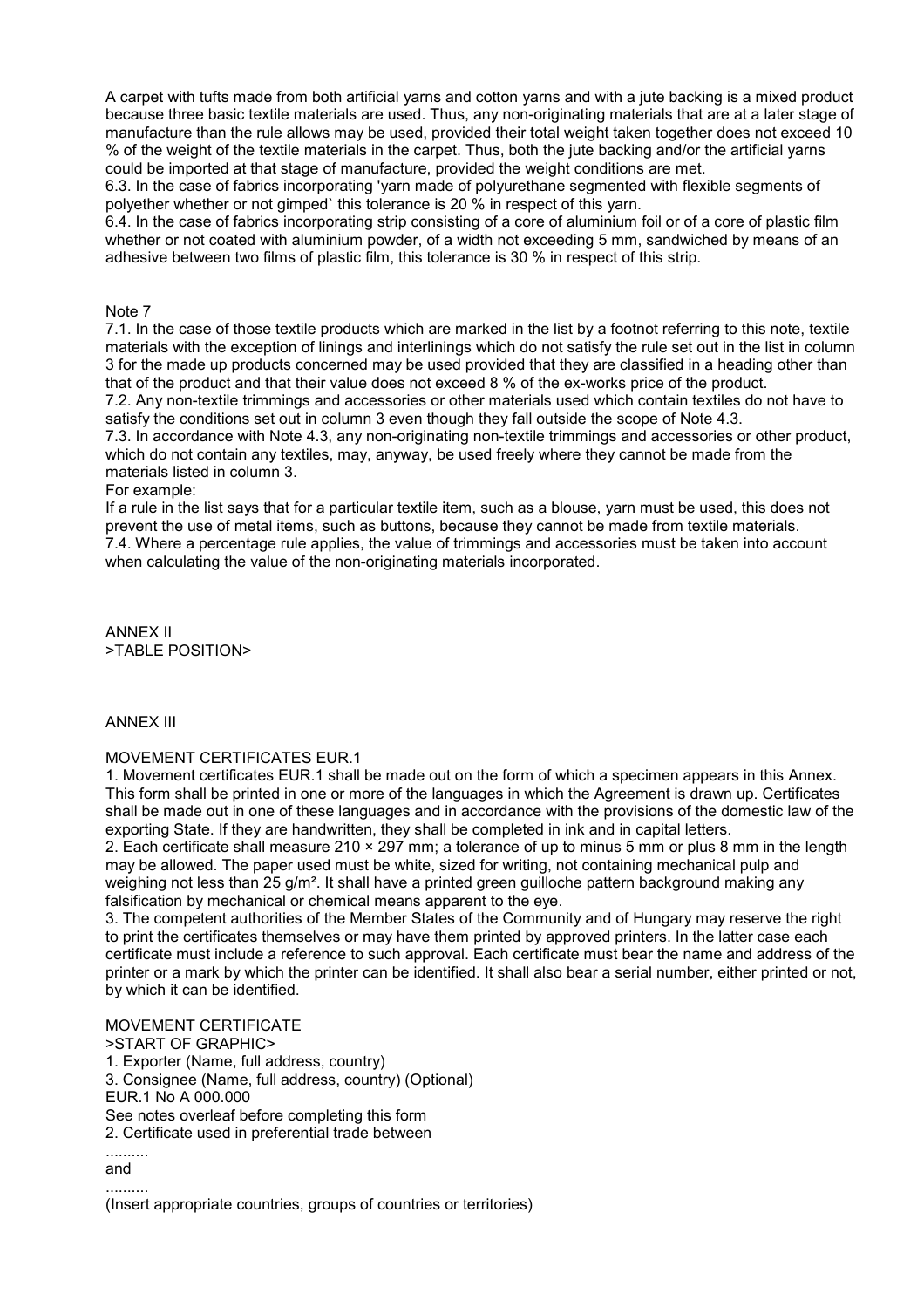A carpet with tufts made from both artificial yarns and cotton yarns and with a jute backing is a mixed product because three basic textile materials are used. Thus, any non-originating materials that are at a later stage of manufacture than the rule allows may be used, provided their total weight taken together does not exceed 10 % of the weight of the textile materials in the carpet. Thus, both the jute backing and/or the artificial yarns could be imported at that stage of manufacture, provided the weight conditions are met.

6.3. In the case of fabrics incorporating 'yarn made of polyurethane segmented with flexible segments of polyether whether or not gimped` this tolerance is 20 % in respect of this yarn.

6.4. In the case of fabrics incorporating strip consisting of a core of aluminium foil or of a core of plastic film whether or not coated with aluminium powder, of a width not exceeding 5 mm, sandwiched by means of an adhesive between two films of plastic film, this tolerance is 30 % in respect of this strip.

Note 7

7.1. In the case of those textile products which are marked in the list by a footnot referring to this note, textile materials with the exception of linings and interlinings which do not satisfy the rule set out in the list in column 3 for the made up products concerned may be used provided that they are classified in a heading other than that of the product and that their value does not exceed 8 % of the ex-works price of the product.

7.2. Any non-textile trimmings and accessories or other materials used which contain textiles do not have to satisfy the conditions set out in column 3 even though they fall outside the scope of Note 4.3.

7.3. In accordance with Note 4.3, any non-originating non-textile trimmings and accessories or other product, which do not contain any textiles, may, anyway, be used freely where they cannot be made from the materials listed in column 3.

For example:

If a rule in the list says that for a particular textile item, such as a blouse, yarn must be used, this does not prevent the use of metal items, such as buttons, because they cannot be made from textile materials.

7.4. Where a percentage rule applies, the value of trimmings and accessories must be taken into account when calculating the value of the non-originating materials incorporated.

ANNEX II

>TABLE POSITION>

ANNEX III

MOVEMENT CERTIFICATES EUR.1

1. Movement certificates EUR.1 shall be made out on the form of which a specimen appears in this Annex. This form shall be printed in one or more of the languages in which the Agreement is drawn up. Certificates shall be made out in one of these languages and in accordance with the provisions of the domestic law of the exporting State. If they are handwritten, they shall be completed in ink and in capital letters.

2. Each certificate shall measure 210 × 297 mm; a tolerance of up to minus 5 mm or plus 8 mm in the length may be allowed. The paper used must be white, sized for writing, not containing mechanical pulp and weighing not less than 25 g/m². It shall have a printed green guilloche pattern background making any falsification by mechanical or chemical means apparent to the eye.

3. The competent authorities of the Member States of the Community and of Hungary may reserve the right to print the certificates themselves or may have them printed by approved printers. In the latter case each certificate must include a reference to such approval. Each certificate must bear the name and address of the printer or a mark by which the printer can be identified. It shall also bear a serial number, either printed or not, by which it can be identified.

MOVEMENT CERTIFICATE

>START OF GRAPHIC>

1. Exporter (Name, full address, country)

3. Consignee (Name, full address, country) (Optional)

EUR.1 No A 000.000

See notes overleaf before completing this form

2. Certificate used in preferential trade between

..........

and

..........

(Insert appropriate countries, groups of countries or territories)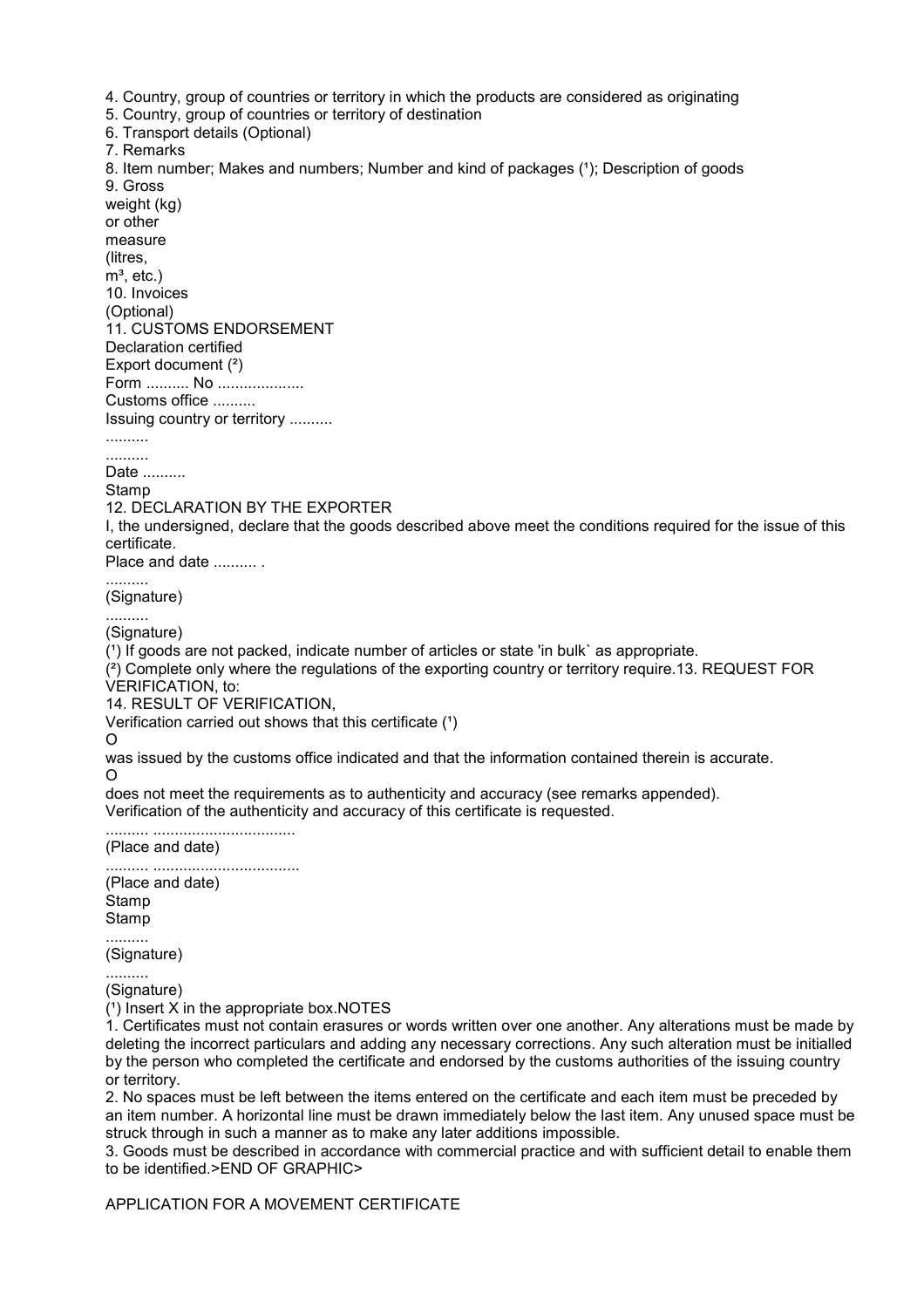4. Country, group of countries or territory in which the products are considered as originating
5. Country, group of countries or territory of destination
6. Transport details (Optional)
7. Remarks
8. Item number; Makes and numbers; Number and kind of packages (¹); Description of goods
9. Gross
weight (kg)
or other
measure
(litres,
m³, etc.)
10. Invoices
(Optional)
11. CUSTOMS ENDORSEMENT
Declaration certified
Export document (²)
Form .......... No ....................
Customs office ..........
Issuing country or territory ..........
..........
..........
Date ..........
Stamp
12. DECLARATION BY THE EXPORTER
I, the undersigned, declare that the goods described above meet the conditions required for the issue of this certificate.
Place and date .......... .
..........
(Signature)
..........
(Signature)
(¹) If goods are not packed, indicate number of articles or state 'in bulk` as appropriate.
(²) Complete only where the regulations of the exporting country or territory require.13. REQUEST FOR VERIFICATION, to:
14. RESULT OF VERIFICATION,
Verification carried out shows that this certificate (¹)
O
was issued by the customs office indicated and that the information contained therein is accurate.
O
does not meet the requirements as to authenticity and accuracy (see remarks appended).
Verification of the authenticity and accuracy of this certificate is requested.
.......... .................................
(Place and date)
.......... .................................
(Place and date)
Stamp
Stamp
..........
(Signature)
..........
(Signature)
(¹) Insert X in the appropriate box.NOTES
1. Certificates must not contain erasures or words written over one another. Any alterations must be made by deleting the incorrect particulars and adding any necessary corrections. Any such alteration must be initialled by the person who completed the certificate and endorsed by the customs authorities of the issuing country or territory.
2. No spaces must be left between the items entered on the certificate and each item must be preceded by an item number. A horizontal line must be drawn immediately below the last item. Any unused space must be struck through in such a manner as to make any later additions impossible.
3. Goods must be described in accordance with commercial practice and with sufficient detail to enable them to be identified.>END OF GRAPHIC>

APPLICATION FOR A MOVEMENT CERTIFICATE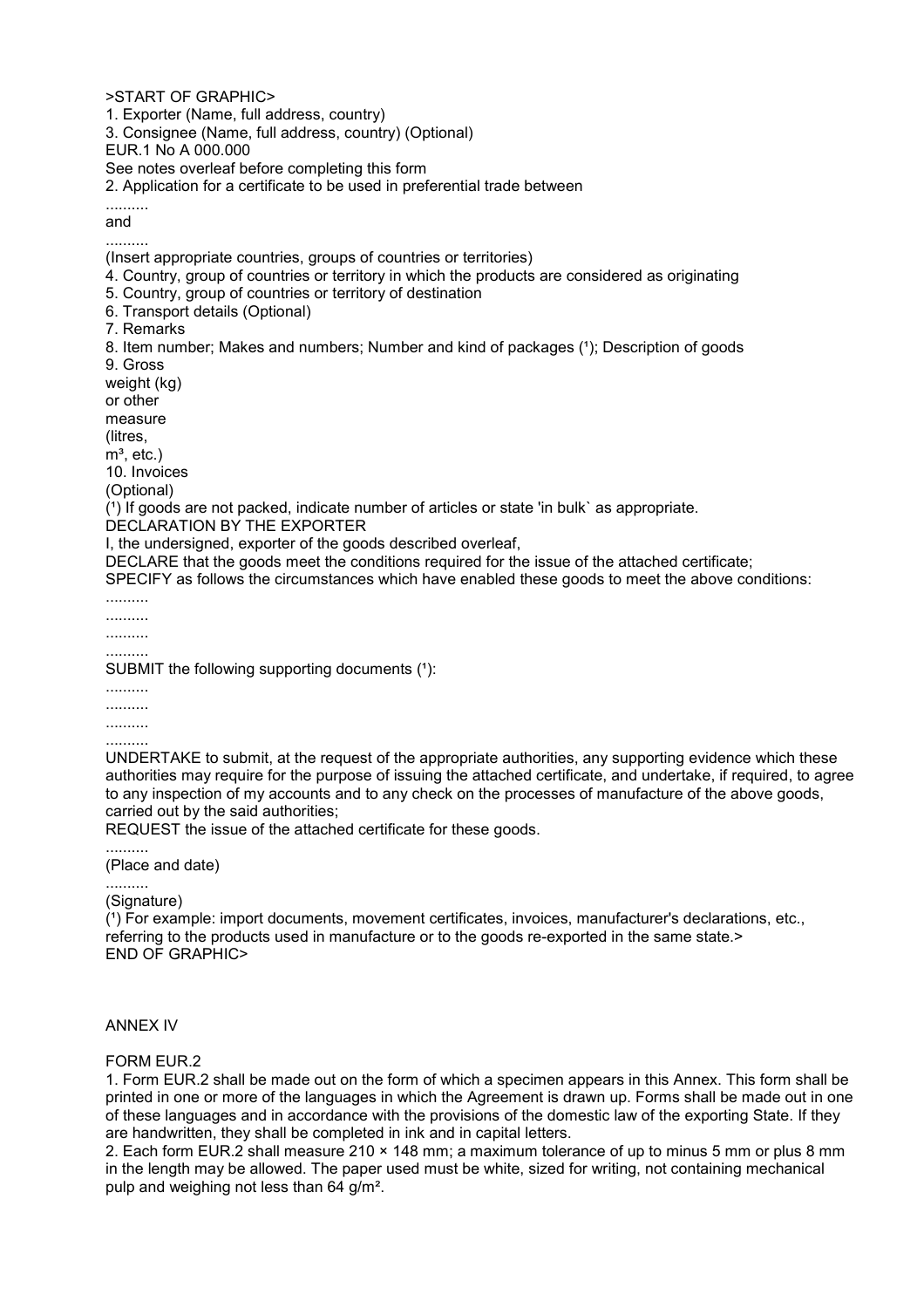>START OF GRAPHIC>

1. Exporter (Name, full address, country)

3. Consignee (Name, full address, country) (Optional)

EUR.1 No A 000.000

See notes overleaf before completing this form

2. Application for a certificate to be used in preferential trade between

..........

and

..........

(Insert appropriate countries, groups of countries or territories)

4. Country, group of countries or territory in which the products are considered as originating

5. Country, group of countries or territory of destination

6. Transport details (Optional)

7. Remarks

8. Item number; Makes and numbers; Number and kind of packages (¹); Description of goods

9. Gross
weight (kg)
or other
measure
(litres,
m³, etc.)

10. Invoices
(Optional)

(¹) If goods are not packed, indicate number of articles or state 'in bulk` as appropriate.

DECLARATION BY THE EXPORTER

I, the undersigned, exporter of the goods described overleaf,

DECLARE that the goods meet the conditions required for the issue of the attached certificate;

SPECIFY as follows the circumstances which have enabled these goods to meet the above conditions:

..........

..........

..........

..........

SUBMIT the following supporting documents (¹):

..........

..........

..........

..........

UNDERTAKE to submit, at the request of the appropriate authorities, any supporting evidence which these authorities may require for the purpose of issuing the attached certificate, and undertake, if required, to agree to any inspection of my accounts and to any check on the processes of manufacture of the above goods, carried out by the said authorities;

REQUEST the issue of the attached certificate for these goods.

..........

(Place and date)

..........

(Signature)

(¹) For example: import documents, movement certificates, invoices, manufacturer's declarations, etc., referring to the products used in manufacture or to the goods re-exported in the same state.>

END OF GRAPHIC>

## ANNEX IV

### FORM EUR.2

1. Form EUR.2 shall be made out on the form of which a specimen appears in this Annex. This form shall be printed in one or more of the languages in which the Agreement is drawn up. Forms shall be made out in one of these languages and in accordance with the provisions of the domestic law of the exporting State. If they are handwritten, they shall be completed in ink and in capital letters.

2. Each form EUR.2 shall measure 210 × 148 mm; a maximum tolerance of up to minus 5 mm or plus 8 mm in the length may be allowed. The paper used must be white, sized for writing, not containing mechanical pulp and weighing not less than 64 g/m².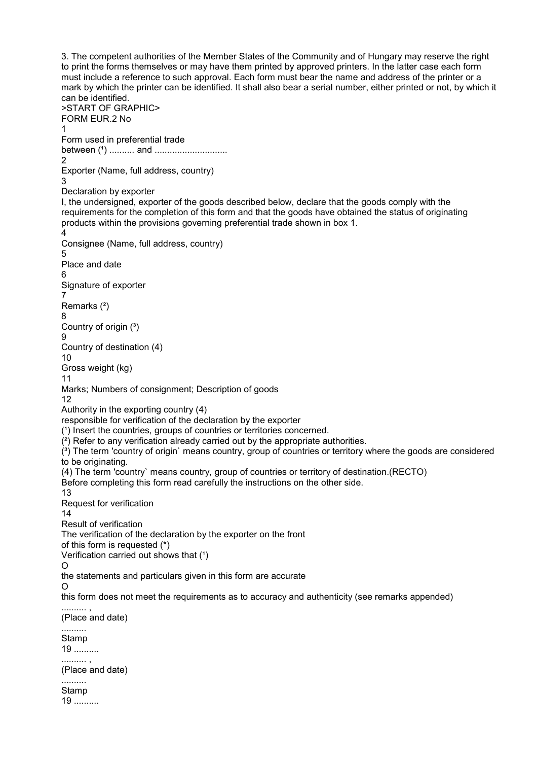3. The competent authorities of the Member States of the Community and of Hungary may reserve the right to print the forms themselves or may have them printed by approved printers. In the latter case each form must include a reference to such approval. Each form must bear the name and address of the printer or a mark by which the printer can be identified. It shall also bear a serial number, either printed or not, by which it can be identified.

>START OF GRAPHIC>

FORM EUR.2 No

1

Form used in preferential trade

between (¹) .......... and ............................

2

Exporter (Name, full address, country)

3

Declaration by exporter

I, the undersigned, exporter of the goods described below, declare that the goods comply with the requirements for the completion of this form and that the goods have obtained the status of originating products within the provisions governing preferential trade shown in box 1.

4

Consignee (Name, full address, country)

5

Place and date

6

Signature of exporter

7

Remarks (²)

8

Country of origin (³)

9

Country of destination (4)

10

Gross weight (kg)

11

Marks; Numbers of consignment; Description of goods

12

Authority in the exporting country (4)

responsible for verification of the declaration by the exporter

(¹) Insert the countries, groups of countries or territories concerned.

(²) Refer to any verification already carried out by the appropriate authorities.

(³) The term 'country of origin` means country, group of countries or territory where the goods are considered to be originating.

(4) The term 'country` means country, group of countries or territory of destination.(RECTO)

Before completing this form read carefully the instructions on the other side.

13

Request for verification

14

Result of verification

The verification of the declaration by the exporter on the front of this form is requested (*)

Verification carried out shows that (¹)

O

the statements and particulars given in this form are accurate

O

this form does not meet the requirements as to accuracy and authenticity (see remarks appended)

.......... ,

(Place and date)

..........

Stamp

19 ..........

.......... ,

(Place and date)

..........

Stamp

19 ..........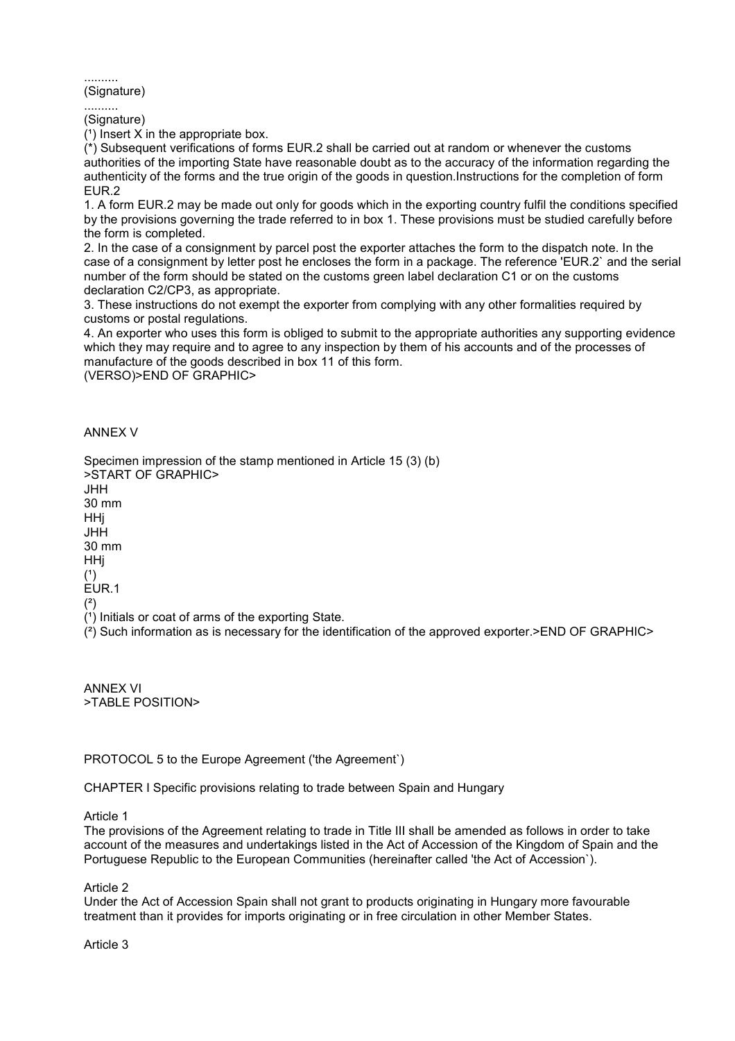..........
(Signature)

..........
(Signature)

[1] Insert X in the appropriate box.

(*) Subsequent verifications of forms EUR.2 shall be carried out at random or whenever the customs authorities of the importing State have reasonable doubt as to the accuracy of the information regarding the authenticity of the forms and the true origin of the goods in question.Instructions for the completion of form EUR.2

1. A form EUR.2 may be made out only for goods which in the exporting country fulfil the conditions specified by the provisions governing the trade referred to in box 1. These provisions must be studied carefully before the form is completed.
2. In the case of a consignment by parcel post the exporter attaches the form to the dispatch note. In the case of a consignment by letter post he encloses the form in a package. The reference 'EUR.2` and the serial number of the form should be stated on the customs green label declaration C1 or on the customs declaration C2/CP3, as appropriate.
3. These instructions do not exempt the exporter from complying with any other formalities required by customs or postal regulations.
4. An exporter who uses this form is obliged to submit to the appropriate authorities any supporting evidence which they may require and to agree to any inspection by them of his accounts and of the processes of manufacture of the goods described in box 11 of this form.

(VERSO)>END OF GRAPHIC>

ANNEX V

Specimen impression of the stamp mentioned in Article 15 (3) (b)
>START OF GRAPHIC>
JHH
30 mm
HHj
JHH
30 mm
HHj
[1]
EUR.1
[2]
[1] Initials or coat of arms of the exporting State.
[2] Such information as is necessary for the identification of the approved exporter.>END OF GRAPHIC>

ANNEX VI
>TABLE POSITION>

PROTOCOL 5 to the Europe Agreement ('the Agreement`)

CHAPTER I Specific provisions relating to trade between Spain and Hungary

Article 1
The provisions of the Agreement relating to trade in Title III shall be amended as follows in order to take account of the measures and undertakings listed in the Act of Accession of the Kingdom of Spain and the Portuguese Republic to the European Communities (hereinafter called 'the Act of Accession`).

Article 2
Under the Act of Accession Spain shall not grant to products originating in Hungary more favourable treatment than it provides for imports originating or in free circulation in other Member States.

Article 3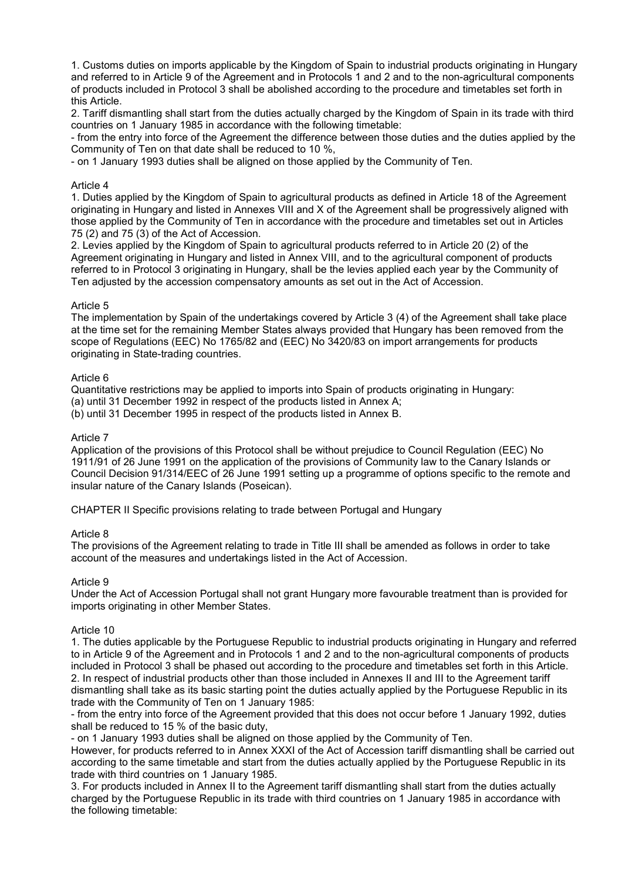1. Customs duties on imports applicable by the Kingdom of Spain to industrial products originating in Hungary and referred to in Article 9 of the Agreement and in Protocols 1 and 2 and to the non-agricultural components of products included in Protocol 3 shall be abolished according to the procedure and timetables set forth in this Article.

2. Tariff dismantling shall start from the duties actually charged by the Kingdom of Spain in its trade with third countries on 1 January 1985 in accordance with the following timetable:

- from the entry into force of the Agreement the difference between those duties and the duties applied by the Community of Ten on that date shall be reduced to 10 %,
- on 1 January 1993 duties shall be aligned on those applied by the Community of Ten.

Article 4

1. Duties applied by the Kingdom of Spain to agricultural products as defined in Article 18 of the Agreement originating in Hungary and listed in Annexes VIII and X of the Agreement shall be progressively aligned with those applied by the Community of Ten in accordance with the procedure and timetables set out in Articles 75 (2) and 75 (3) of the Act of Accession.

2. Levies applied by the Kingdom of Spain to agricultural products referred to in Article 20 (2) of the Agreement originating in Hungary and listed in Annex VIII, and to the agricultural component of products referred to in Protocol 3 originating in Hungary, shall be the levies applied each year by the Community of Ten adjusted by the accession compensatory amounts as set out in the Act of Accession.

Article 5

The implementation by Spain of the undertakings covered by Article 3 (4) of the Agreement shall take place at the time set for the remaining Member States always provided that Hungary has been removed from the scope of Regulations (EEC) No 1765/82 and (EEC) No 3420/83 on import arrangements for products originating in State-trading countries.

Article 6

Quantitative restrictions may be applied to imports into Spain of products originating in Hungary:

(a) until 31 December 1992 in respect of the products listed in Annex A;

(b) until 31 December 1995 in respect of the products listed in Annex B.

Article 7

Application of the provisions of this Protocol shall be without prejudice to Council Regulation (EEC) No 1911/91 of 26 June 1991 on the application of the provisions of Community law to the Canary Islands or Council Decision 91/314/EEC of 26 June 1991 setting up a programme of options specific to the remote and insular nature of the Canary Islands (Poseican).

CHAPTER II Specific provisions relating to trade between Portugal and Hungary

Article 8

The provisions of the Agreement relating to trade in Title III shall be amended as follows in order to take account of the measures and undertakings listed in the Act of Accession.

Article 9

Under the Act of Accession Portugal shall not grant Hungary more favourable treatment than is provided for imports originating in other Member States.

Article 10

1. The duties applicable by the Portuguese Republic to industrial products originating in Hungary and referred to in Article 9 of the Agreement and in Protocols 1 and 2 and to the non-agricultural components of products included in Protocol 3 shall be phased out according to the procedure and timetables set forth in this Article.

2. In respect of industrial products other than those included in Annexes II and III to the Agreement tariff dismantling shall take as its basic starting point the duties actually applied by the Portuguese Republic in its trade with the Community of Ten on 1 January 1985:

- from the entry into force of the Agreement provided that this does not occur before 1 January 1992, duties shall be reduced to 15 % of the basic duty,
- on 1 January 1993 duties shall be aligned on those applied by the Community of Ten.

However, for products referred to in Annex XXXI of the Act of Accession tariff dismantling shall be carried out according to the same timetable and start from the duties actually applied by the Portuguese Republic in its trade with third countries on 1 January 1985.

3. For products included in Annex II to the Agreement tariff dismantling shall start from the duties actually charged by the Portuguese Republic in its trade with third countries on 1 January 1985 in accordance with the following timetable: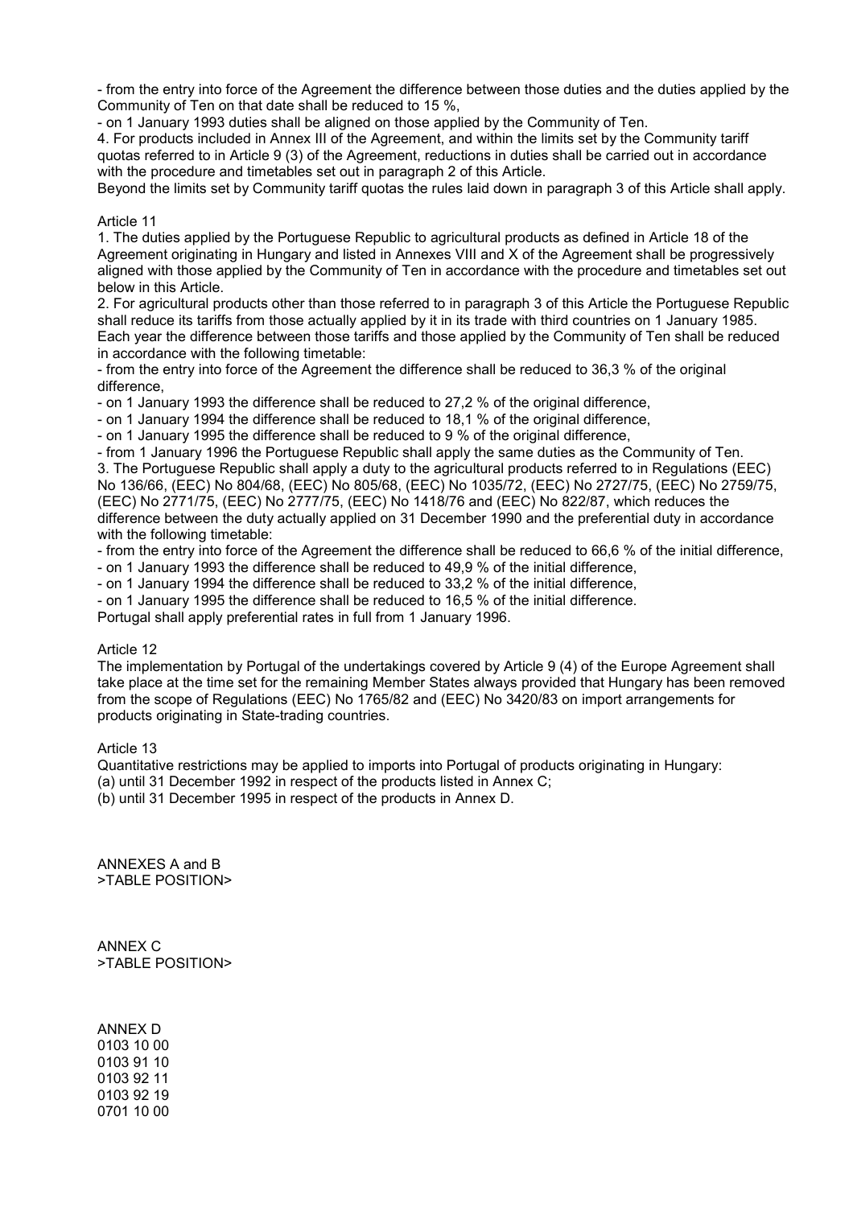- from the entry into force of the Agreement the difference between those duties and the duties applied by the Community of Ten on that date shall be reduced to 15 %,

- on 1 January 1993 duties shall be aligned on those applied by the Community of Ten.

4. For products included in Annex III of the Agreement, and within the limits set by the Community tariff quotas referred to in Article 9 (3) of the Agreement, reductions in duties shall be carried out in accordance with the procedure and timetables set out in paragraph 2 of this Article.

Beyond the limits set by Community tariff quotas the rules laid down in paragraph 3 of this Article shall apply.

Article 11

1. The duties applied by the Portuguese Republic to agricultural products as defined in Article 18 of the Agreement originating in Hungary and listed in Annexes VIII and X of the Agreement shall be progressively aligned with those applied by the Community of Ten in accordance with the procedure and timetables set out below in this Article.

2. For agricultural products other than those referred to in paragraph 3 of this Article the Portuguese Republic shall reduce its tariffs from those actually applied by it in its trade with third countries on 1 January 1985. Each year the difference between those tariffs and those applied by the Community of Ten shall be reduced in accordance with the following timetable:

- from the entry into force of the Agreement the difference shall be reduced to 36,3 % of the original difference,
- on 1 January 1993 the difference shall be reduced to 27,2 % of the original difference,
- on 1 January 1994 the difference shall be reduced to 18,1 % of the original difference,
- on 1 January 1995 the difference shall be reduced to 9 % of the original difference,
- from 1 January 1996 the Portuguese Republic shall apply the same duties as the Community of Ten.

3. The Portuguese Republic shall apply a duty to the agricultural products referred to in Regulations (EEC) No 136/66, (EEC) No 804/68, (EEC) No 805/68, (EEC) No 1035/72, (EEC) No 2727/75, (EEC) No 2759/75, (EEC) No 2771/75, (EEC) No 2777/75, (EEC) No 1418/76 and (EEC) No 822/87, which reduces the difference between the duty actually applied on 31 December 1990 and the preferential duty in accordance with the following timetable:

- from the entry into force of the Agreement the difference shall be reduced to 66,6 % of the initial difference,
- on 1 January 1993 the difference shall be reduced to 49,9 % of the initial difference,
- on 1 January 1994 the difference shall be reduced to 33,2 % of the initial difference,
- on 1 January 1995 the difference shall be reduced to 16,5 % of the initial difference.

Portugal shall apply preferential rates in full from 1 January 1996.

Article 12

The implementation by Portugal of the undertakings covered by Article 9 (4) of the Europe Agreement shall take place at the time set for the remaining Member States always provided that Hungary has been removed from the scope of Regulations (EEC) No 1765/82 and (EEC) No 3420/83 on import arrangements for products originating in State-trading countries.

Article 13

Quantitative restrictions may be applied to imports into Portugal of products originating in Hungary:

(a) until 31 December 1992 in respect of the products listed in Annex C;

(b) until 31 December 1995 in respect of the products in Annex D.

ANNEXES A and B

>TABLE POSITION>

ANNEX C

>TABLE POSITION>

ANNEX D

0103 10 00

0103 91 10

0103 92 11

0103 92 19

0701 10 00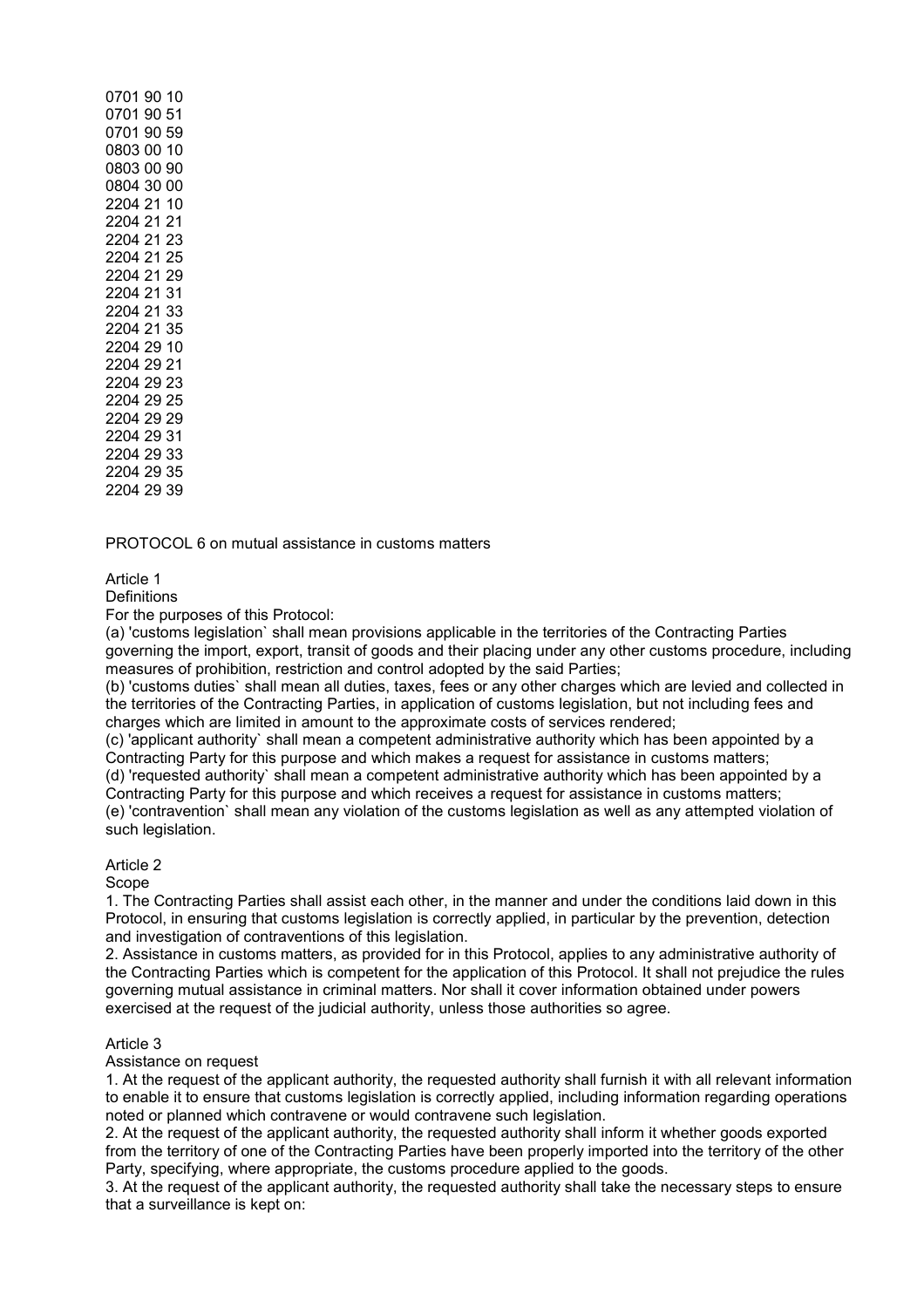0701 90 10
0701 90 51
0701 90 59
0803 00 10
0803 00 90
0804 30 00
2204 21 10
2204 21 21
2204 21 23
2204 21 25
2204 21 29
2204 21 31
2204 21 33
2204 21 35
2204 29 10
2204 29 21
2204 29 23
2204 29 25
2204 29 29
2204 29 31
2204 29 33
2204 29 35
2204 29 39

PROTOCOL 6 on mutual assistance in customs matters

Article 1
Definitions
For the purposes of this Protocol:
(a) 'customs legislation` shall mean provisions applicable in the territories of the Contracting Parties governing the import, export, transit of goods and their placing under any other customs procedure, including measures of prohibition, restriction and control adopted by the said Parties;
(b) 'customs duties` shall mean all duties, taxes, fees or any other charges which are levied and collected in the territories of the Contracting Parties, in application of customs legislation, but not including fees and charges which are limited in amount to the approximate costs of services rendered;
(c) 'applicant authority` shall mean a competent administrative authority which has been appointed by a Contracting Party for this purpose and which makes a request for assistance in customs matters;
(d) 'requested authority` shall mean a competent administrative authority which has been appointed by a Contracting Party for this purpose and which receives a request for assistance in customs matters;
(e) 'contravention` shall mean any violation of the customs legislation as well as any attempted violation of such legislation.

Article 2
Scope
1. The Contracting Parties shall assist each other, in the manner and under the conditions laid down in this Protocol, in ensuring that customs legislation is correctly applied, in particular by the prevention, detection and investigation of contraventions of this legislation.
2. Assistance in customs matters, as provided for in this Protocol, applies to any administrative authority of the Contracting Parties which is competent for the application of this Protocol. It shall not prejudice the rules governing mutual assistance in criminal matters. Nor shall it cover information obtained under powers exercised at the request of the judicial authority, unless those authorities so agree.

Article 3
Assistance on request
1. At the request of the applicant authority, the requested authority shall furnish it with all relevant information to enable it to ensure that customs legislation is correctly applied, including information regarding operations noted or planned which contravene or would contravene such legislation.
2. At the request of the applicant authority, the requested authority shall inform it whether goods exported from the territory of one of the Contracting Parties have been properly imported into the territory of the other Party, specifying, where appropriate, the customs procedure applied to the goods.
3. At the request of the applicant authority, the requested authority shall take the necessary steps to ensure that a surveillance is kept on: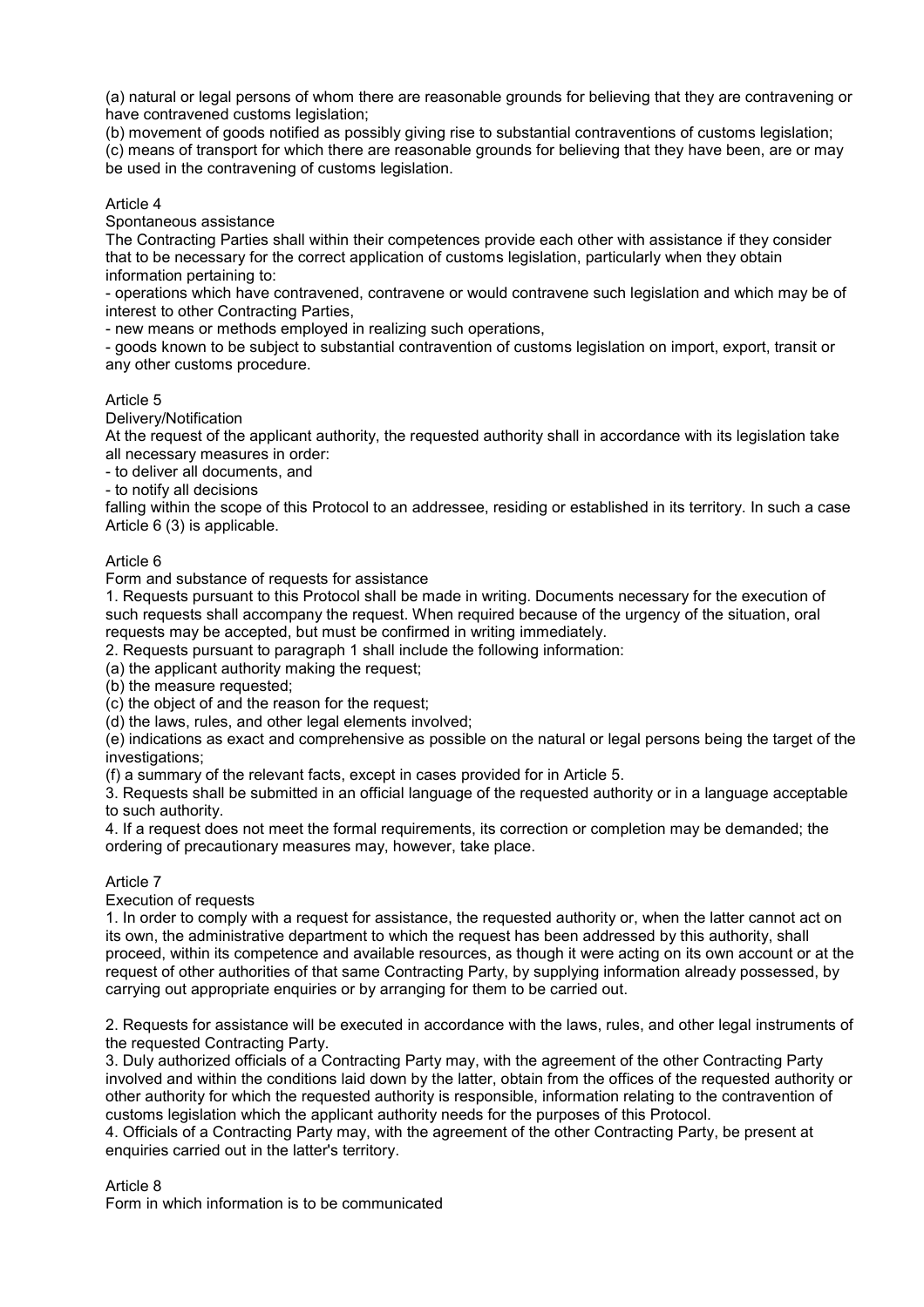(a) natural or legal persons of whom there are reasonable grounds for believing that they are contravening or have contravened customs legislation;
(b) movement of goods notified as possibly giving rise to substantial contraventions of customs legislation;
(c) means of transport for which there are reasonable grounds for believing that they have been, are or may be used in the contravening of customs legislation.

Article 4
Spontaneous assistance
The Contracting Parties shall within their competences provide each other with assistance if they consider that to be necessary for the correct application of customs legislation, particularly when they obtain information pertaining to:
- operations which have contravened, contravene or would contravene such legislation and which may be of interest to other Contracting Parties,
- new means or methods employed in realizing such operations,
- goods known to be subject to substantial contravention of customs legislation on import, export, transit or any other customs procedure.

Article 5
Delivery/Notification
At the request of the applicant authority, the requested authority shall in accordance with its legislation take all necessary measures in order:
- to deliver all documents, and
- to notify all decisions
falling within the scope of this Protocol to an addressee, residing or established in its territory. In such a case Article 6 (3) is applicable.

Article 6
Form and substance of requests for assistance
1. Requests pursuant to this Protocol shall be made in writing. Documents necessary for the execution of such requests shall accompany the request. When required because of the urgency of the situation, oral requests may be accepted, but must be confirmed in writing immediately.
2. Requests pursuant to paragraph 1 shall include the following information:
(a) the applicant authority making the request;
(b) the measure requested;
(c) the object of and the reason for the request;
(d) the laws, rules, and other legal elements involved;
(e) indications as exact and comprehensive as possible on the natural or legal persons being the target of the investigations;
(f) a summary of the relevant facts, except in cases provided for in Article 5.
3. Requests shall be submitted in an official language of the requested authority or in a language acceptable to such authority.
4. If a request does not meet the formal requirements, its correction or completion may be demanded; the ordering of precautionary measures may, however, take place.

Article 7
Execution of requests
1. In order to comply with a request for assistance, the requested authority or, when the latter cannot act on its own, the administrative department to which the request has been addressed by this authority, shall proceed, within its competence and available resources, as though it were acting on its own account or at the request of other authorities of that same Contracting Party, by supplying information already possessed, by carrying out appropriate enquiries or by arranging for them to be carried out.

2. Requests for assistance will be executed in accordance with the laws, rules, and other legal instruments of the requested Contracting Party.
3. Duly authorized officials of a Contracting Party may, with the agreement of the other Contracting Party involved and within the conditions laid down by the latter, obtain from the offices of the requested authority or other authority for which the requested authority is responsible, information relating to the contravention of customs legislation which the applicant authority needs for the purposes of this Protocol.
4. Officials of a Contracting Party may, with the agreement of the other Contracting Party, be present at enquiries carried out in the latter's territory.

Article 8
Form in which information is to be communicated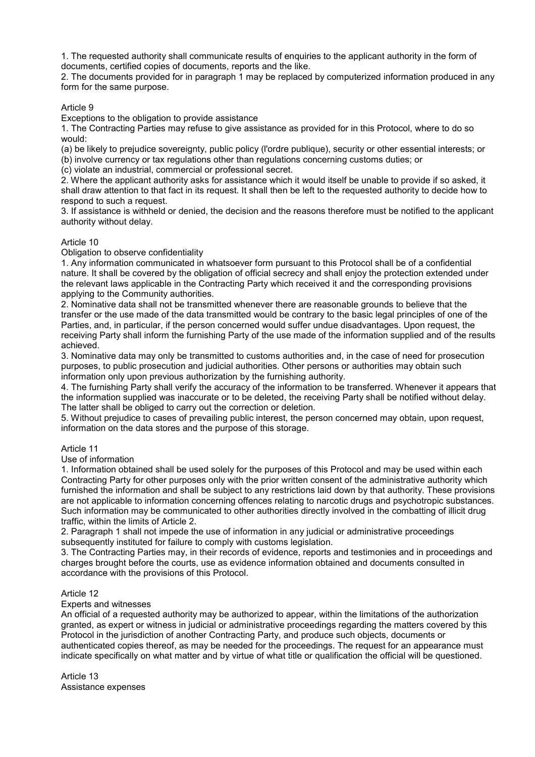1. The requested authority shall communicate results of enquiries to the applicant authority in the form of documents, certified copies of documents, reports and the like.
2. The documents provided for in paragraph 1 may be replaced by computerized information produced in any form for the same purpose.

Article 9
Exceptions to the obligation to provide assistance
1. The Contracting Parties may refuse to give assistance as provided for in this Protocol, where to do so would:
(a) be likely to prejudice sovereignty, public policy (l'ordre publique), security or other essential interests; or
(b) involve currency or tax regulations other than regulations concerning customs duties; or
(c) violate an industrial, commercial or professional secret.
2. Where the applicant authority asks for assistance which it would itself be unable to provide if so asked, it shall draw attention to that fact in its request. It shall then be left to the requested authority to decide how to respond to such a request.
3. If assistance is withheld or denied, the decision and the reasons therefore must be notified to the applicant authority without delay.

Article 10
Obligation to observe confidentiality
1. Any information communicated in whatsoever form pursuant to this Protocol shall be of a confidential nature. It shall be covered by the obligation of official secrecy and shall enjoy the protection extended under the relevant laws applicable in the Contracting Party which received it and the corresponding provisions applying to the Community authorities.
2. Nominative data shall not be transmitted whenever there are reasonable grounds to believe that the transfer or the use made of the data transmitted would be contrary to the basic legal principles of one of the Parties, and, in particular, if the person concerned would suffer undue disadvantages. Upon request, the receiving Party shall inform the furnishing Party of the use made of the information supplied and of the results achieved.
3. Nominative data may only be transmitted to customs authorities and, in the case of need for prosecution purposes, to public prosecution and judicial authorities. Other persons or authorities may obtain such information only upon previous authorization by the furnishing authority.
4. The furnishing Party shall verify the accuracy of the information to be transferred. Whenever it appears that the information supplied was inaccurate or to be deleted, the receiving Party shall be notified without delay. The latter shall be obliged to carry out the correction or deletion.
5. Without prejudice to cases of prevailing public interest, the person concerned may obtain, upon request, information on the data stores and the purpose of this storage.

Article 11
Use of information
1. Information obtained shall be used solely for the purposes of this Protocol and may be used within each Contracting Party for other purposes only with the prior written consent of the administrative authority which furnished the information and shall be subject to any restrictions laid down by that authority. These provisions are not applicable to information concerning offences relating to narcotic drugs and psychotropic substances. Such information may be communicated to other authorities directly involved in the combatting of illicit drug traffic, within the limits of Article 2.
2. Paragraph 1 shall not impede the use of information in any judicial or administrative proceedings subsequently instituted for failure to comply with customs legislation.
3. The Contracting Parties may, in their records of evidence, reports and testimonies and in proceedings and charges brought before the courts, use as evidence information obtained and documents consulted in accordance with the provisions of this Protocol.

Article 12
Experts and witnesses
An official of a requested authority may be authorized to appear, within the limitations of the authorization granted, as expert or witness in judicial or administrative proceedings regarding the matters covered by this Protocol in the jurisdiction of another Contracting Party, and produce such objects, documents or authenticated copies thereof, as may be needed for the proceedings. The request for an appearance must indicate specifically on what matter and by virtue of what title or qualification the official will be questioned.

Article 13
Assistance expenses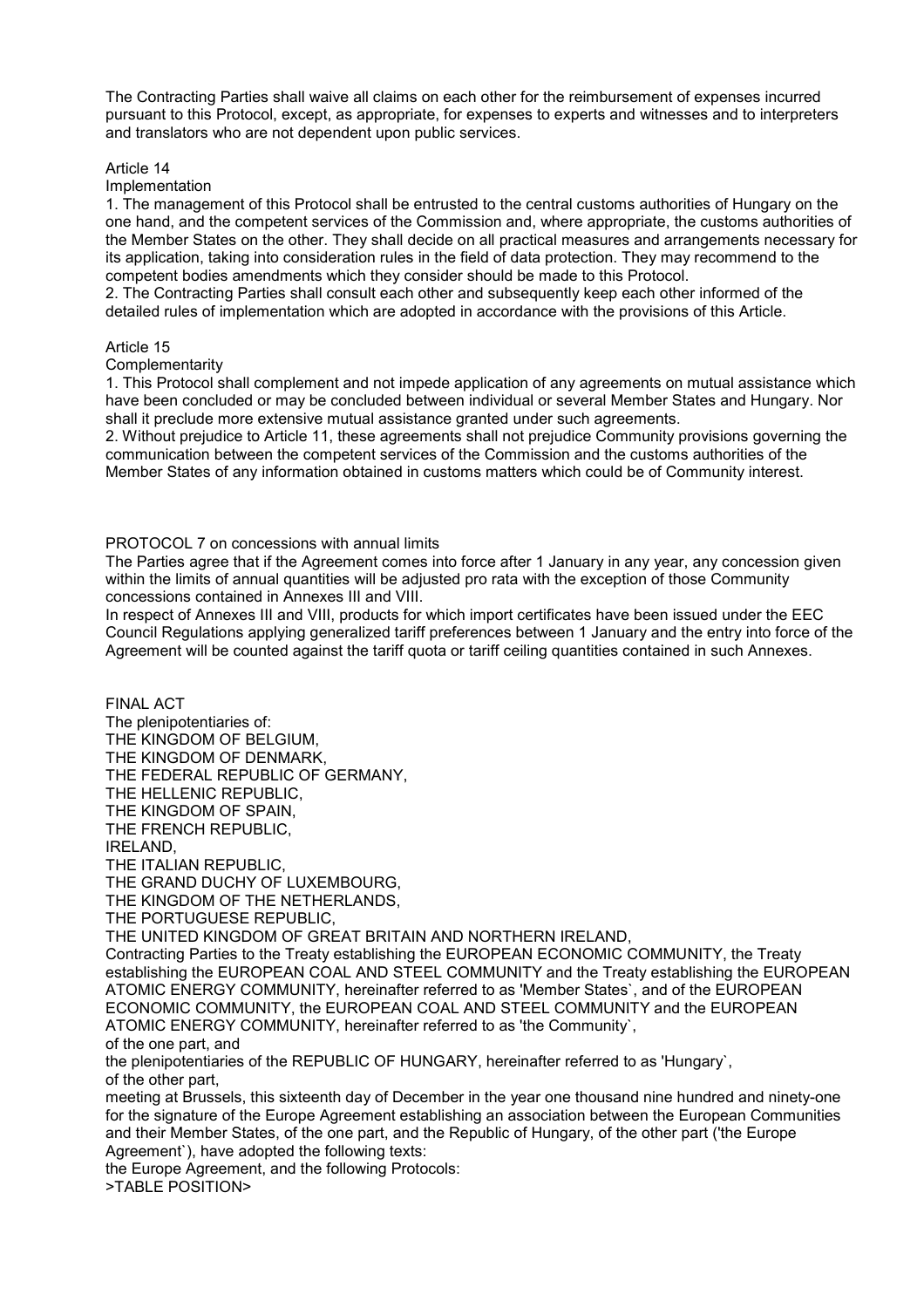The Contracting Parties shall waive all claims on each other for the reimbursement of expenses incurred pursuant to this Protocol, except, as appropriate, for expenses to experts and witnesses and to interpreters and translators who are not dependent upon public services.

Article 14

Implementation

1. The management of this Protocol shall be entrusted to the central customs authorities of Hungary on the one hand, and the competent services of the Commission and, where appropriate, the customs authorities of the Member States on the other. They shall decide on all practical measures and arrangements necessary for its application, taking into consideration rules in the field of data protection. They may recommend to the competent bodies amendments which they consider should be made to this Protocol.
2. The Contracting Parties shall consult each other and subsequently keep each other informed of the detailed rules of implementation which are adopted in accordance with the provisions of this Article.

Article 15

Complementarity

1. This Protocol shall complement and not impede application of any agreements on mutual assistance which have been concluded or may be concluded between individual or several Member States and Hungary. Nor shall it preclude more extensive mutual assistance granted under such agreements.
2. Without prejudice to Article 11, these agreements shall not prejudice Community provisions governing the communication between the competent services of the Commission and the customs authorities of the Member States of any information obtained in customs matters which could be of Community interest.

PROTOCOL 7 on concessions with annual limits

The Parties agree that if the Agreement comes into force after 1 January in any year, any concession given within the limits of annual quantities will be adjusted pro rata with the exception of those Community concessions contained in Annexes III and VIII.

In respect of Annexes III and VIII, products for which import certificates have been issued under the EEC Council Regulations applying generalized tariff preferences between 1 January and the entry into force of the Agreement will be counted against the tariff quota or tariff ceiling quantities contained in such Annexes.

FINAL ACT

The plenipotentiaries of:

THE KINGDOM OF BELGIUM,
THE KINGDOM OF DENMARK,
THE FEDERAL REPUBLIC OF GERMANY,
THE HELLENIC REPUBLIC,
THE KINGDOM OF SPAIN,
THE FRENCH REPUBLIC,
IRELAND,
THE ITALIAN REPUBLIC,
THE GRAND DUCHY OF LUXEMBOURG,
THE KINGDOM OF THE NETHERLANDS,
THE PORTUGUESE REPUBLIC,
THE UNITED KINGDOM OF GREAT BRITAIN AND NORTHERN IRELAND,

Contracting Parties to the Treaty establishing the EUROPEAN ECONOMIC COMMUNITY, the Treaty establishing the EUROPEAN COAL AND STEEL COMMUNITY and the Treaty establishing the EUROPEAN ATOMIC ENERGY COMMUNITY, hereinafter referred to as 'Member States`, and of the EUROPEAN ECONOMIC COMMUNITY, the EUROPEAN COAL AND STEEL COMMUNITY and the EUROPEAN ATOMIC ENERGY COMMUNITY, hereinafter referred to as 'the Community`,

of the one part, and

the plenipotentiaries of the REPUBLIC OF HUNGARY, hereinafter referred to as 'Hungary`,

of the other part,

meeting at Brussels, this sixteenth day of December in the year one thousand nine hundred and ninety-one for the signature of the Europe Agreement establishing an association between the European Communities and their Member States, of the one part, and the Republic of Hungary, of the other part ('the Europe Agreement`), have adopted the following texts:

the Europe Agreement, and the following Protocols:

>TABLE POSITION>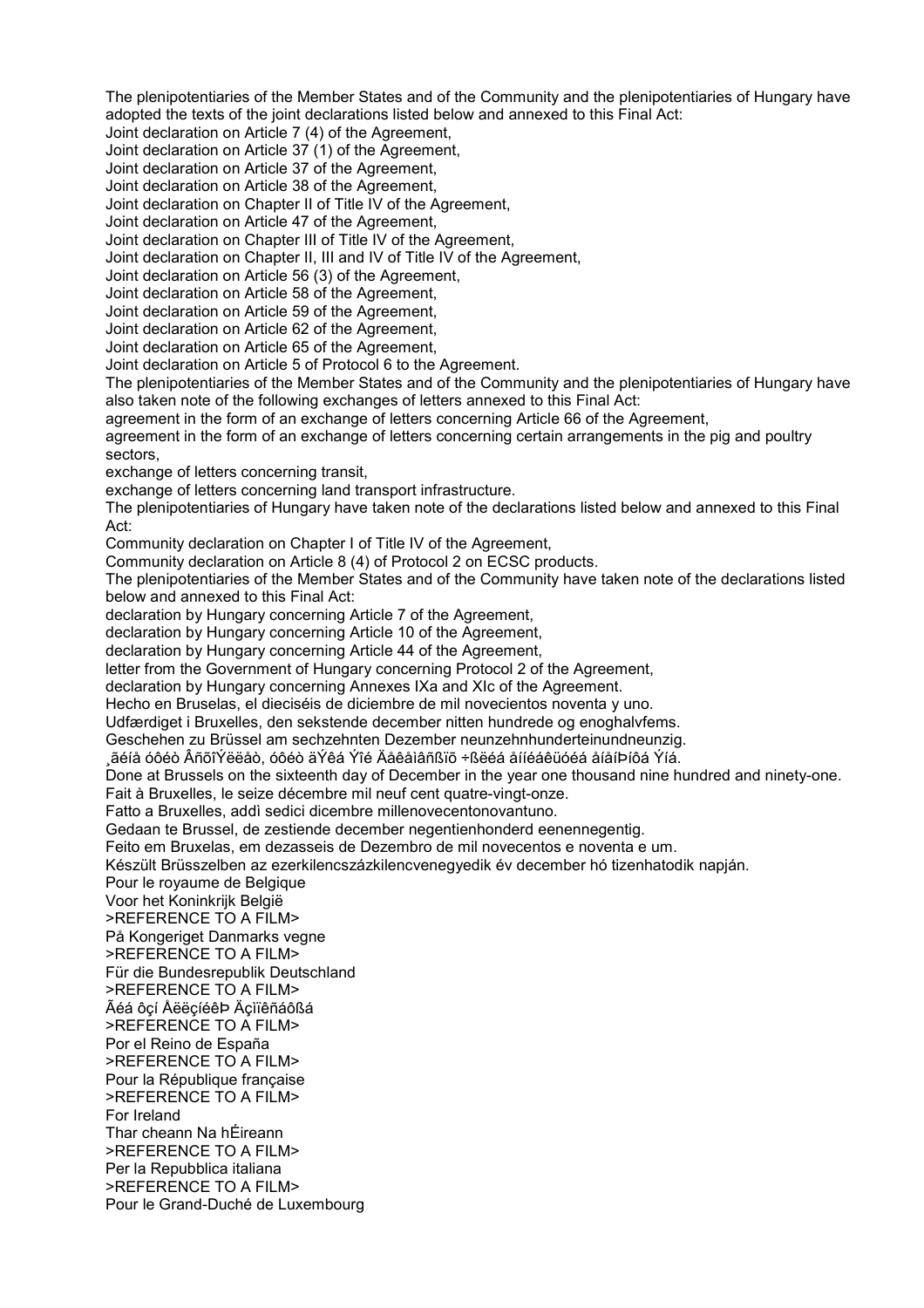The plenipotentiaries of the Member States and of the Community and the plenipotentiaries of Hungary have adopted the texts of the joint declarations listed below and annexed to this Final Act:

Joint declaration on Article 7 (4) of the Agreement,

Joint declaration on Article 37 (1) of the Agreement,

Joint declaration on Article 37 of the Agreement,

Joint declaration on Article 38 of the Agreement,

Joint declaration on Chapter II of Title IV of the Agreement,

Joint declaration on Article 47 of the Agreement,

Joint declaration on Chapter III of Title IV of the Agreement,

Joint declaration on Chapter II, III and IV of Title IV of the Agreement,

Joint declaration on Article 56 (3) of the Agreement,

Joint declaration on Article 58 of the Agreement,

Joint declaration on Article 59 of the Agreement,

Joint declaration on Article 62 of the Agreement,

Joint declaration on Article 65 of the Agreement,

Joint declaration on Article 5 of Protocol 6 to the Agreement.

The plenipotentiaries of the Member States and of the Community and the plenipotentiaries of Hungary have also taken note of the following exchanges of letters annexed to this Final Act:

agreement in the form of an exchange of letters concerning Article 66 of the Agreement,

agreement in the form of an exchange of letters concerning certain arrangements in the pig and poultry sectors,

exchange of letters concerning transit,

exchange of letters concerning land transport infrastructure.

The plenipotentiaries of Hungary have taken note of the declarations listed below and annexed to this Final Act:

Community declaration on Chapter I of Title IV of the Agreement,

Community declaration on Article 8 (4) of Protocol 2 on ECSC products.

The plenipotentiaries of the Member States and of the Community have taken note of the declarations listed below and annexed to this Final Act:

declaration by Hungary concerning Article 7 of the Agreement,

declaration by Hungary concerning Article 10 of the Agreement,

declaration by Hungary concerning Article 44 of the Agreement,

letter from the Government of Hungary concerning Protocol 2 of the Agreement,

declaration by Hungary concerning Annexes IXa and XIc of the Agreement.

Hecho en Bruselas, el dieciséis de diciembre de mil novecientos noventa y uno.

Udfærdiget i Bruxelles, den sekstende december nitten hundrede og enoghalvfems.

Geschehen zu Brüssel am sechzehnten Dezember neunzehnhunderteinundneunzig.

¸ãéíå óôéò ÂñõîÝëëåò, óôéò äÝêá Ýîé Äåêåìâñßïõ ÷ßëéá åííéáêüóéá åíåíÞíôá Ýíá.

Done at Brussels on the sixteenth day of December in the year one thousand nine hundred and ninety-one.

Fait à Bruxelles, le seize décembre mil neuf cent quatre-vingt-onze.

Fatto a Bruxelles, addì sedici dicembre millenovecentonovantuno.

Gedaan te Brussel, de zestiende december negentienhonderd eenennegentig.

Feito em Bruxelas, em dezasseis de Dezembro de mil novecentos e noventa e um.

Készült Brüsszelben az ezerkilencszázkilencvenegyedik év december hó tizenhatodik napján.

Pour le royaume de Belgique

Voor het Koninkrijk België

>REFERENCE TO A FILM>

På Kongeriget Danmarks vegne

>REFERENCE TO A FILM>

Für die Bundesrepublik Deutschland

>REFERENCE TO A FILM>

Ãéá ôçí ÅëëçíéêÞ Äçìïêñáôßá

>REFERENCE TO A FILM>

Por el Reino de España

>REFERENCE TO A FILM>

Pour la République française

>REFERENCE TO A FILM>

For Ireland

Thar cheann Na hÉireann

>REFERENCE TO A FILM>

Per la Repubblica italiana

>REFERENCE TO A FILM>

Pour le Grand-Duché de Luxembourg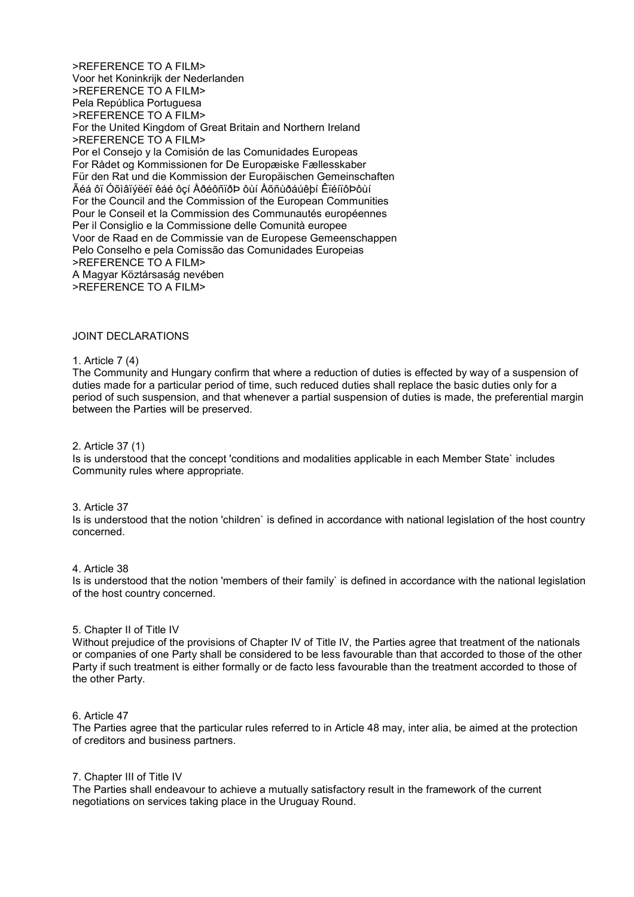>REFERENCE TO A FILM>
Voor het Koninkrijk der Nederlanden
>REFERENCE TO A FILM>
Pela República Portuguesa
>REFERENCE TO A FILM>
For the United Kingdom of Great Britain and Northern Ireland
>REFERENCE TO A FILM>
Por el Consejo y la Comisión de las Comunidades Europeas
For Rådet og Kommissionen for De Europæiske Fællesskaber
Für den Rat und die Kommission der Europäischen Gemeinschaften
Ãéá ôï Óõìâïýëéï êáé ôçí ÅðéôñïðÞ ôùí Åõñùðáúêþí ÊïéíïôÞôùí
For the Council and the Commission of the European Communities
Pour le Conseil et la Commission des Communautés européennes
Per il Consiglio e la Commissione delle Comunità europee
Voor de Raad en de Commissie van de Europese Gemeenschappen
Pelo Conselho e pela Comissão das Comunidades Europeias
>REFERENCE TO A FILM>
A Magyar Köztársaság nevében
>REFERENCE TO A FILM>

JOINT DECLARATIONS

1. Article 7 (4)
The Community and Hungary confirm that where a reduction of duties is effected by way of a suspension of duties made for a particular period of time, such reduced duties shall replace the basic duties only for a period of such suspension, and that whenever a partial suspension of duties is made, the preferential margin between the Parties will be preserved.

2. Article 37 (1)
Is is understood that the concept 'conditions and modalities applicable in each Member State` includes Community rules where appropriate.

3. Article 37
Is is understood that the notion 'children` is defined in accordance with national legislation of the host country concerned.

4. Article 38
Is is understood that the notion 'members of their family` is defined in accordance with the national legislation of the host country concerned.

5. Chapter II of Title IV
Without prejudice of the provisions of Chapter IV of Title IV, the Parties agree that treatment of the nationals or companies of one Party shall be considered to be less favourable than that accorded to those of the other Party if such treatment is either formally or de facto less favourable than the treatment accorded to those of the other Party.

6. Article 47
The Parties agree that the particular rules referred to in Article 48 may, inter alia, be aimed at the protection of creditors and business partners.

7. Chapter III of Title IV
The Parties shall endeavour to achieve a mutually satisfactory result in the framework of the current negotiations on services taking place in the Uruguay Round.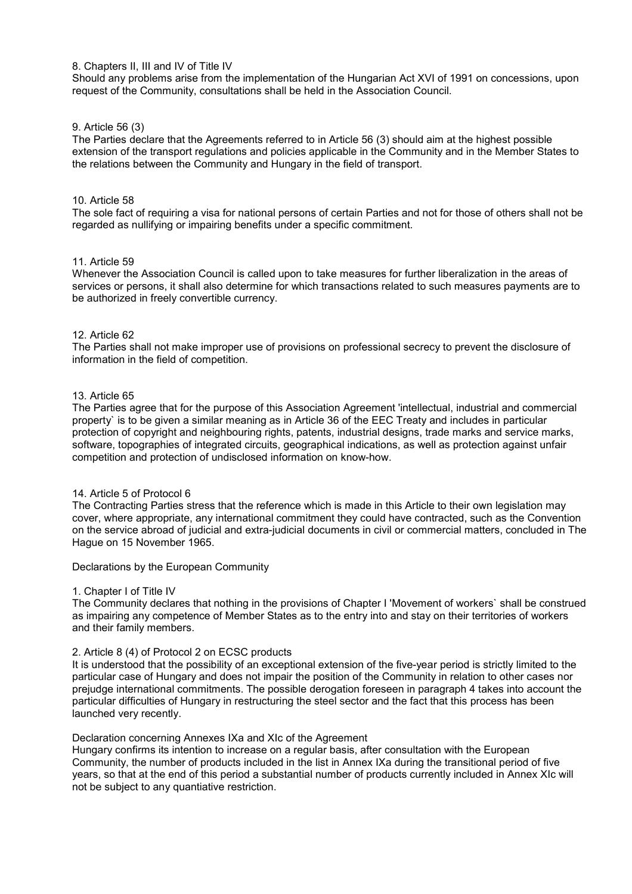8. Chapters II, III and IV of Title IV

Should any problems arise from the implementation of the Hungarian Act XVI of 1991 on concessions, upon request of the Community, consultations shall be held in the Association Council.

9. Article 56 (3)

The Parties declare that the Agreements referred to in Article 56 (3) should aim at the highest possible extension of the transport regulations and policies applicable in the Community and in the Member States to the relations between the Community and Hungary in the field of transport.

10. Article 58

The sole fact of requiring a visa for national persons of certain Parties and not for those of others shall not be regarded as nullifying or impairing benefits under a specific commitment.

11. Article 59

Whenever the Association Council is called upon to take measures for further liberalization in the areas of services or persons, it shall also determine for which transactions related to such measures payments are to be authorized in freely convertible currency.

12. Article 62

The Parties shall not make improper use of provisions on professional secrecy to prevent the disclosure of information in the field of competition.

13. Article 65

The Parties agree that for the purpose of this Association Agreement 'intellectual, industrial and commercial property` is to be given a similar meaning as in Article 36 of the EEC Treaty and includes in particular protection of copyright and neighbouring rights, patents, industrial designs, trade marks and service marks, software, topographies of integrated circuits, geographical indications, as well as protection against unfair competition and protection of undisclosed information on know-how.

14. Article 5 of Protocol 6

The Contracting Parties stress that the reference which is made in this Article to their own legislation may cover, where appropriate, any international commitment they could have contracted, such as the Convention on the service abroad of judicial and extra-judicial documents in civil or commercial matters, concluded in The Hague on 15 November 1965.

Declarations by the European Community

1. Chapter I of Title IV

The Community declares that nothing in the provisions of Chapter I 'Movement of workers` shall be construed as impairing any competence of Member States as to the entry into and stay on their territories of workers and their family members.

2. Article 8 (4) of Protocol 2 on ECSC products

It is understood that the possibility of an exceptional extension of the five-year period is strictly limited to the particular case of Hungary and does not impair the position of the Community in relation to other cases nor prejudge international commitments. The possible derogation foreseen in paragraph 4 takes into account the particular difficulties of Hungary in restructuring the steel sector and the fact that this process has been launched very recently.

Declaration concerning Annexes IXa and XIc of the Agreement

Hungary confirms its intention to increase on a regular basis, after consultation with the European Community, the number of products included in the list in Annex IXa during the transitional period of five years, so that at the end of this period a substantial number of products currently included in Annex XIc will not be subject to any quantiative restriction.